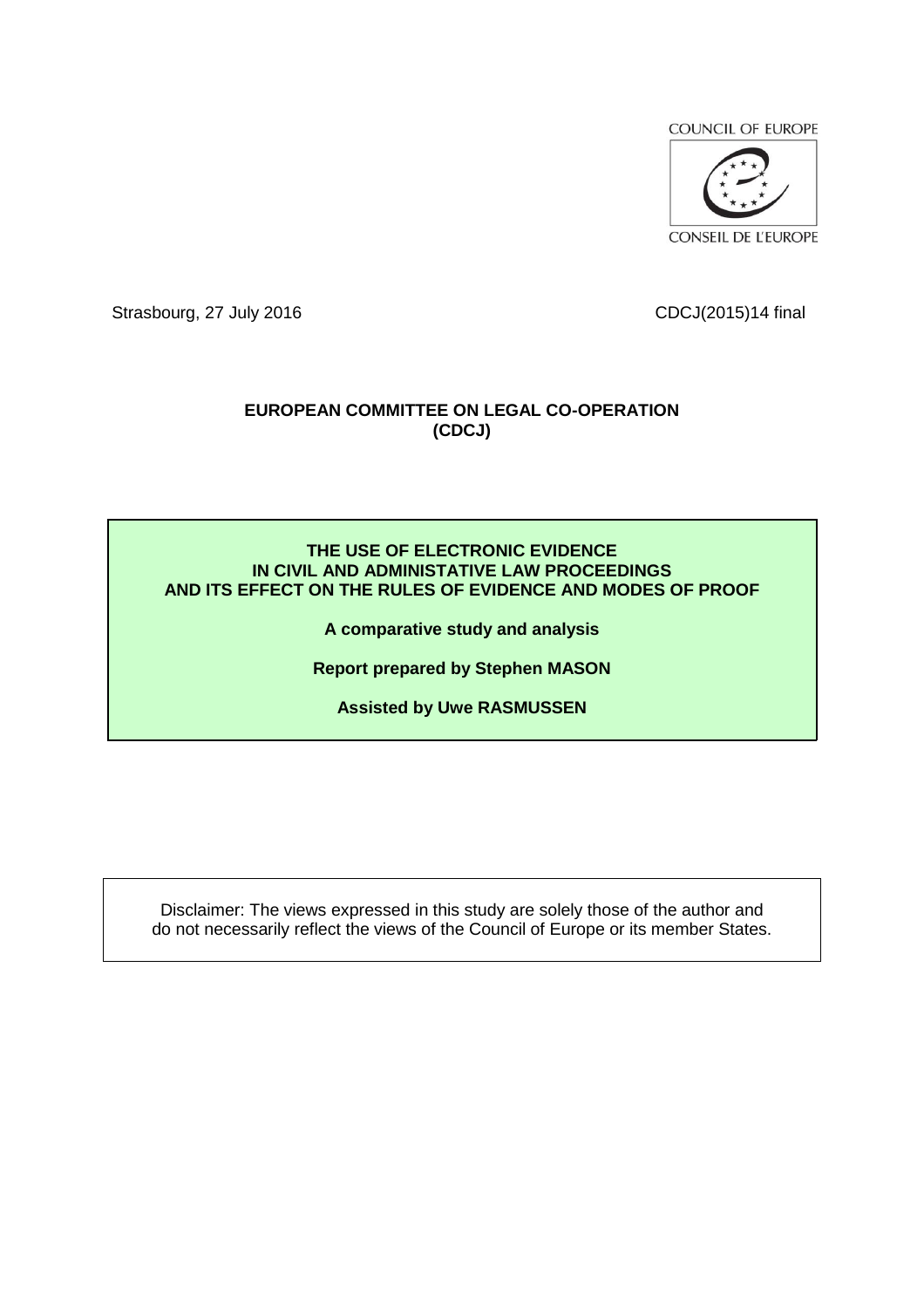COUNCIL OF EUROPE

CONSEIL DE L'EUROPE

Strasbourg, 27 July 2016

CDCJ(2015)14 final

**EUROPEAN COMMITTEE ON LEGAL CO-OPERATION (CDCJ)**

# THE USE OF ELECTRONIC EVIDENCE IN CIVIL AND ADMINISTATIVE LAW PROCEEDINGS AND ITS EFFECT ON THE RULES OF EVIDENCE AND MODES OF PROOF

**A comparative study and analysis**

**Report prepared by Stephen MASON**

**Assisted by Uwe RASMUSSEN**

Disclaimer: The views expressed in this study are solely those of the author and do not necessarily reflect the views of the Council of Europe or its member States.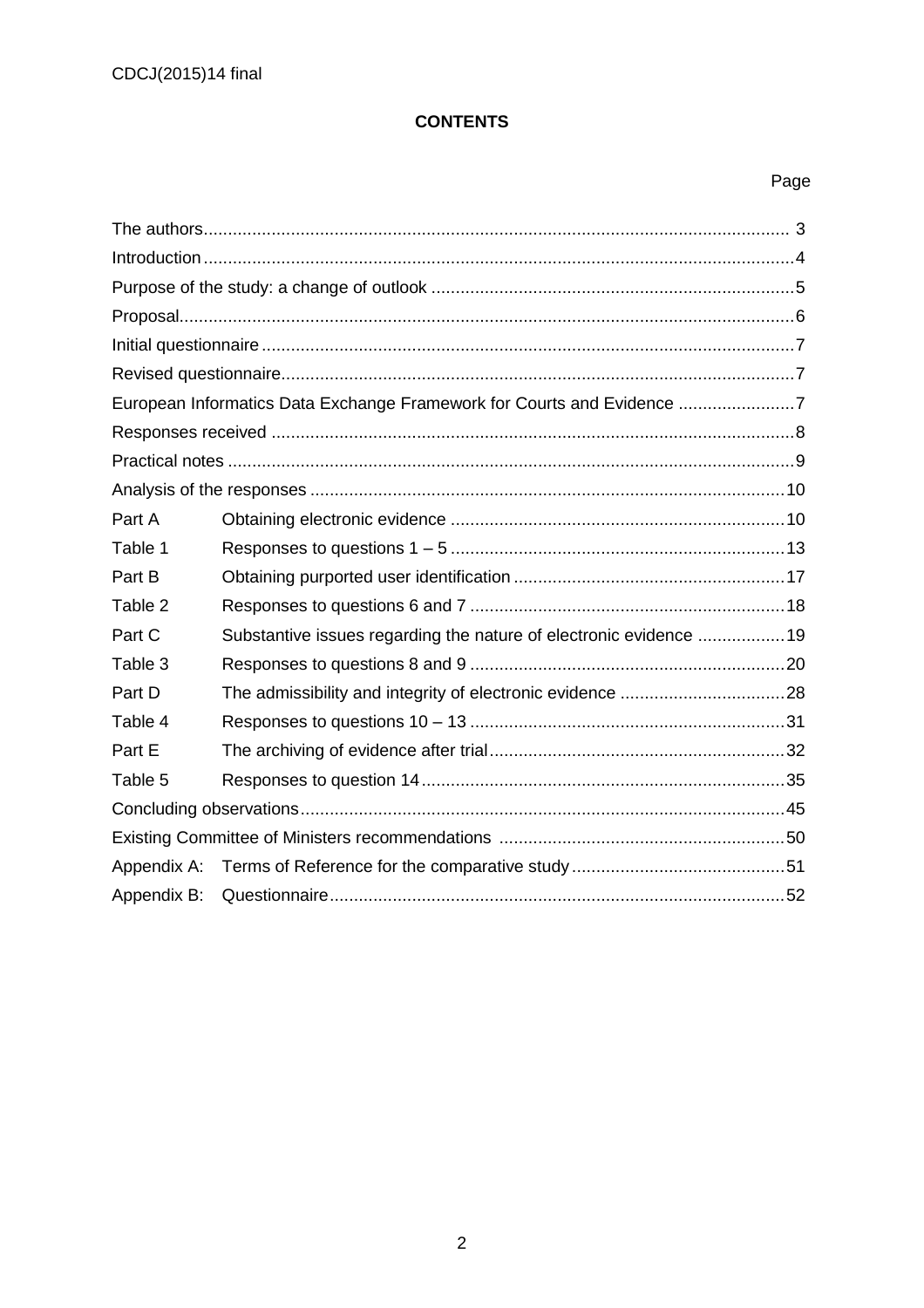**CONTENTS**

| | | Page |
|---|---|---|
| The authors | | 3 |
| Introduction | | 4 |
| Purpose of the study: a change of outlook | | 5 |
| Proposal | | 6 |
| Initial questionnaire | | 7 |
| Revised questionnaire | | 7 |
| European Informatics Data Exchange Framework for Courts and Evidence | | 7 |
| Responses received | | 8 |
| Practical notes | | 9 |
| Analysis of the responses | | 10 |
| Part A | Obtaining electronic evidence | 10 |
| Table 1 | Responses to questions 1 – 5 | 13 |
| Part B | Obtaining purported user identification | 17 |
| Table 2 | Responses to questions 6 and 7 | 18 |
| Part C | Substantive issues regarding the nature of electronic evidence | 19 |
| Table 3 | Responses to questions 8 and 9 | 20 |
| Part D | The admissibility and integrity of electronic evidence | 28 |
| Table 4 | Responses to questions 10 – 13 | 31 |
| Part E | The archiving of evidence after trial | 32 |
| Table 5 | Responses to question 14 | 35 |
| Concluding observations | | 45 |
| Existing Committee of Ministers recommendations | | 50 |
| Appendix A: | Terms of Reference for the comparative study | 51 |
| Appendix B: | Questionnaire | 52 |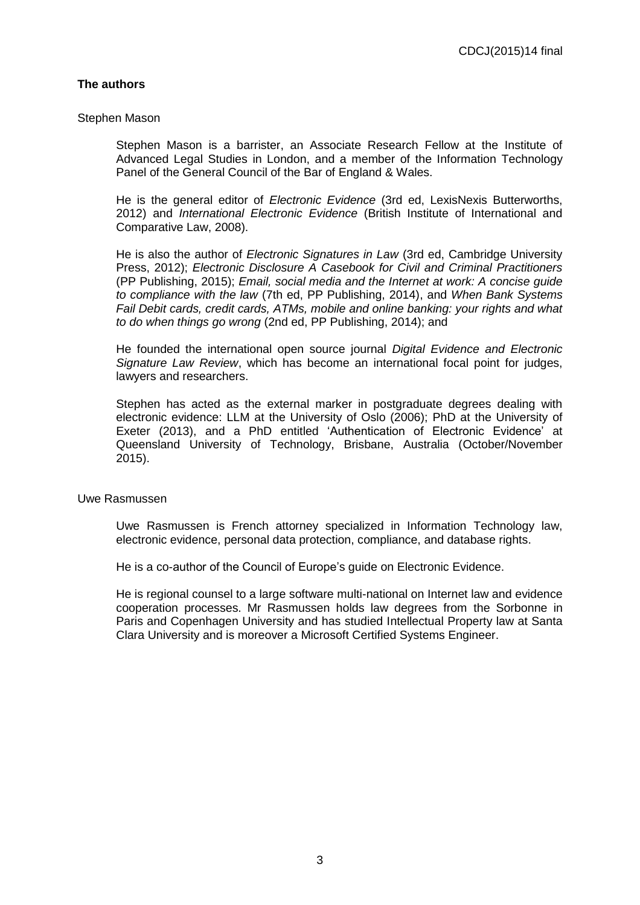**The authors**

Stephen Mason

Stephen Mason is a barrister, an Associate Research Fellow at the Institute of Advanced Legal Studies in London, and a member of the Information Technology Panel of the General Council of the Bar of England & Wales.

He is the general editor of *Electronic Evidence* (3rd ed, LexisNexis Butterworths, 2012) and *International Electronic Evidence* (British Institute of International and Comparative Law, 2008).

He is also the author of *Electronic Signatures in Law* (3rd ed, Cambridge University Press, 2012); *Electronic Disclosure A Casebook for Civil and Criminal Practitioners* (PP Publishing, 2015); *Email, social media and the Internet at work: A concise guide to compliance with the law* (7th ed, PP Publishing, 2014), and *When Bank Systems Fail Debit cards, credit cards, ATMs, mobile and online banking: your rights and what to do when things go wrong* (2nd ed, PP Publishing, 2014); and

He founded the international open source journal *Digital Evidence and Electronic Signature Law Review*, which has become an international focal point for judges, lawyers and researchers.

Stephen has acted as the external marker in postgraduate degrees dealing with electronic evidence: LLM at the University of Oslo (2006); PhD at the University of Exeter (2013), and a PhD entitled 'Authentication of Electronic Evidence' at Queensland University of Technology, Brisbane, Australia (October/November 2015).

Uwe Rasmussen

Uwe Rasmussen is French attorney specialized in Information Technology law, electronic evidence, personal data protection, compliance, and database rights.

He is a co-author of the Council of Europe's guide on Electronic Evidence.

He is regional counsel to a large software multi-national on Internet law and evidence cooperation processes. Mr Rasmussen holds law degrees from the Sorbonne in Paris and Copenhagen University and has studied Intellectual Property law at Santa Clara University and is moreover a Microsoft Certified Systems Engineer.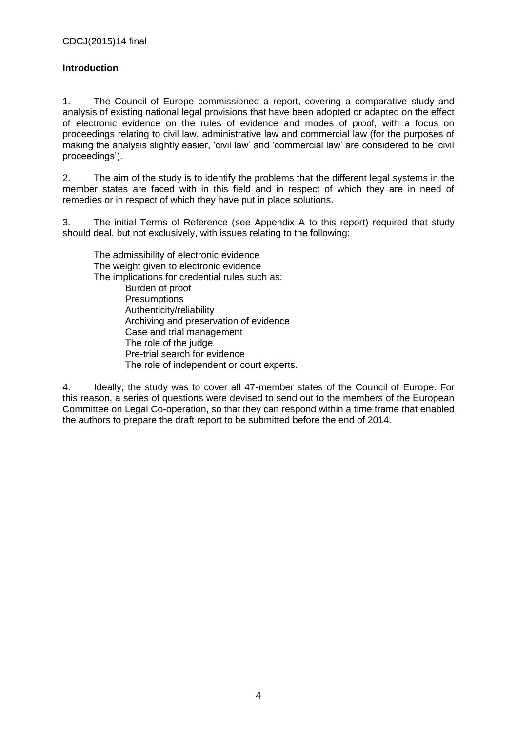**Introduction**

1. The Council of Europe commissioned a report, covering a comparative study and analysis of existing national legal provisions that have been adopted or adapted on the effect of electronic evidence on the rules of evidence and modes of proof, with a focus on proceedings relating to civil law, administrative law and commercial law (for the purposes of making the analysis slightly easier, 'civil law' and 'commercial law' are considered to be 'civil proceedings').

2. The aim of the study is to identify the problems that the different legal systems in the member states are faced with in this field and in respect of which they are in need of remedies or in respect of which they have put in place solutions.

3. The initial Terms of Reference (see Appendix A to this report) required that study should deal, but not exclusively, with issues relating to the following:

- The admissibility of electronic evidence
- The weight given to electronic evidence
- The implications for credential rules such as:
  - Burden of proof
  - Presumptions
  - Authenticity/reliability
  - Archiving and preservation of evidence
  - Case and trial management
  - The role of the judge
  - Pre-trial search for evidence
  - The role of independent or court experts.

4. Ideally, the study was to cover all 47-member states of the Council of Europe. For this reason, a series of questions were devised to send out to the members of the European Committee on Legal Co-operation, so that they can respond within a time frame that enabled the authors to prepare the draft report to be submitted before the end of 2014.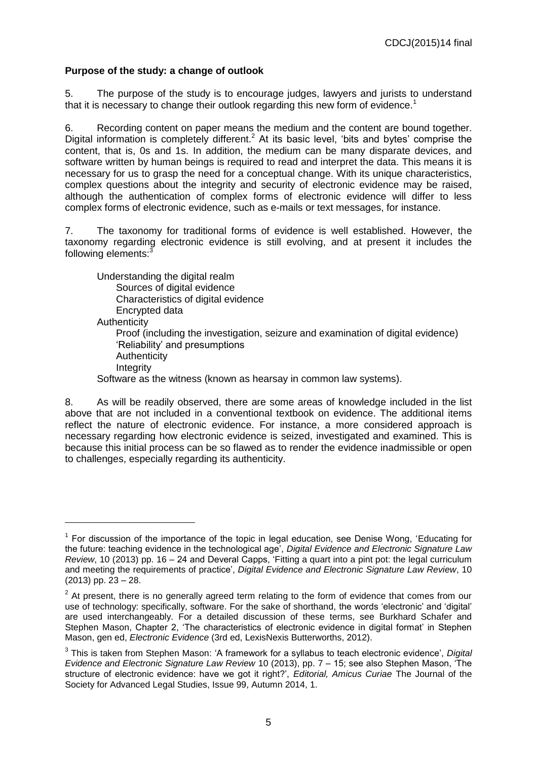**Purpose of the study: a change of outlook**

5. The purpose of the study is to encourage judges, lawyers and jurists to understand that it is necessary to change their outlook regarding this new form of evidence.[1]

6. Recording content on paper means the medium and the content are bound together. Digital information is completely different.[2] At its basic level, 'bits and bytes' comprise the content, that is, 0s and 1s. In addition, the medium can be many disparate devices, and software written by human beings is required to read and interpret the data. This means it is necessary for us to grasp the need for a conceptual change. With its unique characteristics, complex questions about the integrity and security of electronic evidence may be raised, although the authentication of complex forms of electronic evidence will differ to less complex forms of electronic evidence, such as e-mails or text messages, for instance.

7. The taxonomy for traditional forms of evidence is well established. However, the taxonomy regarding electronic evidence is still evolving, and at present it includes the following elements:[3]

- Understanding the digital realm
  - Sources of digital evidence
  - Characteristics of digital evidence
  - Encrypted data
- Authenticity
  - Proof (including the investigation, seizure and examination of digital evidence)
  - 'Reliability' and presumptions
  - Authenticity
  - Integrity
- Software as the witness (known as hearsay in common law systems).

8. As will be readily observed, there are some areas of knowledge included in the list above that are not included in a conventional textbook on evidence. The additional items reflect the nature of electronic evidence. For instance, a more considered approach is necessary regarding how electronic evidence is seized, investigated and examined. This is because this initial process can be so flawed as to render the evidence inadmissible or open to challenges, especially regarding its authenticity.

---

[1] For discussion of the importance of the topic in legal education, see Denise Wong, 'Educating for the future: teaching evidence in the technological age', *Digital Evidence and Electronic Signature Law Review*, 10 (2013) pp. 16 – 24 and Deveral Capps, 'Fitting a quart into a pint pot: the legal curriculum and meeting the requirements of practice', *Digital Evidence and Electronic Signature Law Review*, 10 (2013) pp. 23 – 28.

[2] At present, there is no generally agreed term relating to the form of evidence that comes from our use of technology: specifically, software. For the sake of shorthand, the words 'electronic' and 'digital' are used interchangeably. For a detailed discussion of these terms, see Burkhard Schafer and Stephen Mason, Chapter 2, 'The characteristics of electronic evidence in digital format' in Stephen Mason, gen ed, *Electronic Evidence* (3rd ed, LexisNexis Butterworths, 2012).

[3] This is taken from Stephen Mason: 'A framework for a syllabus to teach electronic evidence', *Digital Evidence and Electronic Signature Law Review* 10 (2013), pp. 7 – 15; see also Stephen Mason, 'The structure of electronic evidence: have we got it right?', *Editorial, Amicus Curiae* The Journal of the Society for Advanced Legal Studies, Issue 99, Autumn 2014, 1.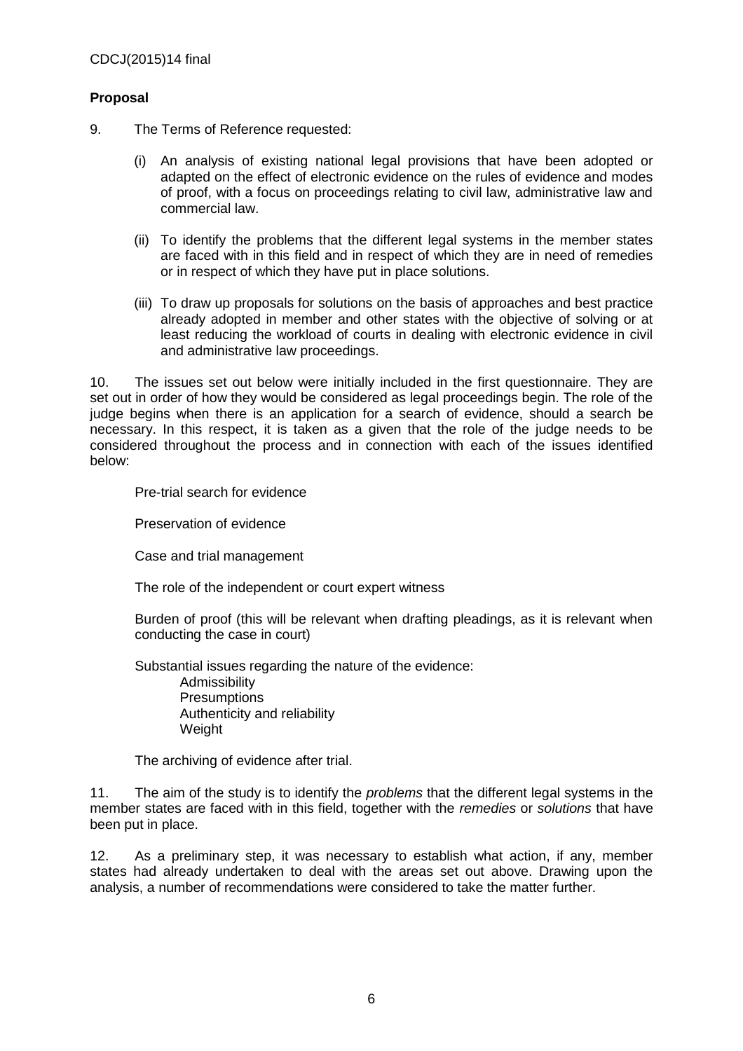**Proposal**

9. The Terms of Reference requested:

   (i) An analysis of existing national legal provisions that have been adopted or adapted on the effect of electronic evidence on the rules of evidence and modes of proof, with a focus on proceedings relating to civil law, administrative law and commercial law.

   (ii) To identify the problems that the different legal systems in the member states are faced with in this field and in respect of which they are in need of remedies or in respect of which they have put in place solutions.

   (iii) To draw up proposals for solutions on the basis of approaches and best practice already adopted in member and other states with the objective of solving or at least reducing the workload of courts in dealing with electronic evidence in civil and administrative law proceedings.

10. The issues set out below were initially included in the first questionnaire. They are set out in order of how they would be considered as legal proceedings begin. The role of the judge begins when there is an application for a search of evidence, should a search be necessary. In this respect, it is taken as a given that the role of the judge needs to be considered throughout the process and in connection with each of the issues identified below:

Pre-trial search for evidence

Preservation of evidence

Case and trial management

The role of the independent or court expert witness

Burden of proof (this will be relevant when drafting pleadings, as it is relevant when conducting the case in court)

Substantial issues regarding the nature of the evidence:
- Admissibility
- Presumptions
- Authenticity and reliability
- Weight

The archiving of evidence after trial.

11. The aim of the study is to identify the *problems* that the different legal systems in the member states are faced with in this field, together with the *remedies* or *solutions* that have been put in place.

12. As a preliminary step, it was necessary to establish what action, if any, member states had already undertaken to deal with the areas set out above. Drawing upon the analysis, a number of recommendations were considered to take the matter further.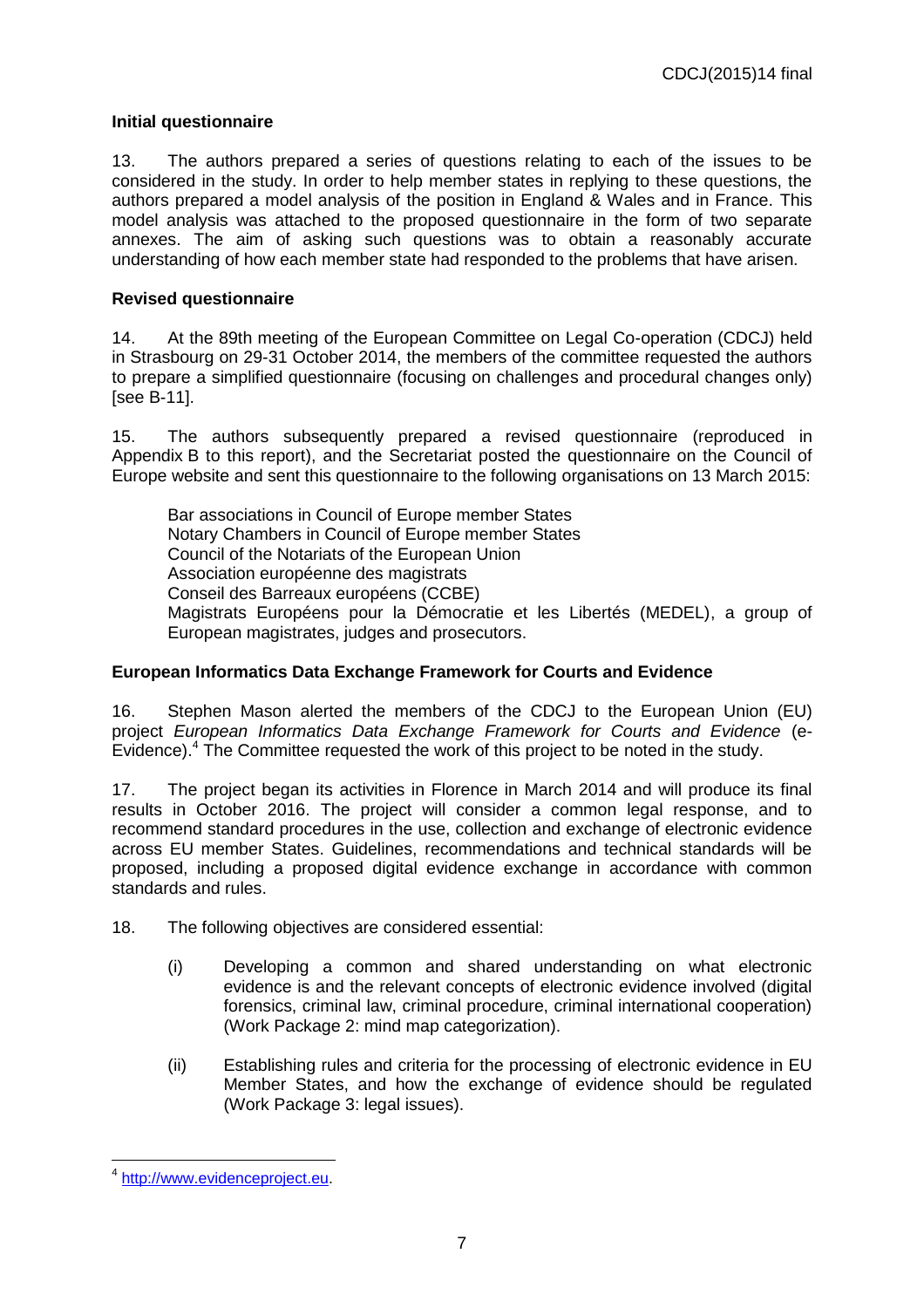**Initial questionnaire**

13. The authors prepared a series of questions relating to each of the issues to be considered in the study. In order to help member states in replying to these questions, the authors prepared a model analysis of the position in England & Wales and in France. This model analysis was attached to the proposed questionnaire in the form of two separate annexes. The aim of asking such questions was to obtain a reasonably accurate understanding of how each member state had responded to the problems that have arisen.

**Revised questionnaire**

14. At the 89th meeting of the European Committee on Legal Co-operation (CDCJ) held in Strasbourg on 29-31 October 2014, the members of the committee requested the authors to prepare a simplified questionnaire (focusing on challenges and procedural changes only) [see B-11].

15. The authors subsequently prepared a revised questionnaire (reproduced in Appendix B to this report), and the Secretariat posted the questionnaire on the Council of Europe website and sent this questionnaire to the following organisations on 13 March 2015:

Bar associations in Council of Europe member States
Notary Chambers in Council of Europe member States
Council of the Notariats of the European Union
Association européenne des magistrats
Conseil des Barreaux européens (CCBE)
Magistrats Européens pour la Démocratie et les Libertés (MEDEL), a group of European magistrates, judges and prosecutors.

**European Informatics Data Exchange Framework for Courts and Evidence**

16. Stephen Mason alerted the members of the CDCJ to the European Union (EU) project *European Informatics Data Exchange Framework for Courts and Evidence* (e-Evidence).[4] The Committee requested the work of this project to be noted in the study.

17. The project began its activities in Florence in March 2014 and will produce its final results in October 2016. The project will consider a common legal response, and to recommend standard procedures in the use, collection and exchange of electronic evidence across EU member States. Guidelines, recommendations and technical standards will be proposed, including a proposed digital evidence exchange in accordance with common standards and rules.

18. The following objectives are considered essential:

(i) Developing a common and shared understanding on what electronic evidence is and the relevant concepts of electronic evidence involved (digital forensics, criminal law, criminal procedure, criminal international cooperation) (Work Package 2: mind map categorization).

(ii) Establishing rules and criteria for the processing of electronic evidence in EU Member States, and how the exchange of evidence should be regulated (Work Package 3: legal issues).

[4] http://www.evidenceproject.eu.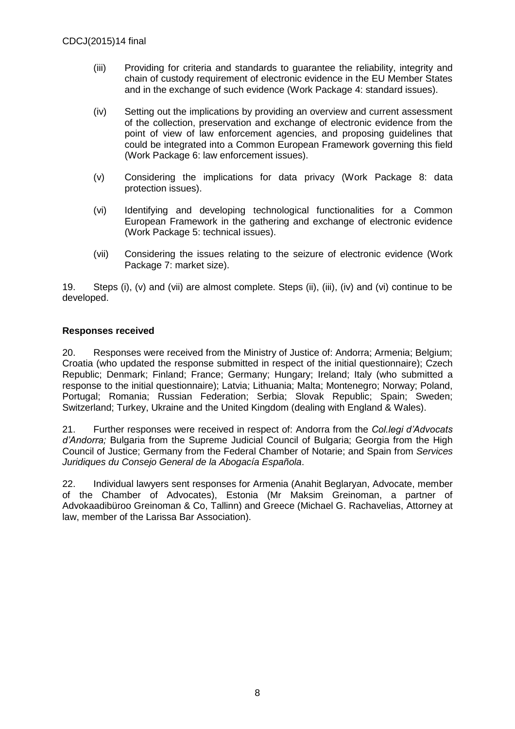(iii) Providing for criteria and standards to guarantee the reliability, integrity and chain of custody requirement of electronic evidence in the EU Member States and in the exchange of such evidence (Work Package 4: standard issues).

(iv) Setting out the implications by providing an overview and current assessment of the collection, preservation and exchange of electronic evidence from the point of view of law enforcement agencies, and proposing guidelines that could be integrated into a Common European Framework governing this field (Work Package 6: law enforcement issues).

(v) Considering the implications for data privacy (Work Package 8: data protection issues).

(vi) Identifying and developing technological functionalities for a Common European Framework in the gathering and exchange of electronic evidence (Work Package 5: technical issues).

(vii) Considering the issues relating to the seizure of electronic evidence (Work Package 7: market size).

19. Steps (i), (v) and (vii) are almost complete. Steps (ii), (iii), (iv) and (vi) continue to be developed.

**Responses received**

20. Responses were received from the Ministry of Justice of: Andorra; Armenia; Belgium; Croatia (who updated the response submitted in respect of the initial questionnaire); Czech Republic; Denmark; Finland; France; Germany; Hungary; Ireland; Italy (who submitted a response to the initial questionnaire); Latvia; Lithuania; Malta; Montenegro; Norway; Poland, Portugal; Romania; Russian Federation; Serbia; Slovak Republic; Spain; Sweden; Switzerland; Turkey, Ukraine and the United Kingdom (dealing with England & Wales).

21. Further responses were received in respect of: Andorra from the *Col.legi d'Advocats d'Andorra;* Bulgaria from the Supreme Judicial Council of Bulgaria; Georgia from the High Council of Justice; Germany from the Federal Chamber of Notarie; and Spain from *Services Juridiques du Consejo General de la Abogacía Española*.

22. Individual lawyers sent responses for Armenia (Anahit Beglaryan, Advocate, member of the Chamber of Advocates), Estonia (Mr Maksim Greinoman, a partner of Advokaadibüroo Greinoman & Co, Tallinn) and Greece (Michael G. Rachavelias, Attorney at law, member of the Larissa Bar Association).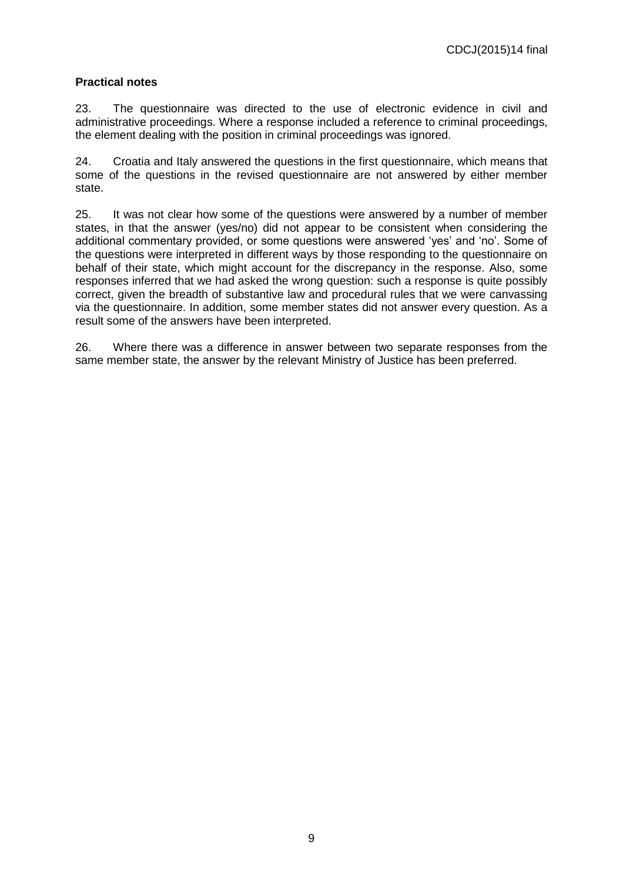**Practical notes**

23. The questionnaire was directed to the use of electronic evidence in civil and administrative proceedings. Where a response included a reference to criminal proceedings, the element dealing with the position in criminal proceedings was ignored.

24. Croatia and Italy answered the questions in the first questionnaire, which means that some of the questions in the revised questionnaire are not answered by either member state.

25. It was not clear how some of the questions were answered by a number of member states, in that the answer (yes/no) did not appear to be consistent when considering the additional commentary provided, or some questions were answered 'yes' and 'no'. Some of the questions were interpreted in different ways by those responding to the questionnaire on behalf of their state, which might account for the discrepancy in the response. Also, some responses inferred that we had asked the wrong question: such a response is quite possibly correct, given the breadth of substantive law and procedural rules that we were canvassing via the questionnaire. In addition, some member states did not answer every question. As a result some of the answers have been interpreted.

26. Where there was a difference in answer between two separate responses from the same member state, the answer by the relevant Ministry of Justice has been preferred.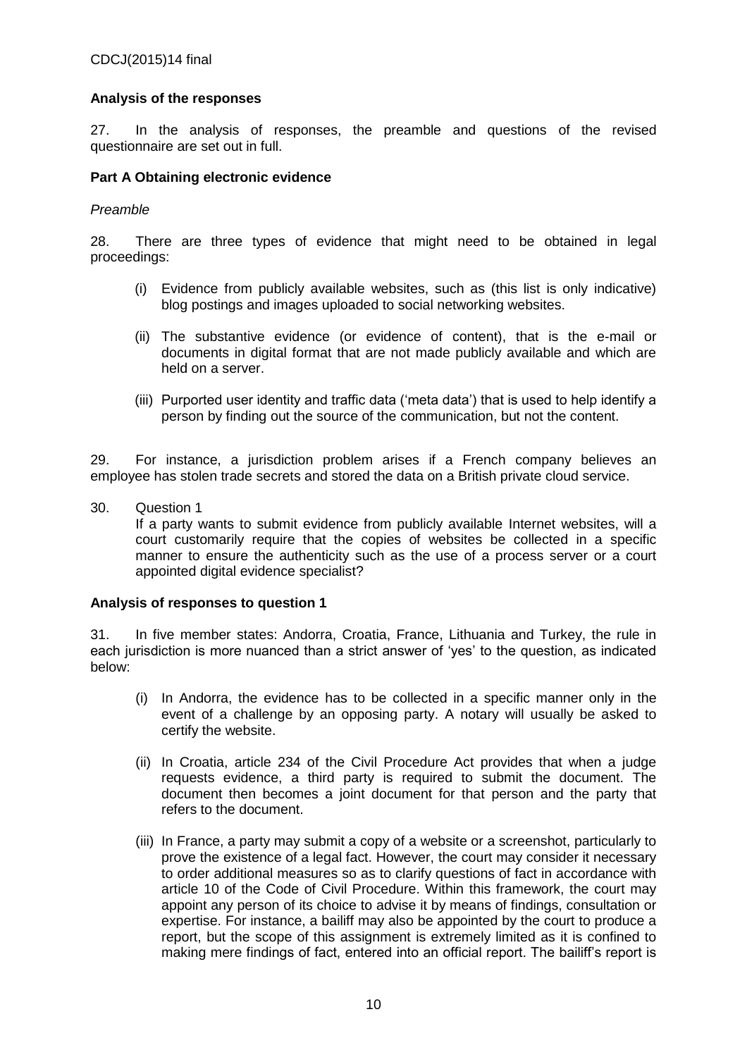**Analysis of the responses**

27. In the analysis of responses, the preamble and questions of the revised questionnaire are set out in full.

**Part A Obtaining electronic evidence**

*Preamble*

28. There are three types of evidence that might need to be obtained in legal proceedings:

(i) Evidence from publicly available websites, such as (this list is only indicative) blog postings and images uploaded to social networking websites.

(ii) The substantive evidence (or evidence of content), that is the e-mail or documents in digital format that are not made publicly available and which are held on a server.

(iii) Purported user identity and traffic data ('meta data') that is used to help identify a person by finding out the source of the communication, but not the content.

29. For instance, a jurisdiction problem arises if a French company believes an employee has stolen trade secrets and stored the data on a British private cloud service.

30. Question 1

If a party wants to submit evidence from publicly available Internet websites, will a court customarily require that the copies of websites be collected in a specific manner to ensure the authenticity such as the use of a process server or a court appointed digital evidence specialist?

**Analysis of responses to question 1**

31. In five member states: Andorra, Croatia, France, Lithuania and Turkey, the rule in each jurisdiction is more nuanced than a strict answer of 'yes' to the question, as indicated below:

(i) In Andorra, the evidence has to be collected in a specific manner only in the event of a challenge by an opposing party. A notary will usually be asked to certify the website.

(ii) In Croatia, article 234 of the Civil Procedure Act provides that when a judge requests evidence, a third party is required to submit the document. The document then becomes a joint document for that person and the party that refers to the document.

(iii) In France, a party may submit a copy of a website or a screenshot, particularly to prove the existence of a legal fact. However, the court may consider it necessary to order additional measures so as to clarify questions of fact in accordance with article 10 of the Code of Civil Procedure. Within this framework, the court may appoint any person of its choice to advise it by means of findings, consultation or expertise. For instance, a bailiff may also be appointed by the court to produce a report, but the scope of this assignment is extremely limited as it is confined to making mere findings of fact, entered into an official report. The bailiff's report is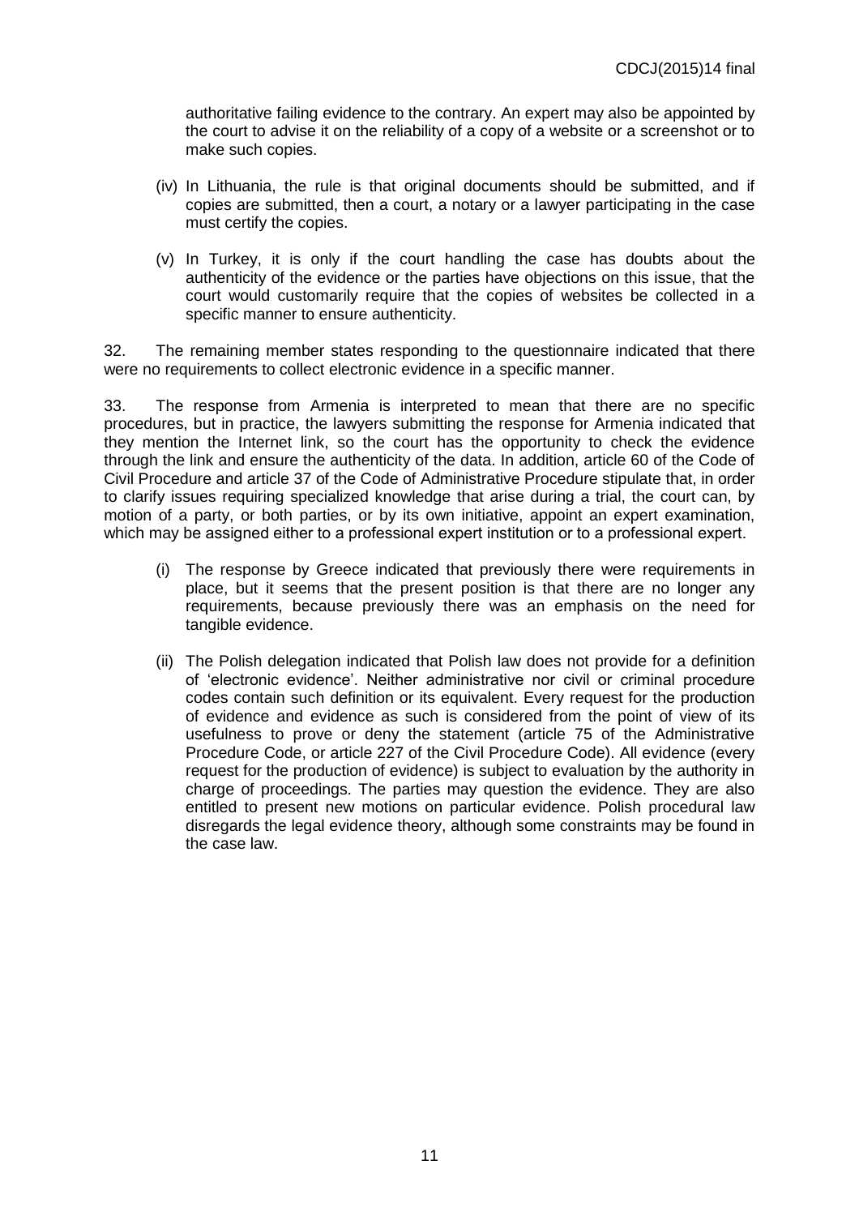authoritative failing evidence to the contrary. An expert may also be appointed by the court to advise it on the reliability of a copy of a website or a screenshot or to make such copies.

(iv) In Lithuania, the rule is that original documents should be submitted, and if copies are submitted, then a court, a notary or a lawyer participating in the case must certify the copies.

(v) In Turkey, it is only if the court handling the case has doubts about the authenticity of the evidence or the parties have objections on this issue, that the court would customarily require that the copies of websites be collected in a specific manner to ensure authenticity.

32. The remaining member states responding to the questionnaire indicated that there were no requirements to collect electronic evidence in a specific manner.

33. The response from Armenia is interpreted to mean that there are no specific procedures, but in practice, the lawyers submitting the response for Armenia indicated that they mention the Internet link, so the court has the opportunity to check the evidence through the link and ensure the authenticity of the data. In addition, article 60 of the Code of Civil Procedure and article 37 of the Code of Administrative Procedure stipulate that, in order to clarify issues requiring specialized knowledge that arise during a trial, the court can, by motion of a party, or both parties, or by its own initiative, appoint an expert examination, which may be assigned either to a professional expert institution or to a professional expert.

(i) The response by Greece indicated that previously there were requirements in place, but it seems that the present position is that there are no longer any requirements, because previously there was an emphasis on the need for tangible evidence.

(ii) The Polish delegation indicated that Polish law does not provide for a definition of 'electronic evidence'. Neither administrative nor civil or criminal procedure codes contain such definition or its equivalent. Every request for the production of evidence and evidence as such is considered from the point of view of its usefulness to prove or deny the statement (article 75 of the Administrative Procedure Code, or article 227 of the Civil Procedure Code). All evidence (every request for the production of evidence) is subject to evaluation by the authority in charge of proceedings. The parties may question the evidence. They are also entitled to present new motions on particular evidence. Polish procedural law disregards the legal evidence theory, although some constraints may be found in the case law.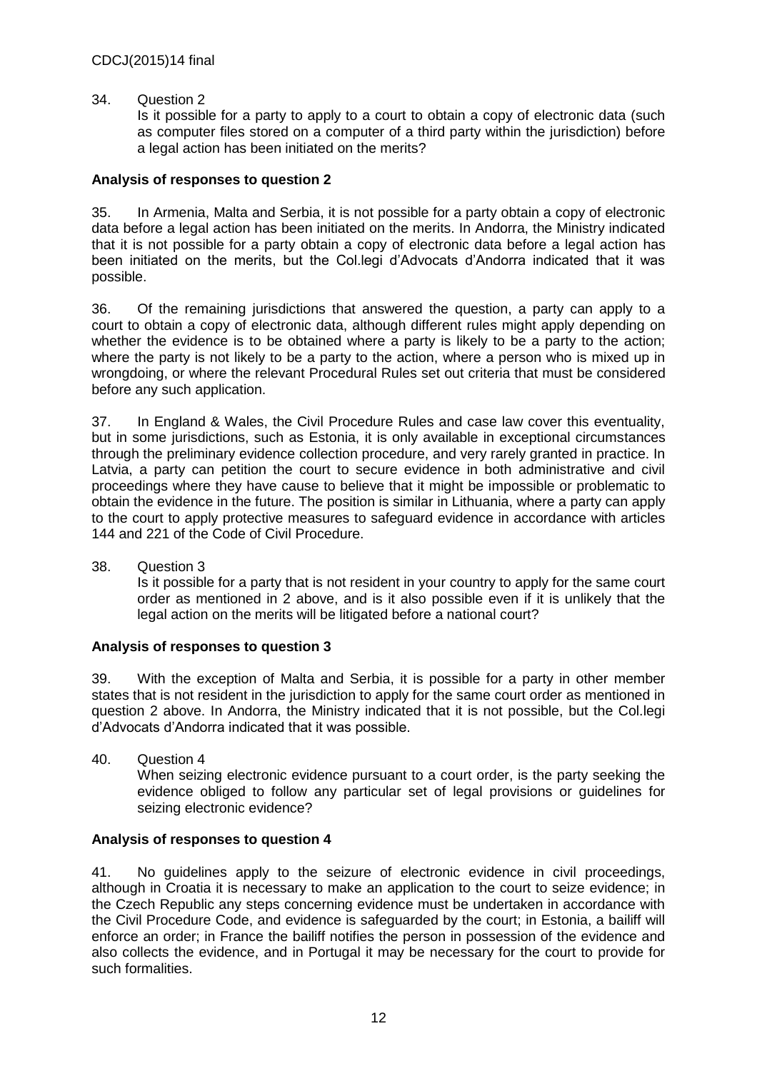34. Question 2

Is it possible for a party to apply to a court to obtain a copy of electronic data (such as computer files stored on a computer of a third party within the jurisdiction) before a legal action has been initiated on the merits?

**Analysis of responses to question 2**

35. In Armenia, Malta and Serbia, it is not possible for a party obtain a copy of electronic data before a legal action has been initiated on the merits. In Andorra, the Ministry indicated that it is not possible for a party obtain a copy of electronic data before a legal action has been initiated on the merits, but the Col.legi d'Advocats d'Andorra indicated that it was possible.

36. Of the remaining jurisdictions that answered the question, a party can apply to a court to obtain a copy of electronic data, although different rules might apply depending on whether the evidence is to be obtained where a party is likely to be a party to the action; where the party is not likely to be a party to the action, where a person who is mixed up in wrongdoing, or where the relevant Procedural Rules set out criteria that must be considered before any such application.

37. In England & Wales, the Civil Procedure Rules and case law cover this eventuality, but in some jurisdictions, such as Estonia, it is only available in exceptional circumstances through the preliminary evidence collection procedure, and very rarely granted in practice. In Latvia, a party can petition the court to secure evidence in both administrative and civil proceedings where they have cause to believe that it might be impossible or problematic to obtain the evidence in the future. The position is similar in Lithuania, where a party can apply to the court to apply protective measures to safeguard evidence in accordance with articles 144 and 221 of the Code of Civil Procedure.

38. Question 3

Is it possible for a party that is not resident in your country to apply for the same court order as mentioned in 2 above, and is it also possible even if it is unlikely that the legal action on the merits will be litigated before a national court?

**Analysis of responses to question 3**

39. With the exception of Malta and Serbia, it is possible for a party in other member states that is not resident in the jurisdiction to apply for the same court order as mentioned in question 2 above. In Andorra, the Ministry indicated that it is not possible, but the Col.legi d'Advocats d'Andorra indicated that it was possible.

40. Question 4

When seizing electronic evidence pursuant to a court order, is the party seeking the evidence obliged to follow any particular set of legal provisions or guidelines for seizing electronic evidence?

**Analysis of responses to question 4**

41. No guidelines apply to the seizure of electronic evidence in civil proceedings, although in Croatia it is necessary to make an application to the court to seize evidence; in the Czech Republic any steps concerning evidence must be undertaken in accordance with the Civil Procedure Code, and evidence is safeguarded by the court; in Estonia, a bailiff will enforce an order; in France the bailiff notifies the person in possession of the evidence and also collects the evidence, and in Portugal it may be necessary for the court to provide for such formalities.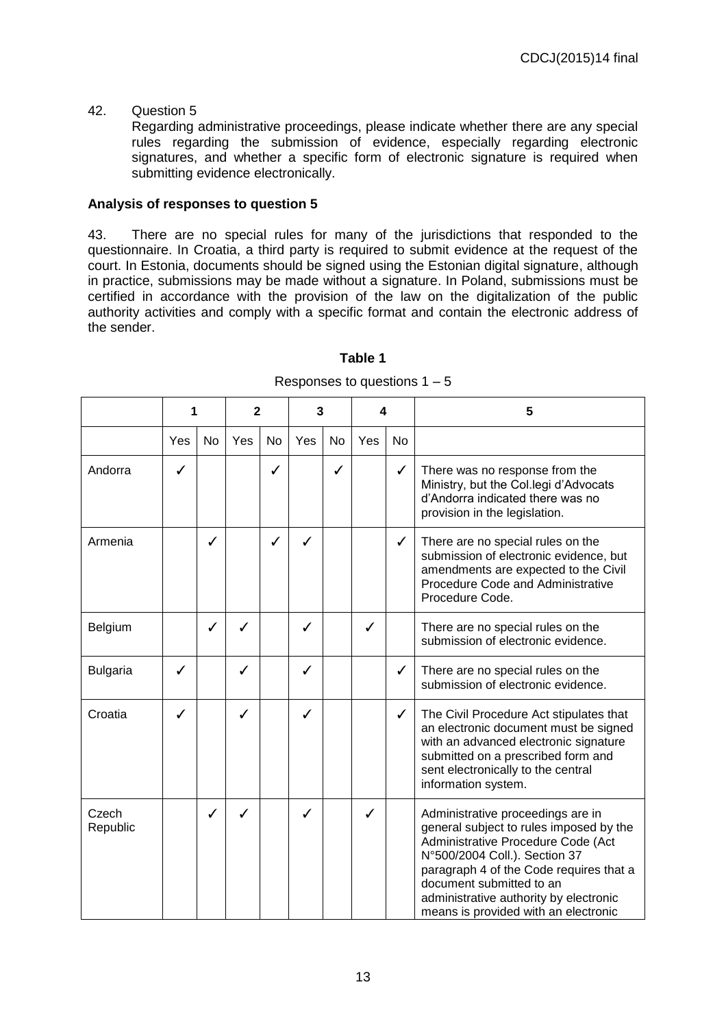42. Question 5

Regarding administrative proceedings, please indicate whether there are any special rules regarding the submission of evidence, especially regarding electronic signatures, and whether a specific form of electronic signature is required when submitting evidence electronically.

**Analysis of responses to question 5**

43. There are no special rules for many of the jurisdictions that responded to the questionnaire. In Croatia, a third party is required to submit evidence at the request of the court. In Estonia, documents should be signed using the Estonian digital signature, although in practice, submissions may be made without a signature. In Poland, submissions must be certified in accordance with the provision of the law on the digitalization of the public authority activities and comply with a specific format and contain the electronic address of the sender.

**Table 1**

Responses to questions 1 – 5

| | 1 | | 2 | | 3 | | 4 | | 5 |
|---|---|---|---|---|---|---|---|---|---|
| | Yes | No | Yes | No | Yes | No | Yes | No | |
| Andorra | ✓ | | | ✓ | | ✓ | | ✓ | There was no response from the Ministry, but the Col.legi d'Advocats d'Andorra indicated there was no provision in the legislation. |
| Armenia | | ✓ | | ✓ | ✓ | | | ✓ | There are no special rules on the submission of electronic evidence, but amendments are expected to the Civil Procedure Code and Administrative Procedure Code. |
| Belgium | | ✓ | ✓ | | ✓ | | ✓ | | There are no special rules on the submission of electronic evidence. |
| Bulgaria | ✓ | | ✓ | | ✓ | | | ✓ | There are no special rules on the submission of electronic evidence. |
| Croatia | ✓ | | ✓ | | ✓ | | | ✓ | The Civil Procedure Act stipulates that an electronic document must be signed with an advanced electronic signature submitted on a prescribed form and sent electronically to the central information system. |
| Czech Republic | | ✓ | ✓ | | ✓ | | ✓ | | Administrative proceedings are in general subject to rules imposed by the Administrative Procedure Code (Act N°500/2004 Coll.). Section 37 paragraph 4 of the Code requires that a document submitted to an administrative authority by electronic means is provided with an electronic |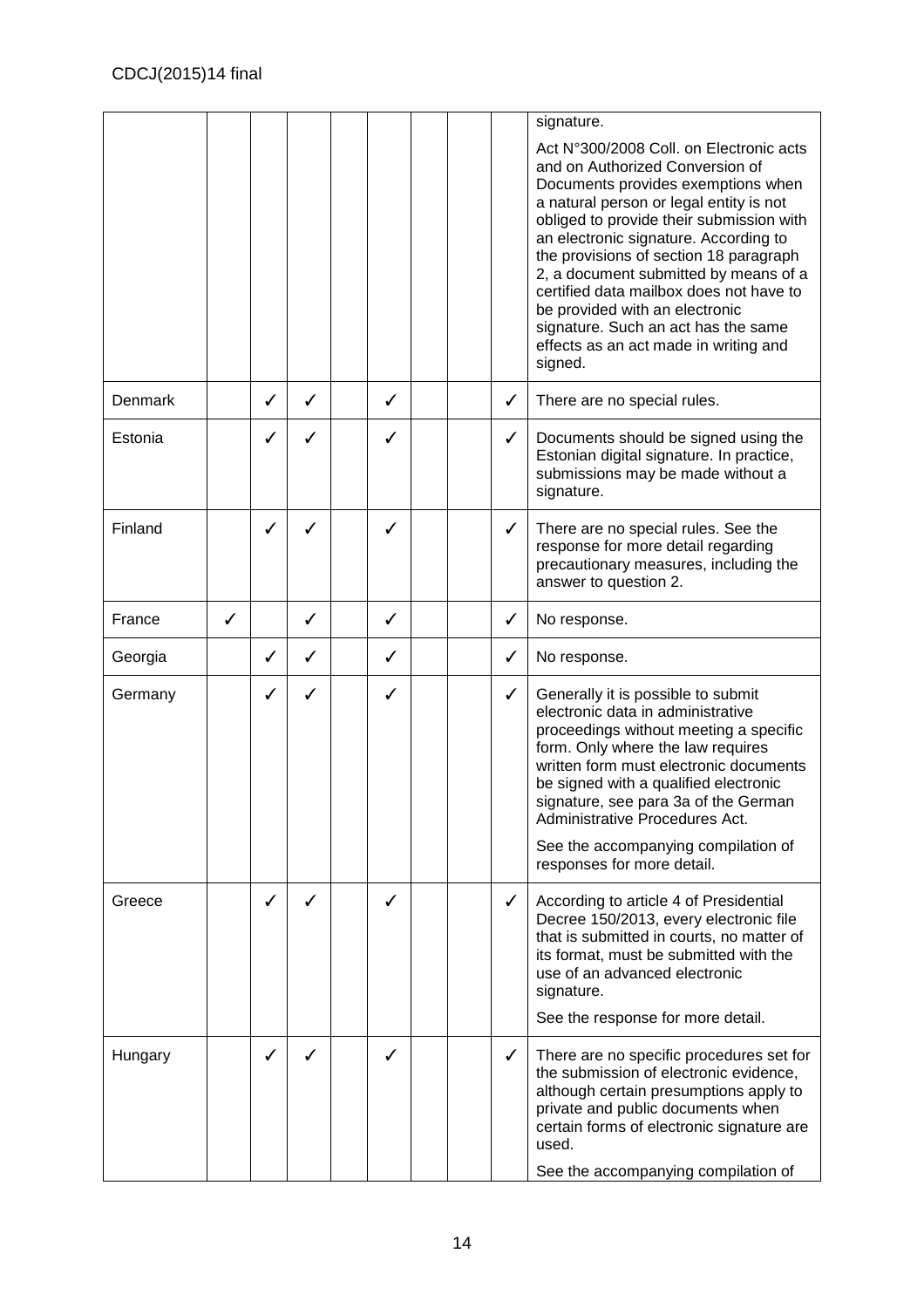|  |  |  |  |  |  |  |  |  |  |
|---|---|---|---|---|---|---|---|---|---|
|  |  |  |  |  |  |  |  |  | signature.<br><br>Act N°300/2008 Coll. on Electronic acts and on Authorized Conversion of Documents provides exemptions when a natural person or legal entity is not obliged to provide their submission with an electronic signature. According to the provisions of section 18 paragraph 2, a document submitted by means of a certified data mailbox does not have to be provided with an electronic signature. Such an act has the same effects as an act made in writing and signed. |
| Denmark |  | ✓ | ✓ |  | ✓ |  |  | ✓ | There are no special rules. |
| Estonia |  | ✓ | ✓ |  | ✓ |  |  | ✓ | Documents should be signed using the Estonian digital signature. In practice, submissions may be made without a signature. |
| Finland |  | ✓ | ✓ |  | ✓ |  |  | ✓ | There are no special rules. See the response for more detail regarding precautionary measures, including the answer to question 2. |
| France | ✓ |  | ✓ |  | ✓ |  |  | ✓ | No response. |
| Georgia |  | ✓ | ✓ |  | ✓ |  |  | ✓ | No response. |
| Germany |  | ✓ | ✓ |  | ✓ |  |  | ✓ | Generally it is possible to submit electronic data in administrative proceedings without meeting a specific form. Only where the law requires written form must electronic documents be signed with a qualified electronic signature, see para 3a of the German Administrative Procedures Act.<br><br>See the accompanying compilation of responses for more detail. |
| Greece |  | ✓ | ✓ |  | ✓ |  |  | ✓ | According to article 4 of Presidential Decree 150/2013, every electronic file that is submitted in courts, no matter of its format, must be submitted with the use of an advanced electronic signature.<br><br>See the response for more detail. |
| Hungary |  | ✓ | ✓ |  | ✓ |  |  | ✓ | There are no specific procedures set for the submission of electronic evidence, although certain presumptions apply to private and public documents when certain forms of electronic signature are used.<br><br>See the accompanying compilation of |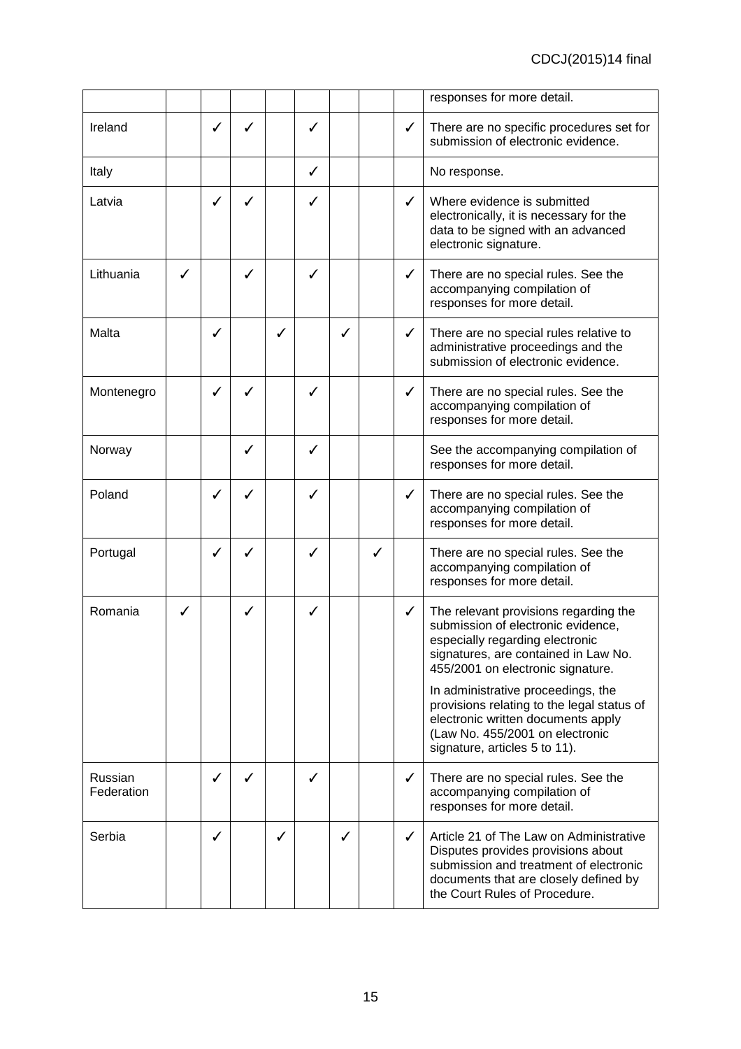| | | | | | | | | | |
|---|---|---|---|---|---|---|---|---|---|
| | | | | | | | | | responses for more detail. |
| Ireland | | ✓ | ✓ | | ✓ | | | ✓ | There are no specific procedures set for submission of electronic evidence. |
| Italy | | | | | ✓ | | | | No response. |
| Latvia | | ✓ | ✓ | | ✓ | | | ✓ | Where evidence is submitted electronically, it is necessary for the data to be signed with an advanced electronic signature. |
| Lithuania | ✓ | | ✓ | | ✓ | | | ✓ | There are no special rules. See the accompanying compilation of responses for more detail. |
| Malta | | ✓ | | ✓ | | ✓ | | ✓ | There are no special rules relative to administrative proceedings and the submission of electronic evidence. |
| Montenegro | | ✓ | ✓ | | ✓ | | | ✓ | There are no special rules. See the accompanying compilation of responses for more detail. |
| Norway | | | ✓ | | ✓ | | | | See the accompanying compilation of responses for more detail. |
| Poland | | ✓ | ✓ | | ✓ | | | ✓ | There are no special rules. See the accompanying compilation of responses for more detail. |
| Portugal | | ✓ | ✓ | | ✓ | | ✓ | | There are no special rules. See the accompanying compilation of responses for more detail. |
| Romania | ✓ | | ✓ | | ✓ | | | ✓ | The relevant provisions regarding the submission of electronic evidence, especially regarding electronic signatures, are contained in Law No. 455/2001 on electronic signature.<br><br>In administrative proceedings, the provisions relating to the legal status of electronic written documents apply (Law No. 455/2001 on electronic signature, articles 5 to 11). |
| Russian Federation | | ✓ | ✓ | | ✓ | | | ✓ | There are no special rules. See the accompanying compilation of responses for more detail. |
| Serbia | | ✓ | | ✓ | | ✓ | | ✓ | Article 21 of The Law on Administrative Disputes provides provisions about submission and treatment of electronic documents that are closely defined by the Court Rules of Procedure. |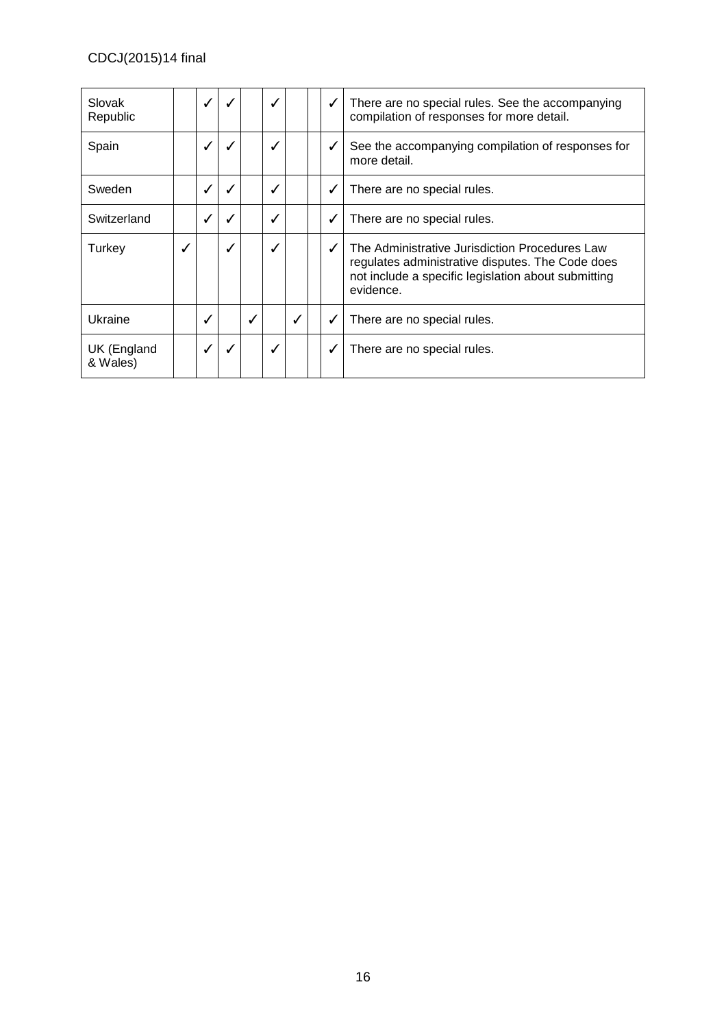| | | | | | | | | | |
|---|---|---|---|---|---|---|---|---|---|
| Slovak Republic | | ✓ | ✓ | | ✓ | | | ✓ | There are no special rules. See the accompanying compilation of responses for more detail. |
| Spain | | ✓ | ✓ | | ✓ | | | ✓ | See the accompanying compilation of responses for more detail. |
| Sweden | | ✓ | ✓ | | ✓ | | | ✓ | There are no special rules. |
| Switzerland | | ✓ | ✓ | | ✓ | | | ✓ | There are no special rules. |
| Turkey | ✓ | | ✓ | | ✓ | | | ✓ | The Administrative Jurisdiction Procedures Law regulates administrative disputes. The Code does not include a specific legislation about submitting evidence. |
| Ukraine | | ✓ | | ✓ | | ✓ | | ✓ | There are no special rules. |
| UK (England & Wales) | | ✓ | ✓ | | ✓ | | | ✓ | There are no special rules. |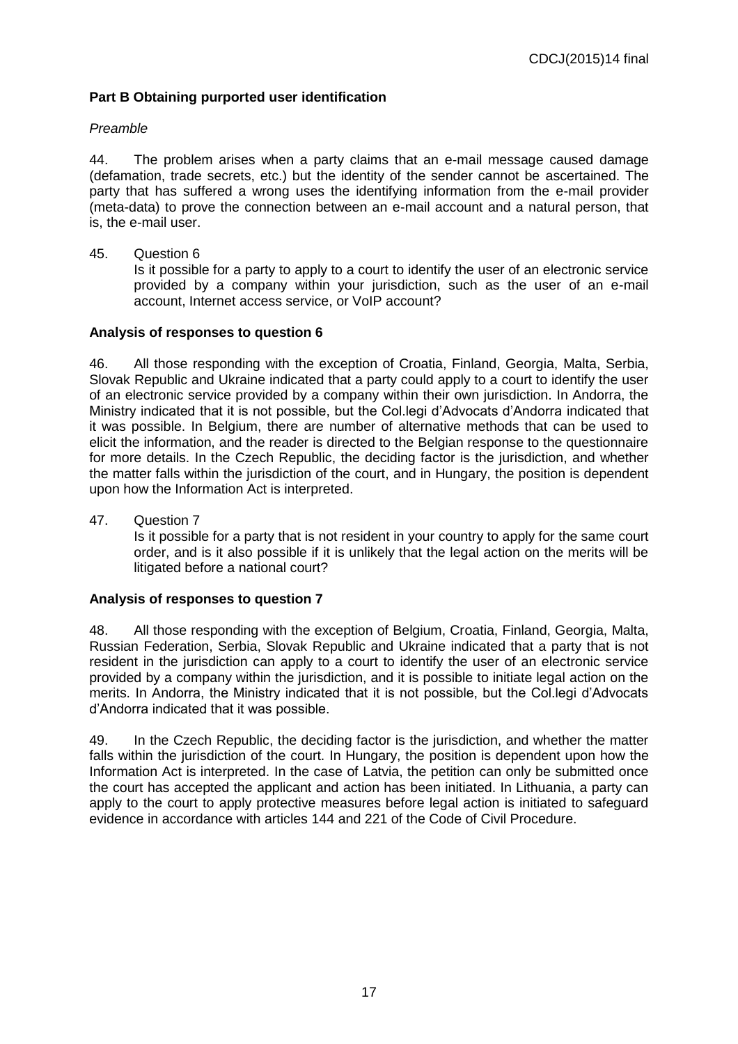### Part B Obtaining purported user identification

*Preamble*

44. The problem arises when a party claims that an e-mail message caused damage (defamation, trade secrets, etc.) but the identity of the sender cannot be ascertained. The party that has suffered a wrong uses the identifying information from the e-mail provider (meta-data) to prove the connection between an e-mail account and a natural person, that is, the e-mail user.

45. Question 6

Is it possible for a party to apply to a court to identify the user of an electronic service provided by a company within your jurisdiction, such as the user of an e-mail account, Internet access service, or VoIP account?

**Analysis of responses to question 6**

46. All those responding with the exception of Croatia, Finland, Georgia, Malta, Serbia, Slovak Republic and Ukraine indicated that a party could apply to a court to identify the user of an electronic service provided by a company within their own jurisdiction. In Andorra, the Ministry indicated that it is not possible, but the Col.legi d'Advocats d'Andorra indicated that it was possible. In Belgium, there are number of alternative methods that can be used to elicit the information, and the reader is directed to the Belgian response to the questionnaire for more details. In the Czech Republic, the deciding factor is the jurisdiction, and whether the matter falls within the jurisdiction of the court, and in Hungary, the position is dependent upon how the Information Act is interpreted.

47. Question 7

Is it possible for a party that is not resident in your country to apply for the same court order, and is it also possible if it is unlikely that the legal action on the merits will be litigated before a national court?

**Analysis of responses to question 7**

48. All those responding with the exception of Belgium, Croatia, Finland, Georgia, Malta, Russian Federation, Serbia, Slovak Republic and Ukraine indicated that a party that is not resident in the jurisdiction can apply to a court to identify the user of an electronic service provided by a company within the jurisdiction, and it is possible to initiate legal action on the merits. In Andorra, the Ministry indicated that it is not possible, but the Col.legi d'Advocats d'Andorra indicated that it was possible.

49. In the Czech Republic, the deciding factor is the jurisdiction, and whether the matter falls within the jurisdiction of the court. In Hungary, the position is dependent upon how the Information Act is interpreted. In the case of Latvia, the petition can only be submitted once the court has accepted the applicant and action has been initiated. In Lithuania, a party can apply to the court to apply protective measures before legal action is initiated to safeguard evidence in accordance with articles 144 and 221 of the Code of Civil Procedure.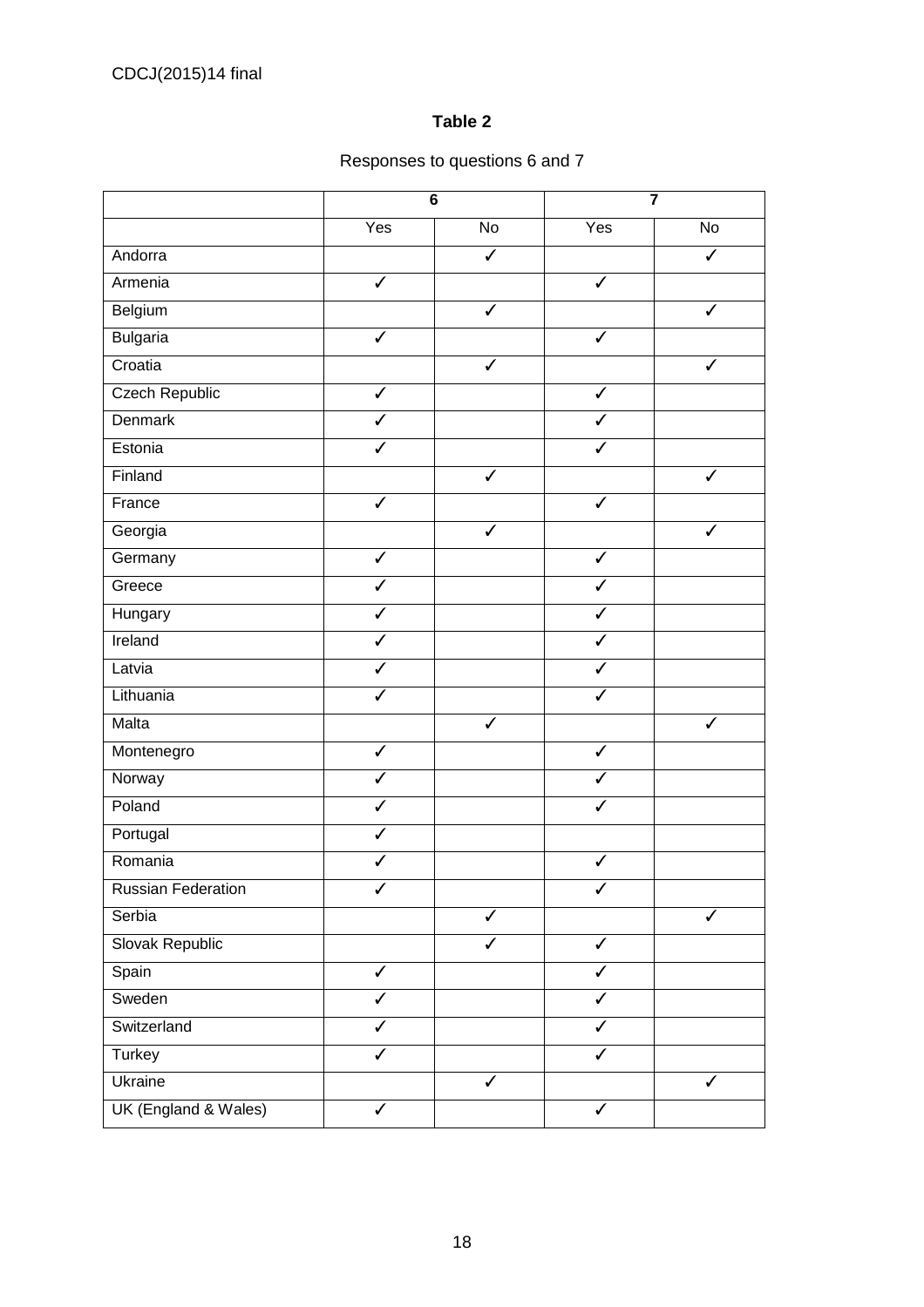**Table 2**

Responses to questions 6 and 7

| | 6 | | 7 | |
|---|---|---|---|---|
| | Yes | No | Yes | No |
| Andorra | | ✓ | | ✓ |
| Armenia | ✓ | | ✓ | |
| Belgium | | ✓ | | ✓ |
| Bulgaria | ✓ | | ✓ | |
| Croatia | | ✓ | | ✓ |
| Czech Republic | ✓ | | ✓ | |
| Denmark | ✓ | | ✓ | |
| Estonia | ✓ | | ✓ | |
| Finland | | ✓ | | ✓ |
| France | ✓ | | ✓ | |
| Georgia | | ✓ | | ✓ |
| Germany | ✓ | | ✓ | |
| Greece | ✓ | | ✓ | |
| Hungary | ✓ | | ✓ | |
| Ireland | ✓ | | ✓ | |
| Latvia | ✓ | | ✓ | |
| Lithuania | ✓ | | ✓ | |
| Malta | | ✓ | | ✓ |
| Montenegro | ✓ | | ✓ | |
| Norway | ✓ | | ✓ | |
| Poland | ✓ | | ✓ | |
| Portugal | ✓ | | | |
| Romania | ✓ | | ✓ | |
| Russian Federation | ✓ | | ✓ | |
| Serbia | | ✓ | | ✓ |
| Slovak Republic | | ✓ | ✓ | |
| Spain | ✓ | | ✓ | |
| Sweden | ✓ | | ✓ | |
| Switzerland | ✓ | | ✓ | |
| Turkey | ✓ | | ✓ | |
| Ukraine | | ✓ | | ✓ |
| UK (England & Wales) | ✓ | | ✓ | |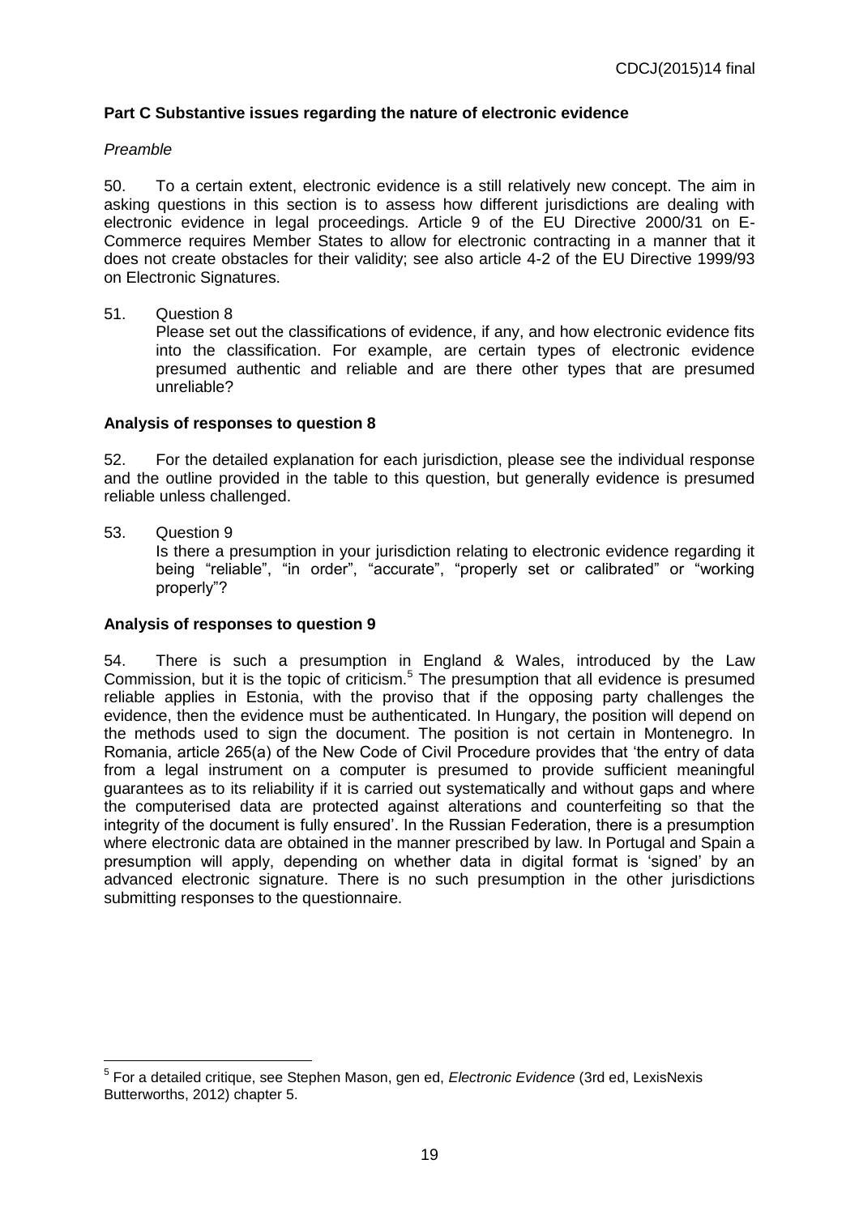**Part C Substantive issues regarding the nature of electronic evidence**

*Preamble*

50. To a certain extent, electronic evidence is a still relatively new concept. The aim in asking questions in this section is to assess how different jurisdictions are dealing with electronic evidence in legal proceedings. Article 9 of the EU Directive 2000/31 on E-Commerce requires Member States to allow for electronic contracting in a manner that it does not create obstacles for their validity; see also article 4-2 of the EU Directive 1999/93 on Electronic Signatures.

51. Question 8

Please set out the classifications of evidence, if any, and how electronic evidence fits into the classification. For example, are certain types of electronic evidence presumed authentic and reliable and are there other types that are presumed unreliable?

**Analysis of responses to question 8**

52. For the detailed explanation for each jurisdiction, please see the individual response and the outline provided in the table to this question, but generally evidence is presumed reliable unless challenged.

53. Question 9

Is there a presumption in your jurisdiction relating to electronic evidence regarding it being "reliable", "in order", "accurate", "properly set or calibrated" or "working properly"?

**Analysis of responses to question 9**

54. There is such a presumption in England & Wales, introduced by the Law Commission, but it is the topic of criticism.[5] The presumption that all evidence is presumed reliable applies in Estonia, with the proviso that if the opposing party challenges the evidence, then the evidence must be authenticated. In Hungary, the position will depend on the methods used to sign the document. The position is not certain in Montenegro. In Romania, article 265(a) of the New Code of Civil Procedure provides that 'the entry of data from a legal instrument on a computer is presumed to provide sufficient meaningful guarantees as to its reliability if it is carried out systematically and without gaps and where the computerised data are protected against alterations and counterfeiting so that the integrity of the document is fully ensured'. In the Russian Federation, there is a presumption where electronic data are obtained in the manner prescribed by law. In Portugal and Spain a presumption will apply, depending on whether data in digital format is 'signed' by an advanced electronic signature. There is no such presumption in the other jurisdictions submitting responses to the questionnaire.

---

[5] For a detailed critique, see Stephen Mason, gen ed, *Electronic Evidence* (3rd ed, LexisNexis Butterworths, 2012) chapter 5.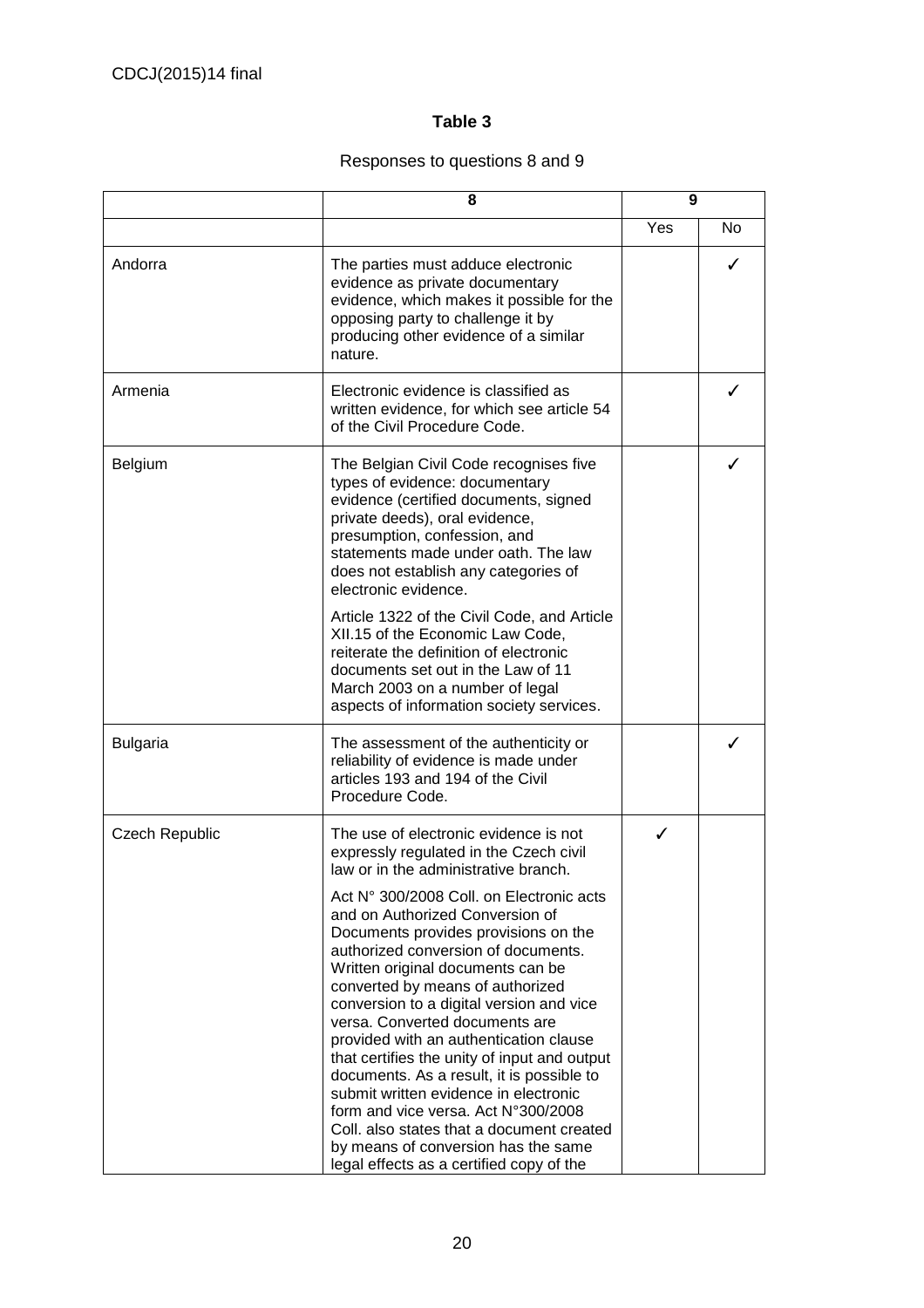**Table 3**

Responses to questions 8 and 9

| | 8 | 9 | |
|---|---|---|---|
| | | Yes | No |
| Andorra | The parties must adduce electronic evidence as private documentary evidence, which makes it possible for the opposing party to challenge it by producing other evidence of a similar nature. | | ✓ |
| Armenia | Electronic evidence is classified as written evidence, for which see article 54 of the Civil Procedure Code. | | ✓ |
| Belgium | The Belgian Civil Code recognises five types of evidence: documentary evidence (certified documents, signed private deeds), oral evidence, presumption, confession, and statements made under oath. The law does not establish any categories of electronic evidence.<br><br>Article 1322 of the Civil Code, and Article XII.15 of the Economic Law Code, reiterate the definition of electronic documents set out in the Law of 11 March 2003 on a number of legal aspects of information society services. | | ✓ |
| Bulgaria | The assessment of the authenticity or reliability of evidence is made under articles 193 and 194 of the Civil Procedure Code. | | ✓ |
| Czech Republic | The use of electronic evidence is not expressly regulated in the Czech civil law or in the administrative branch.<br><br>Act N° 300/2008 Coll. on Electronic acts and on Authorized Conversion of Documents provides provisions on the authorized conversion of documents. Written original documents can be converted by means of authorized conversion to a digital version and vice versa. Converted documents are provided with an authentication clause that certifies the unity of input and output documents. As a result, it is possible to submit written evidence in electronic form and vice versa. Act N°300/2008 Coll. also states that a document created by means of conversion has the same legal effects as a certified copy of the | ✓ | |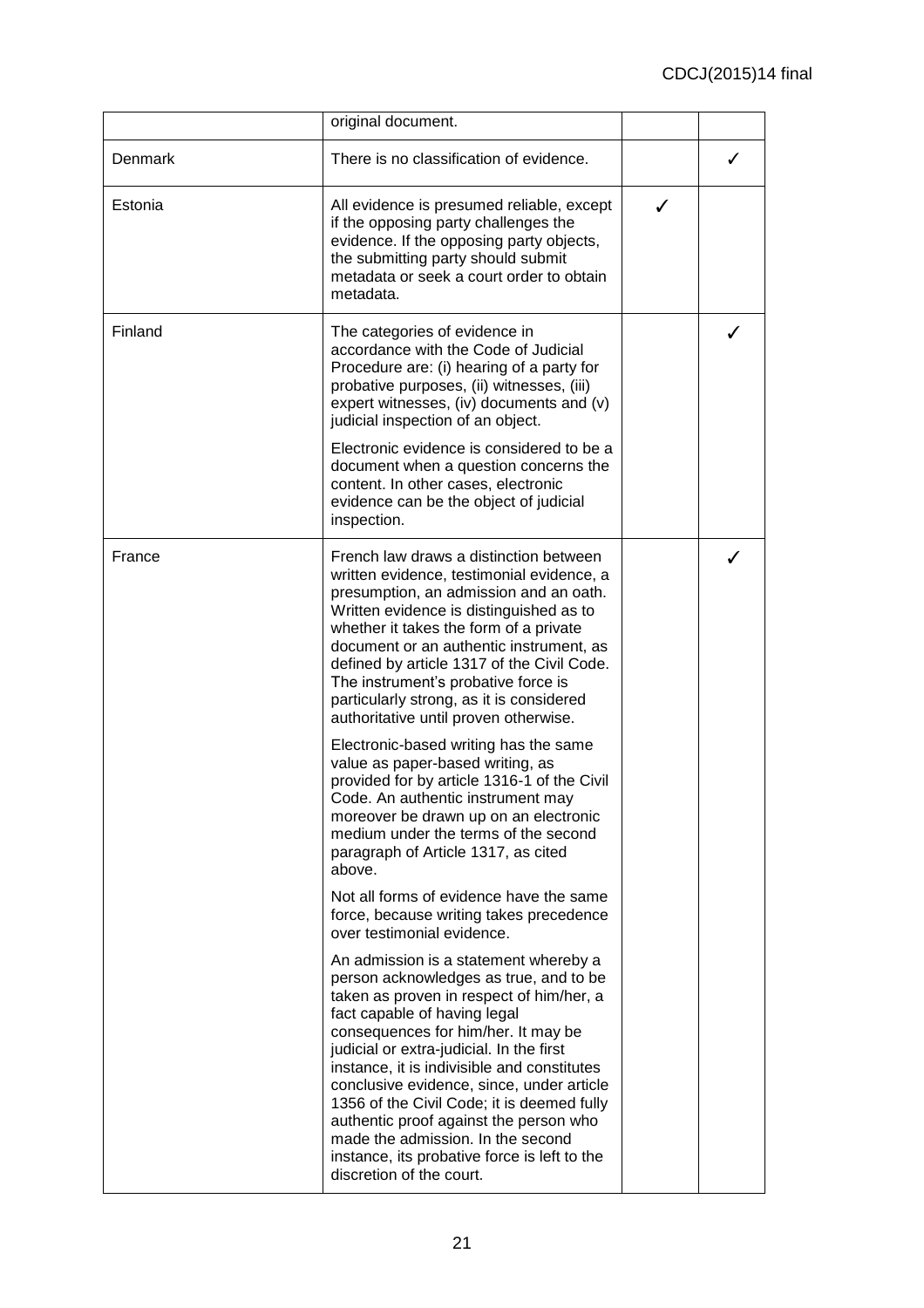| | | | |
|---|---|---|---|
| | original document. | | |
| Denmark | There is no classification of evidence. | | ✓ |
| Estonia | All evidence is presumed reliable, except if the opposing party challenges the evidence. If the opposing party objects, the submitting party should submit metadata or seek a court order to obtain metadata. | ✓ | |
| Finland | The categories of evidence in accordance with the Code of Judicial Procedure are: (i) hearing of a party for probative purposes, (ii) witnesses, (iii) expert witnesses, (iv) documents and (v) judicial inspection of an object.<br><br>Electronic evidence is considered to be a document when a question concerns the content. In other cases, electronic evidence can be the object of judicial inspection. | | ✓ |
| France | French law draws a distinction between written evidence, testimonial evidence, a presumption, an admission and an oath. Written evidence is distinguished as to whether it takes the form of a private document or an authentic instrument, as defined by article 1317 of the Civil Code. The instrument's probative force is particularly strong, as it is considered authoritative until proven otherwise.<br><br>Electronic-based writing has the same value as paper-based writing, as provided for by article 1316-1 of the Civil Code. An authentic instrument may moreover be drawn up on an electronic medium under the terms of the second paragraph of Article 1317, as cited above.<br><br>Not all forms of evidence have the same force, because writing takes precedence over testimonial evidence.<br><br>An admission is a statement whereby a person acknowledges as true, and to be taken as proven in respect of him/her, a fact capable of having legal consequences for him/her. It may be judicial or extra-judicial. In the first instance, it is indivisible and constitutes conclusive evidence, since, under article 1356 of the Civil Code; it is deemed fully authentic proof against the person who made the admission. In the second instance, its probative force is left to the discretion of the court. | | ✓ |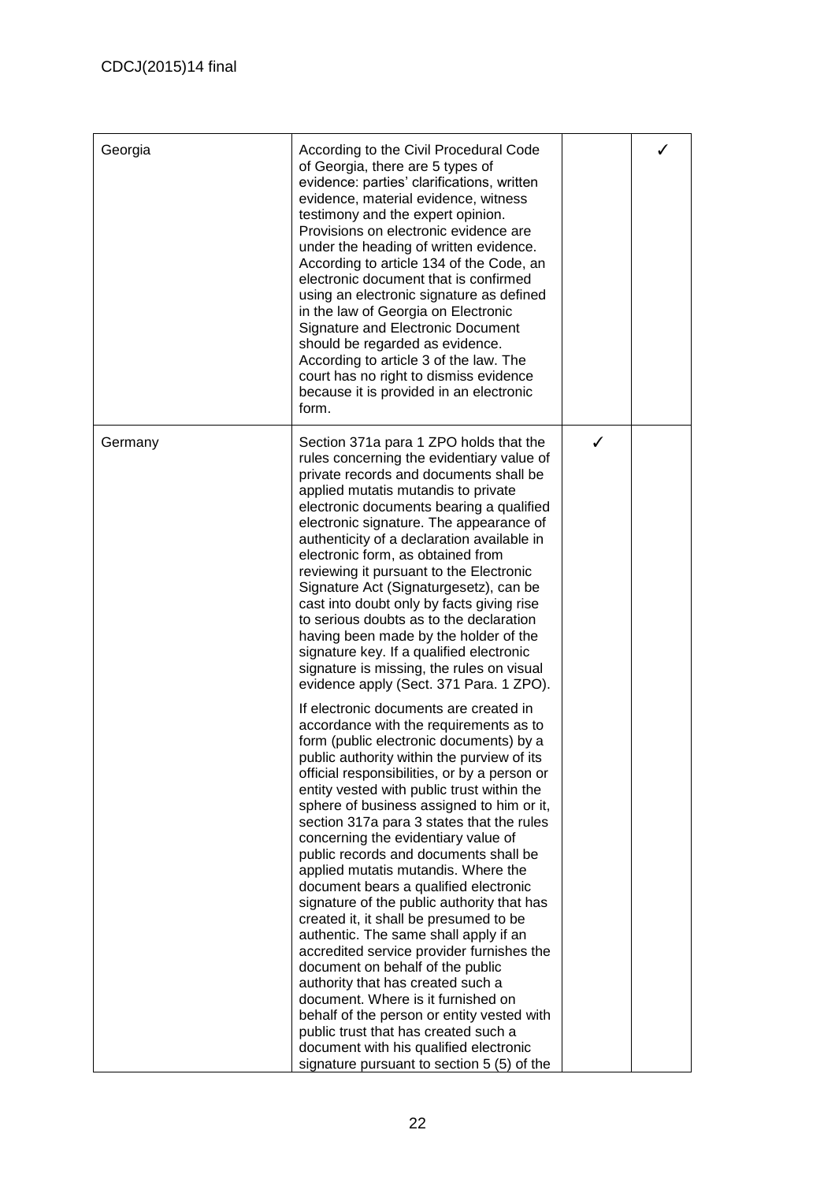| | | | |
|---|---|---|---|
| Georgia | According to the Civil Procedural Code of Georgia, there are 5 types of evidence: parties' clarifications, written evidence, material evidence, witness testimony and the expert opinion. Provisions on electronic evidence are under the heading of written evidence. According to article 134 of the Code, an electronic document that is confirmed using an electronic signature as defined in the law of Georgia on Electronic Signature and Electronic Document should be regarded as evidence. According to article 3 of the law. The court has no right to dismiss evidence because it is provided in an electronic form. | | ✓ |
| Germany | Section 371a para 1 ZPO holds that the rules concerning the evidentiary value of private records and documents shall be applied mutatis mutandis to private electronic documents bearing a qualified electronic signature. The appearance of authenticity of a declaration available in electronic form, as obtained from reviewing it pursuant to the Electronic Signature Act (Signaturgesetz), can be cast into doubt only by facts giving rise to serious doubts as to the declaration having been made by the holder of the signature key. If a qualified electronic signature is missing, the rules on visual evidence apply (Sect. 371 Para. 1 ZPO).<br><br>If electronic documents are created in accordance with the requirements as to form (public electronic documents) by a public authority within the purview of its official responsibilities, or by a person or entity vested with public trust within the sphere of business assigned to him or it, section 317a para 3 states that the rules concerning the evidentiary value of public records and documents shall be applied mutatis mutandis. Where the document bears a qualified electronic signature of the public authority that has created it, it shall be presumed to be authentic. The same shall apply if an accredited service provider furnishes the document on behalf of the public authority that has created such a document. Where is it furnished on behalf of the person or entity vested with public trust that has created such a document with his qualified electronic signature pursuant to section 5 (5) of the | ✓ | |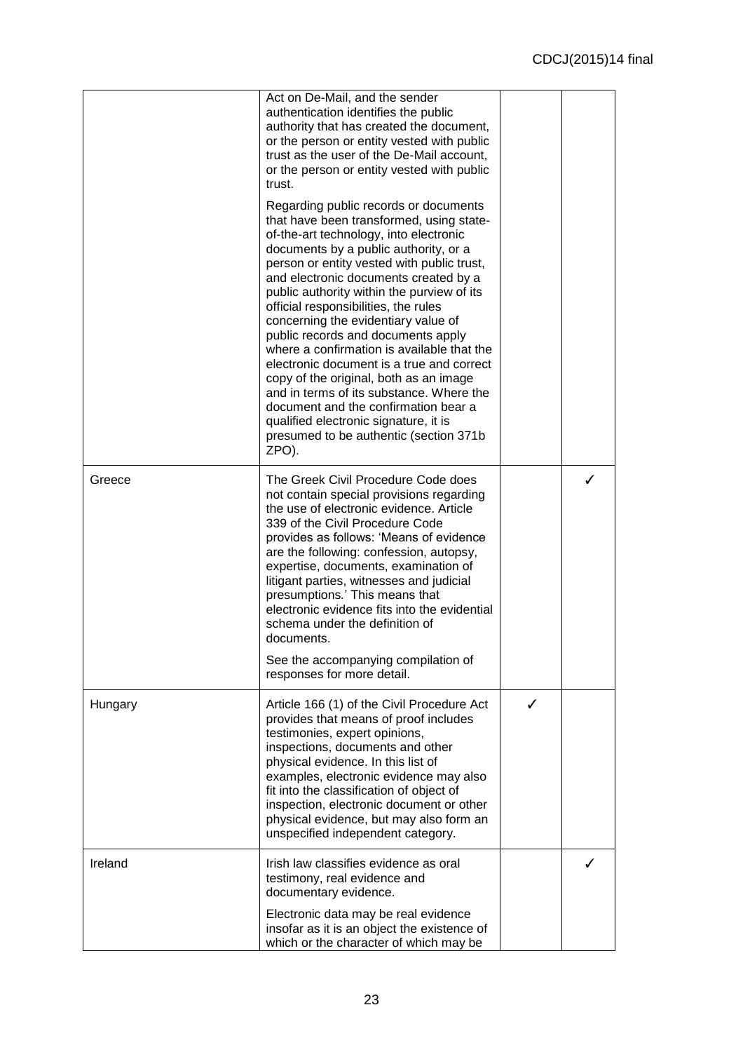| | | | |
|---|---|---|---|
| | Act on De-Mail, and the sender authentication identifies the public authority that has created the document, or the person or entity vested with public trust as the user of the De-Mail account, or the person or entity vested with public trust.<br><br>Regarding public records or documents that have been transformed, using state-of-the-art technology, into electronic documents by a public authority, or a person or entity vested with public trust, and electronic documents created by a public authority within the purview of its official responsibilities, the rules concerning the evidentiary value of public records and documents apply where a confirmation is available that the electronic document is a true and correct copy of the original, both as an image and in terms of its substance. Where the document and the confirmation bear a qualified electronic signature, it is presumed to be authentic (section 371b ZPO). | | |
| Greece | The Greek Civil Procedure Code does not contain special provisions regarding the use of electronic evidence. Article 339 of the Civil Procedure Code provides as follows: 'Means of evidence are the following: confession, autopsy, expertise, documents, examination of litigant parties, witnesses and judicial presumptions.' This means that electronic evidence fits into the evidential schema under the definition of documents.<br><br>See the accompanying compilation of responses for more detail. | | ✓ |
| Hungary | Article 166 (1) of the Civil Procedure Act provides that means of proof includes testimonies, expert opinions, inspections, documents and other physical evidence. In this list of examples, electronic evidence may also fit into the classification of object of inspection, electronic document or other physical evidence, but may also form an unspecified independent category. | ✓ | |
| Ireland | Irish law classifies evidence as oral testimony, real evidence and documentary evidence.<br><br>Electronic data may be real evidence insofar as it is an object the existence of which or the character of which may be | | ✓ |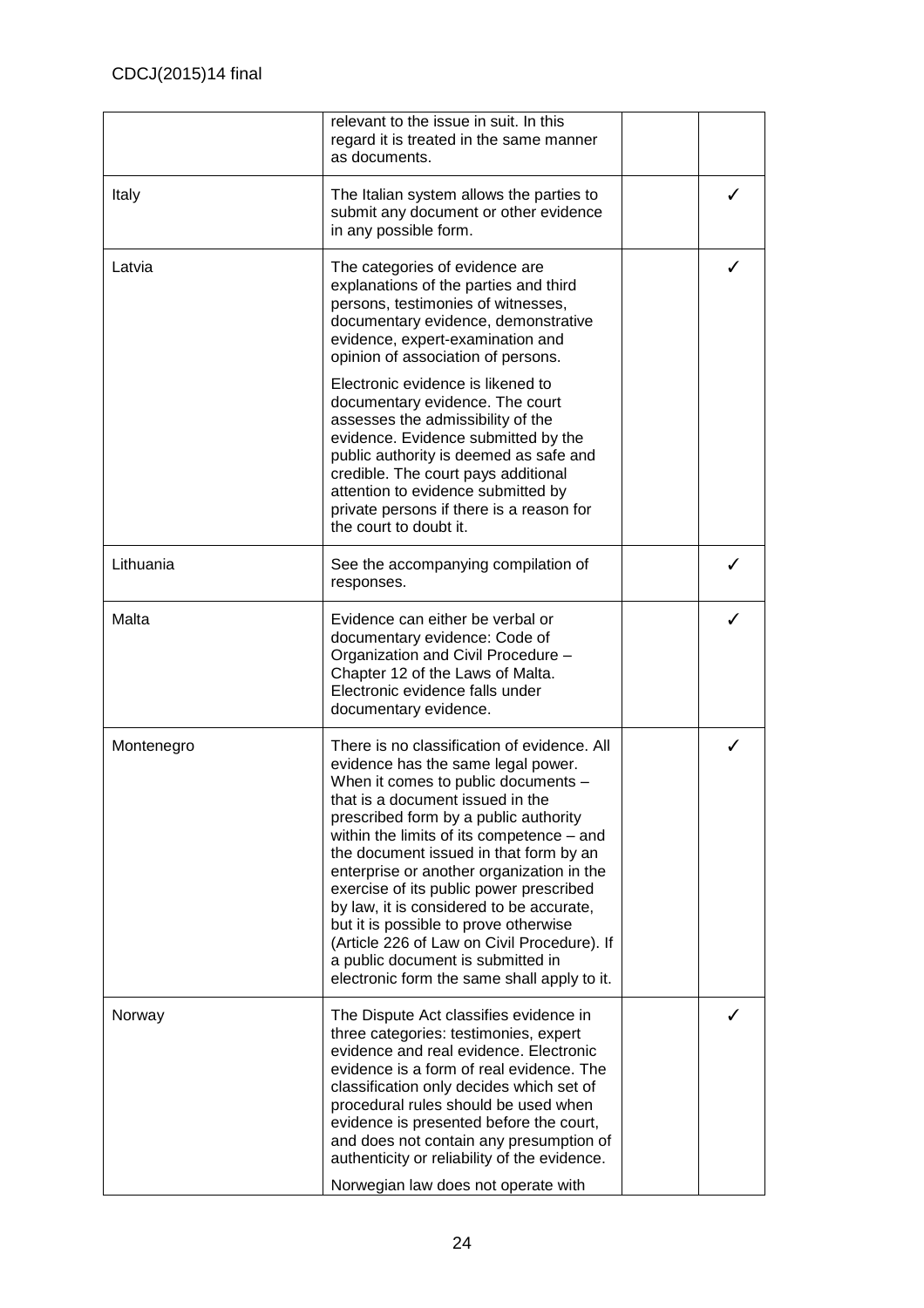| | | | |
|---|---|---|---|
| | relevant to the issue in suit. In this regard it is treated in the same manner as documents. | | |
| Italy | The Italian system allows the parties to submit any document or other evidence in any possible form. | | ✓ |
| Latvia | The categories of evidence are explanations of the parties and third persons, testimonies of witnesses, documentary evidence, demonstrative evidence, expert-examination and opinion of association of persons.<br><br>Electronic evidence is likened to documentary evidence. The court assesses the admissibility of the evidence. Evidence submitted by the public authority is deemed as safe and credible. The court pays additional attention to evidence submitted by private persons if there is a reason for the court to doubt it. | | ✓ |
| Lithuania | See the accompanying compilation of responses. | | ✓ |
| Malta | Evidence can either be verbal or documentary evidence: Code of Organization and Civil Procedure – Chapter 12 of the Laws of Malta. Electronic evidence falls under documentary evidence. | | ✓ |
| Montenegro | There is no classification of evidence. All evidence has the same legal power. When it comes to public documents – that is a document issued in the prescribed form by a public authority within the limits of its competence – and the document issued in that form by an enterprise or another organization in the exercise of its public power prescribed by law, it is considered to be accurate, but it is possible to prove otherwise (Article 226 of Law on Civil Procedure). If a public document is submitted in electronic form the same shall apply to it. | | ✓ |
| Norway | The Dispute Act classifies evidence in three categories: testimonies, expert evidence and real evidence. Electronic evidence is a form of real evidence. The classification only decides which set of procedural rules should be used when evidence is presented before the court, and does not contain any presumption of authenticity or reliability of the evidence.<br><br>Norwegian law does not operate with | | ✓ |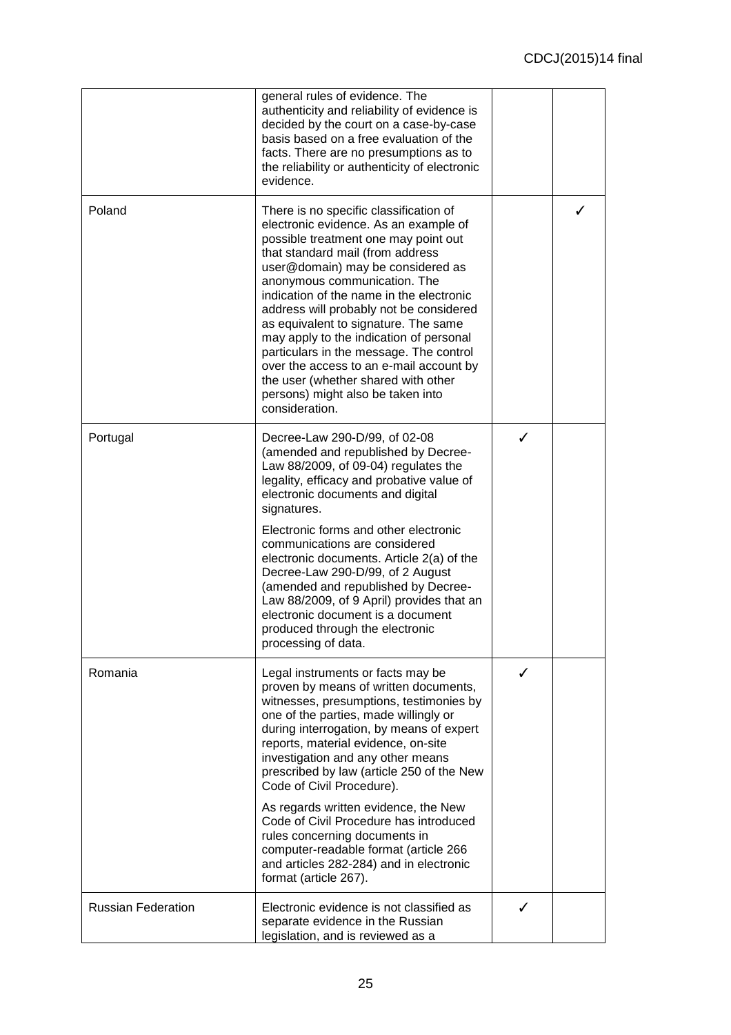|  |  |  |  |
|---|---|---|---|
|  | general rules of evidence. The authenticity and reliability of evidence is decided by the court on a case-by-case basis based on a free evaluation of the facts. There are no presumptions as to the reliability or authenticity of electronic evidence. |  |  |
| Poland | There is no specific classification of electronic evidence. As an example of possible treatment one may point out that standard mail (from address user@domain) may be considered as anonymous communication. The indication of the name in the electronic address will probably not be considered as equivalent to signature. The same may apply to the indication of personal particulars in the message. The control over the access to an e-mail account by the user (whether shared with other persons) might also be taken into consideration. |  | ✓ |
| Portugal | Decree-Law 290-D/99, of 02-08 (amended and republished by Decree-Law 88/2009, of 09-04) regulates the legality, efficacy and probative value of electronic documents and digital signatures.<br><br>Electronic forms and other electronic communications are considered electronic documents. Article 2(a) of the Decree-Law 290-D/99, of 2 August (amended and republished by Decree-Law 88/2009, of 9 April) provides that an electronic document is a document produced through the electronic processing of data. | ✓ |  |
| Romania | Legal instruments or facts may be proven by means of written documents, witnesses, presumptions, testimonies by one of the parties, made willingly or during interrogation, by means of expert reports, material evidence, on-site investigation and any other means prescribed by law (article 250 of the New Code of Civil Procedure).<br><br>As regards written evidence, the New Code of Civil Procedure has introduced rules concerning documents in computer-readable format (article 266 and articles 282-284) and in electronic format (article 267). | ✓ |  |
| Russian Federation | Electronic evidence is not classified as separate evidence in the Russian legislation, and is reviewed as a | ✓ |  |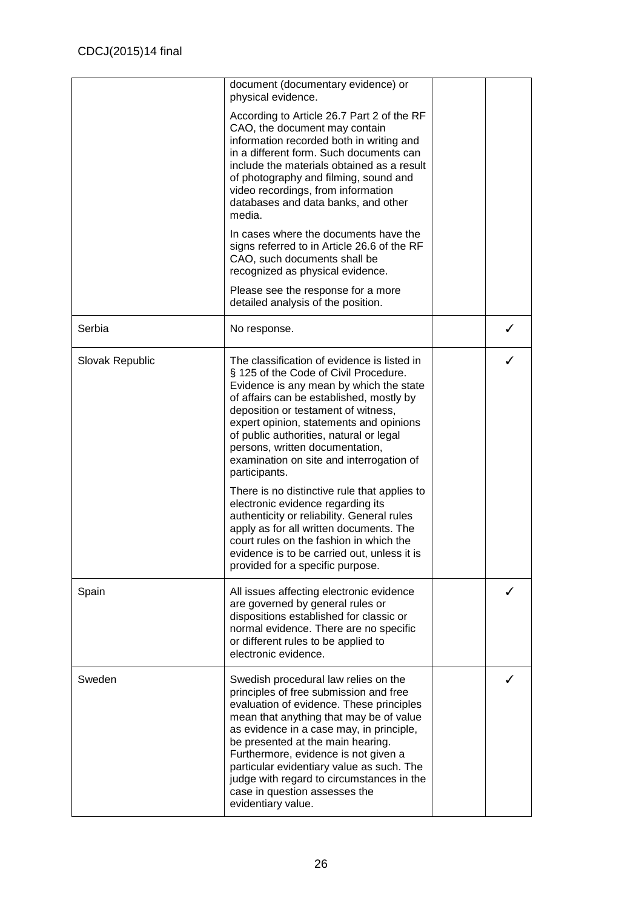| | | | |
|---|---|---|---|
| | document (documentary evidence) or physical evidence.<br><br>According to Article 26.7 Part 2 of the RF CAO, the document may contain information recorded both in writing and in a different form. Such documents can include the materials obtained as a result of photography and filming, sound and video recordings, from information databases and data banks, and other media.<br><br>In cases where the documents have the signs referred to in Article 26.6 of the RF CAO, such documents shall be recognized as physical evidence.<br><br>Please see the response for a more detailed analysis of the position. | | |
| Serbia | No response. | | ✓ |
| Slovak Republic | The classification of evidence is listed in § 125 of the Code of Civil Procedure. Evidence is any mean by which the state of affairs can be established, mostly by deposition or testament of witness, expert opinion, statements and opinions of public authorities, natural or legal persons, written documentation, examination on site and interrogation of participants.<br><br>There is no distinctive rule that applies to electronic evidence regarding its authenticity or reliability. General rules apply as for all written documents. The court rules on the fashion in which the evidence is to be carried out, unless it is provided for a specific purpose. | | ✓ |
| Spain | All issues affecting electronic evidence are governed by general rules or dispositions established for classic or normal evidence. There are no specific or different rules to be applied to electronic evidence. | | ✓ |
| Sweden | Swedish procedural law relies on the principles of free submission and free evaluation of evidence. These principles mean that anything that may be of value as evidence in a case may, in principle, be presented at the main hearing. Furthermore, evidence is not given a particular evidentiary value as such. The judge with regard to circumstances in the case in question assesses the evidentiary value. | | ✓ |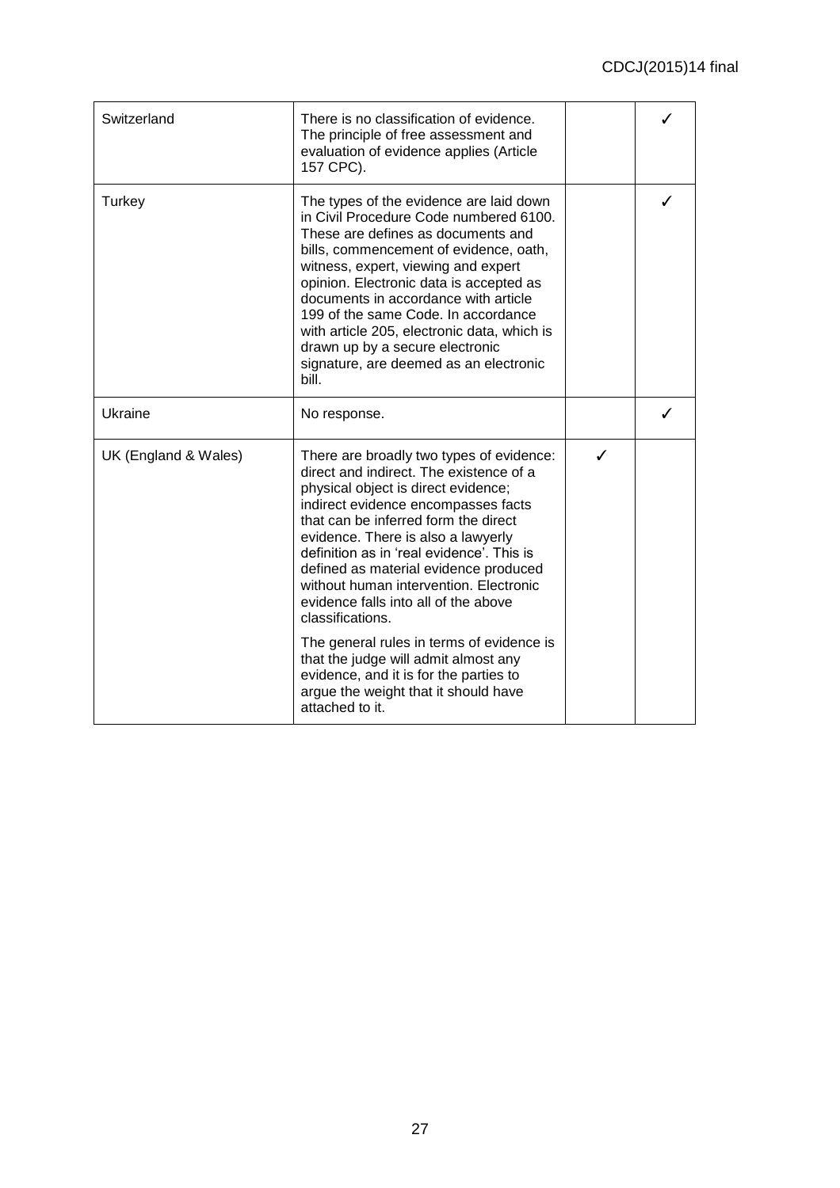| | | | |
|---|---|---|---|
| Switzerland | There is no classification of evidence. The principle of free assessment and evaluation of evidence applies (Article 157 CPC). | | ✓ |
| Turkey | The types of the evidence are laid down in Civil Procedure Code numbered 6100. These are defines as documents and bills, commencement of evidence, oath, witness, expert, viewing and expert opinion. Electronic data is accepted as documents in accordance with article 199 of the same Code. In accordance with article 205, electronic data, which is drawn up by a secure electronic signature, are deemed as an electronic bill. | | ✓ |
| Ukraine | No response. | | ✓ |
| UK (England & Wales) | There are broadly two types of evidence: direct and indirect. The existence of a physical object is direct evidence; indirect evidence encompasses facts that can be inferred form the direct evidence. There is also a lawyerly definition as in 'real evidence'. This is defined as material evidence produced without human intervention. Electronic evidence falls into all of the above classifications.<br><br>The general rules in terms of evidence is that the judge will admit almost any evidence, and it is for the parties to argue the weight that it should have attached to it. | ✓ | |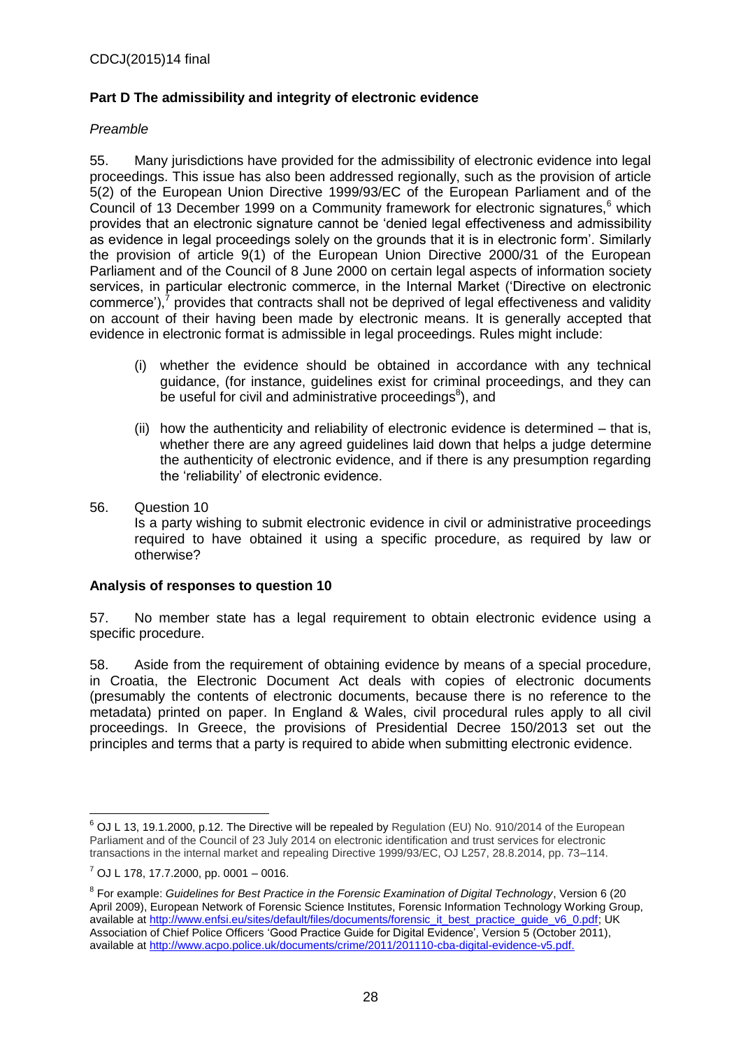## Part D The admissibility and integrity of electronic evidence

*Preamble*

55. Many jurisdictions have provided for the admissibility of electronic evidence into legal proceedings. This issue has also been addressed regionally, such as the provision of article 5(2) of the European Union Directive 1999/93/EC of the European Parliament and of the Council of 13 December 1999 on a Community framework for electronic signatures,[6] which provides that an electronic signature cannot be 'denied legal effectiveness and admissibility as evidence in legal proceedings solely on the grounds that it is in electronic form'. Similarly the provision of article 9(1) of the European Union Directive 2000/31 of the European Parliament and of the Council of 8 June 2000 on certain legal aspects of information society services, in particular electronic commerce, in the Internal Market ('Directive on electronic commerce'),[7] provides that contracts shall not be deprived of legal effectiveness and validity on account of their having been made by electronic means. It is generally accepted that evidence in electronic format is admissible in legal proceedings. Rules might include:

(i) whether the evidence should be obtained in accordance with any technical guidance, (for instance, guidelines exist for criminal proceedings, and they can be useful for civil and administrative proceedings[8]), and

(ii) how the authenticity and reliability of electronic evidence is determined – that is, whether there are any agreed guidelines laid down that helps a judge determine the authenticity of electronic evidence, and if there is any presumption regarding the 'reliability' of electronic evidence.

56. Question 10
Is a party wishing to submit electronic evidence in civil or administrative proceedings required to have obtained it using a specific procedure, as required by law or otherwise?

### Analysis of responses to question 10

57. No member state has a legal requirement to obtain electronic evidence using a specific procedure.

58. Aside from the requirement of obtaining evidence by means of a special procedure, in Croatia, the Electronic Document Act deals with copies of electronic documents (presumably the contents of electronic documents, because there is no reference to the metadata) printed on paper. In England & Wales, civil procedural rules apply to all civil proceedings. In Greece, the provisions of Presidential Decree 150/2013 set out the principles and terms that a party is required to abide when submitting electronic evidence.

---

[6] OJ L 13, 19.1.2000, p.12. The Directive will be repealed by Regulation (EU) No. 910/2014 of the European Parliament and of the Council of 23 July 2014 on electronic identification and trust services for electronic transactions in the internal market and repealing Directive 1999/93/EC, OJ L257, 28.8.2014, pp. 73–114.

[7] OJ L 178, 17.7.2000, pp. 0001 – 0016.

[8] For example: *Guidelines for Best Practice in the Forensic Examination of Digital Technology*, Version 6 (20 April 2009), European Network of Forensic Science Institutes, Forensic Information Technology Working Group, available at http://www.enfsi.eu/sites/default/files/documents/forensic_it_best_practice_guide_v6_0.pdf; UK Association of Chief Police Officers 'Good Practice Guide for Digital Evidence', Version 5 (October 2011), available at http://www.acpo.police.uk/documents/crime/2011/201110-cba-digital-evidence-v5.pdf.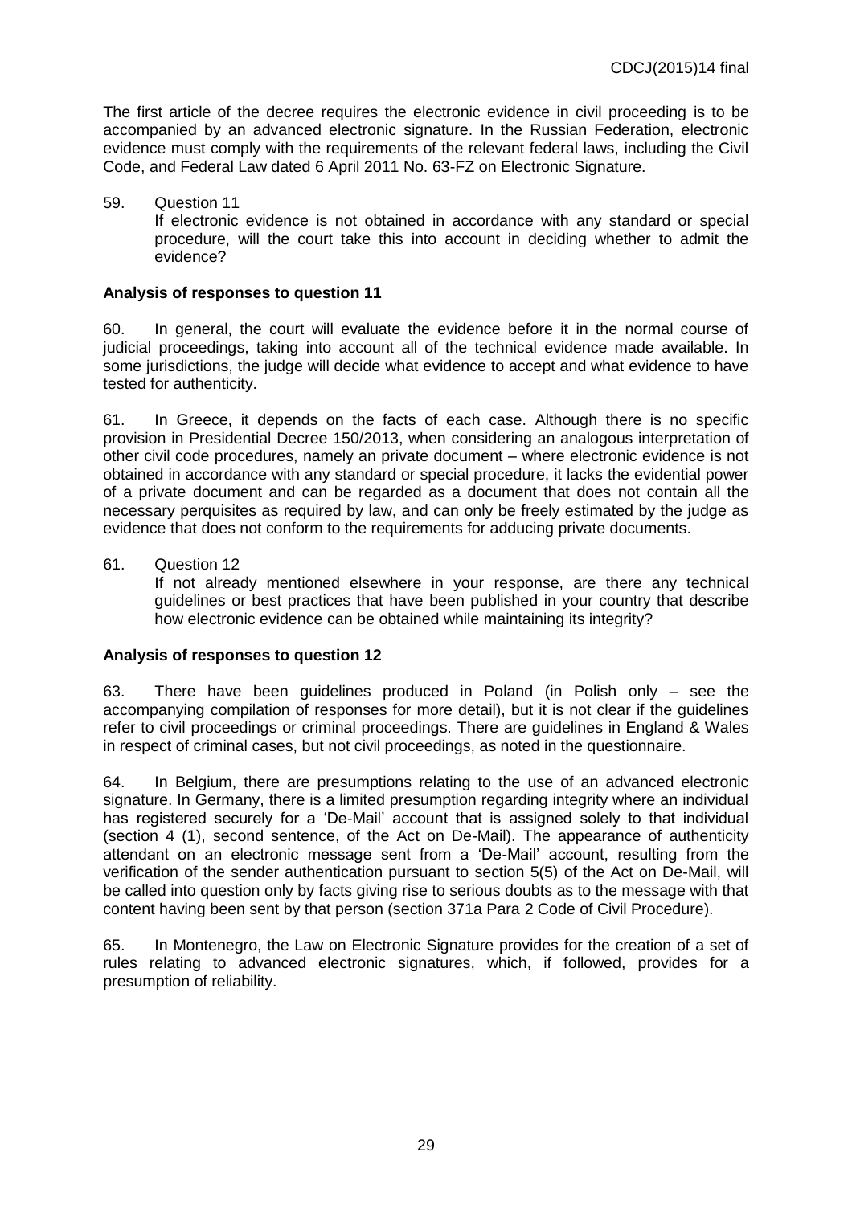The first article of the decree requires the electronic evidence in civil proceeding is to be accompanied by an advanced electronic signature. In the Russian Federation, electronic evidence must comply with the requirements of the relevant federal laws, including the Civil Code, and Federal Law dated 6 April 2011 No. 63-FZ on Electronic Signature.

59. Question 11

If electronic evidence is not obtained in accordance with any standard or special procedure, will the court take this into account in deciding whether to admit the evidence?

**Analysis of responses to question 11**

60. In general, the court will evaluate the evidence before it in the normal course of judicial proceedings, taking into account all of the technical evidence made available. In some jurisdictions, the judge will decide what evidence to accept and what evidence to have tested for authenticity.

61. In Greece, it depends on the facts of each case. Although there is no specific provision in Presidential Decree 150/2013, when considering an analogous interpretation of other civil code procedures, namely an private document – where electronic evidence is not obtained in accordance with any standard or special procedure, it lacks the evidential power of a private document and can be regarded as a document that does not contain all the necessary perquisites as required by law, and can only be freely estimated by the judge as evidence that does not conform to the requirements for adducing private documents.

61. Question 12

If not already mentioned elsewhere in your response, are there any technical guidelines or best practices that have been published in your country that describe how electronic evidence can be obtained while maintaining its integrity?

**Analysis of responses to question 12**

63. There have been guidelines produced in Poland (in Polish only – see the accompanying compilation of responses for more detail), but it is not clear if the guidelines refer to civil proceedings or criminal proceedings. There are guidelines in England & Wales in respect of criminal cases, but not civil proceedings, as noted in the questionnaire.

64. In Belgium, there are presumptions relating to the use of an advanced electronic signature. In Germany, there is a limited presumption regarding integrity where an individual has registered securely for a 'De-Mail' account that is assigned solely to that individual (section 4 (1), second sentence, of the Act on De-Mail). The appearance of authenticity attendant on an electronic message sent from a 'De-Mail' account, resulting from the verification of the sender authentication pursuant to section 5(5) of the Act on De-Mail, will be called into question only by facts giving rise to serious doubts as to the message with that content having been sent by that person (section 371a Para 2 Code of Civil Procedure).

65. In Montenegro, the Law on Electronic Signature provides for the creation of a set of rules relating to advanced electronic signatures, which, if followed, provides for a presumption of reliability.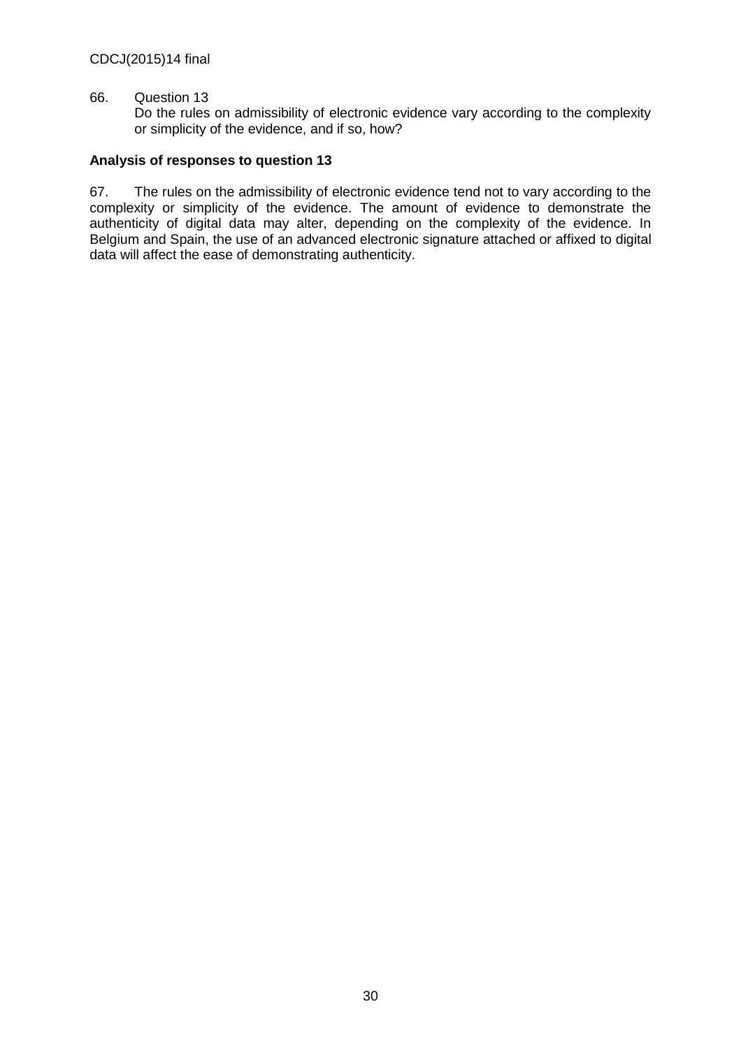66. Question 13
    Do the rules on admissibility of electronic evidence vary according to the complexity or simplicity of the evidence, and if so, how?

**Analysis of responses to question 13**

67. The rules on the admissibility of electronic evidence tend not to vary according to the complexity or simplicity of the evidence. The amount of evidence to demonstrate the authenticity of digital data may alter, depending on the complexity of the evidence. In Belgium and Spain, the use of an advanced electronic signature attached or affixed to digital data will affect the ease of demonstrating authenticity.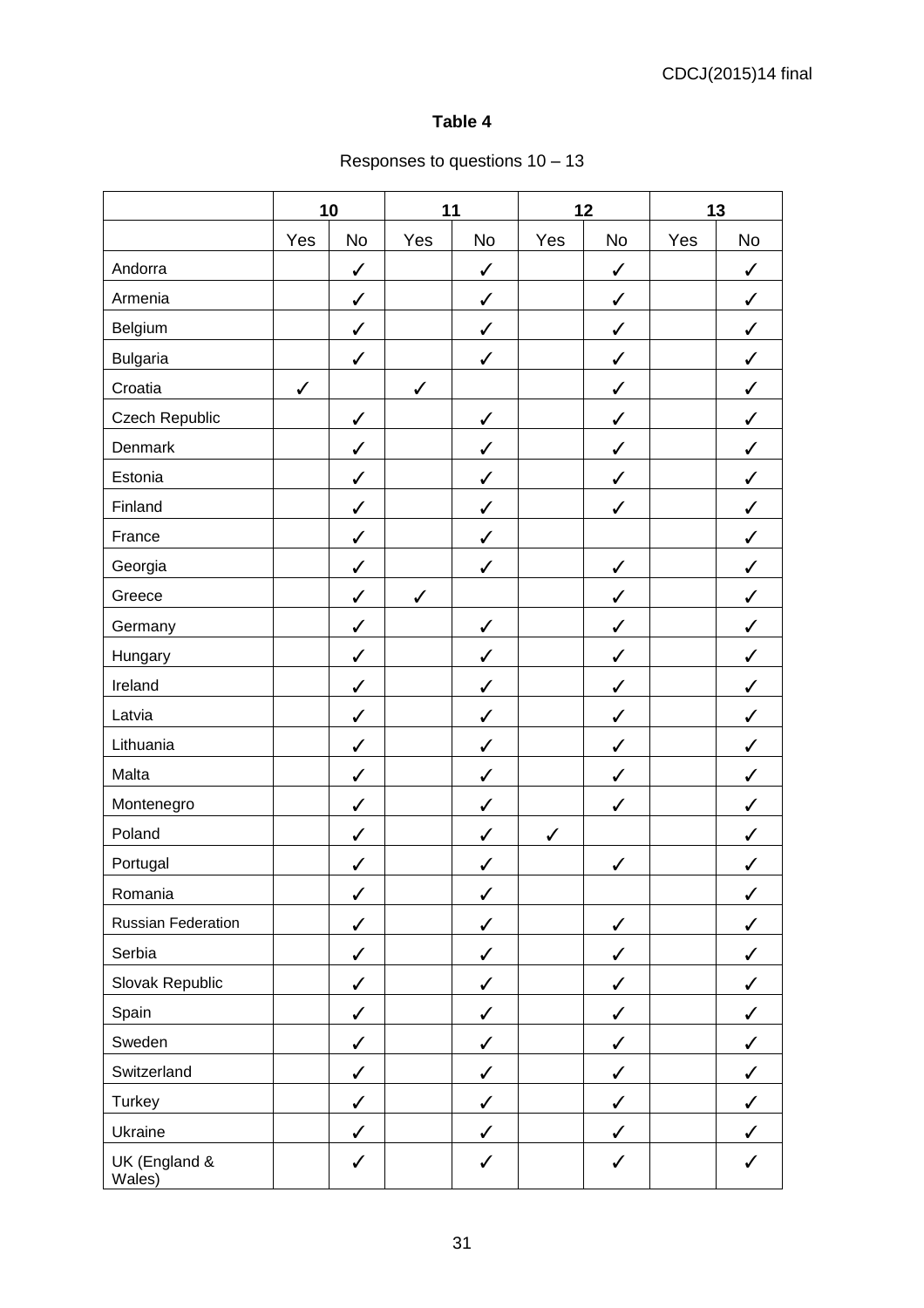**Table 4**

Responses to questions 10 – 13

| | 10 | | 11 | | 12 | | 13 | |
|---|---|---|---|---|---|---|---|---|
| | Yes | No | Yes | No | Yes | No | Yes | No |
| Andorra | | ✓ | | ✓ | | ✓ | | ✓ |
| Armenia | | ✓ | | ✓ | | ✓ | | ✓ |
| Belgium | | ✓ | | ✓ | | ✓ | | ✓ |
| Bulgaria | | ✓ | | ✓ | | ✓ | | ✓ |
| Croatia | ✓ | | ✓ | | | ✓ | | ✓ |
| Czech Republic | | ✓ | | ✓ | | ✓ | | ✓ |
| Denmark | | ✓ | | ✓ | | ✓ | | ✓ |
| Estonia | | ✓ | | ✓ | | ✓ | | ✓ |
| Finland | | ✓ | | ✓ | | ✓ | | ✓ |
| France | | ✓ | | ✓ | | | | ✓ |
| Georgia | | ✓ | | ✓ | | ✓ | | ✓ |
| Greece | | ✓ | ✓ | | | ✓ | | ✓ |
| Germany | | ✓ | | ✓ | | ✓ | | ✓ |
| Hungary | | ✓ | | ✓ | | ✓ | | ✓ |
| Ireland | | ✓ | | ✓ | | ✓ | | ✓ |
| Latvia | | ✓ | | ✓ | | ✓ | | ✓ |
| Lithuania | | ✓ | | ✓ | | ✓ | | ✓ |
| Malta | | ✓ | | ✓ | | ✓ | | ✓ |
| Montenegro | | ✓ | | ✓ | | ✓ | | ✓ |
| Poland | | ✓ | | ✓ | ✓ | | | ✓ |
| Portugal | | ✓ | | ✓ | | ✓ | | ✓ |
| Romania | | ✓ | | ✓ | | | | ✓ |
| Russian Federation | | ✓ | | ✓ | | ✓ | | ✓ |
| Serbia | | ✓ | | ✓ | | ✓ | | ✓ |
| Slovak Republic | | ✓ | | ✓ | | ✓ | | ✓ |
| Spain | | ✓ | | ✓ | | ✓ | | ✓ |
| Sweden | | ✓ | | ✓ | | ✓ | | ✓ |
| Switzerland | | ✓ | | ✓ | | ✓ | | ✓ |
| Turkey | | ✓ | | ✓ | | ✓ | | ✓ |
| Ukraine | | ✓ | | ✓ | | ✓ | | ✓ |
| UK (England & Wales) | | ✓ | | ✓ | | ✓ | | ✓ |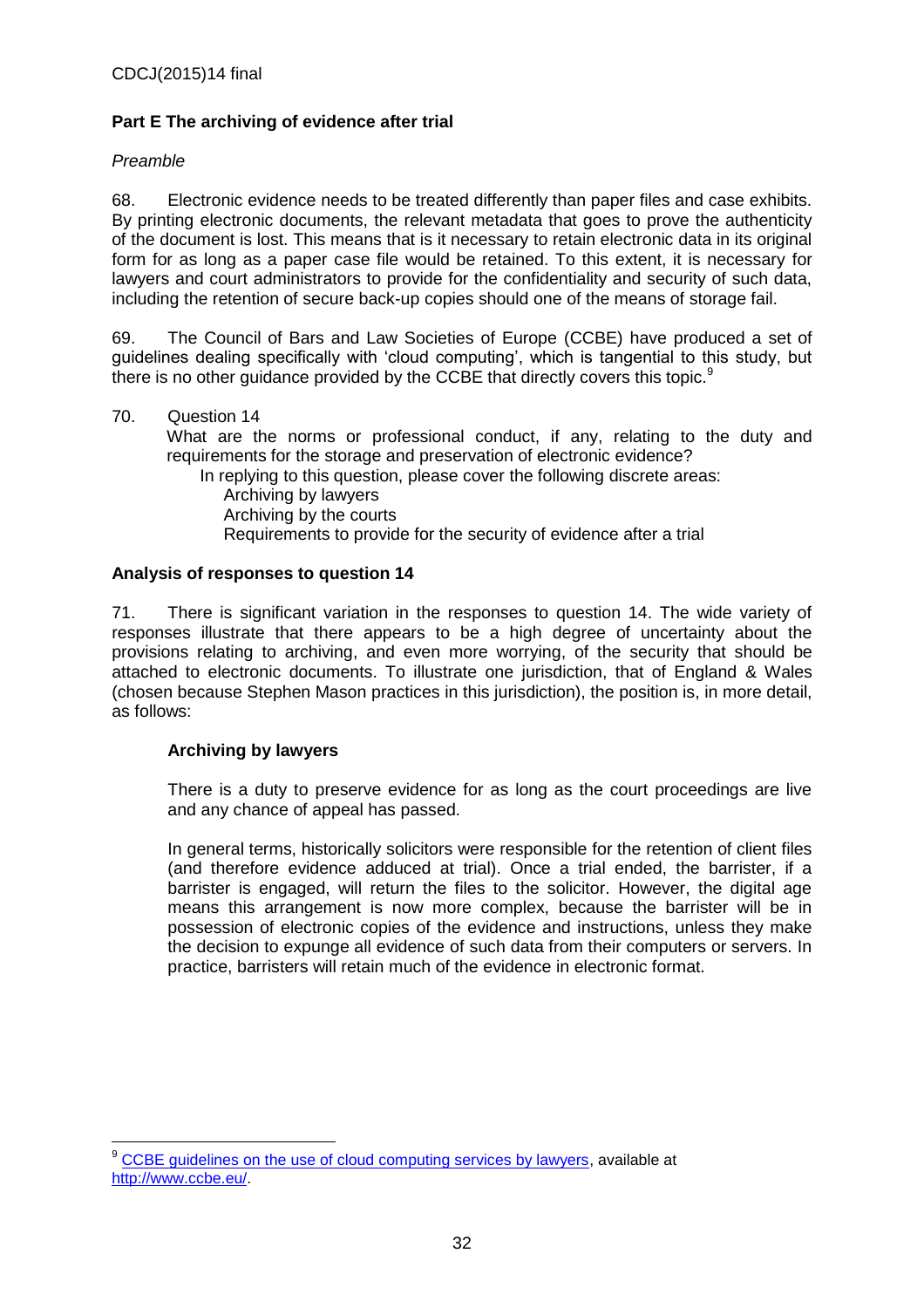## Part E The archiving of evidence after trial

*Preamble*

68. Electronic evidence needs to be treated differently than paper files and case exhibits. By printing electronic documents, the relevant metadata that goes to prove the authenticity of the document is lost. This means that is it necessary to retain electronic data in its original form for as long as a paper case file would be retained. To this extent, it is necessary for lawyers and court administrators to provide for the confidentiality and security of such data, including the retention of secure back-up copies should one of the means of storage fail.

69. The Council of Bars and Law Societies of Europe (CCBE) have produced a set of guidelines dealing specifically with 'cloud computing', which is tangential to this study, but there is no other guidance provided by the CCBE that directly covers this topic.[9]

70. Question 14

What are the norms or professional conduct, if any, relating to the duty and requirements for the storage and preservation of electronic evidence?

In replying to this question, please cover the following discrete areas:

- Archiving by lawyers
- Archiving by the courts
- Requirements to provide for the security of evidence after a trial

### Analysis of responses to question 14

71. There is significant variation in the responses to question 14. The wide variety of responses illustrate that there appears to be a high degree of uncertainty about the provisions relating to archiving, and even more worrying, of the security that should be attached to electronic documents. To illustrate one jurisdiction, that of England & Wales (chosen because Stephen Mason practices in this jurisdiction), the position is, in more detail, as follows:

**Archiving by lawyers**

There is a duty to preserve evidence for as long as the court proceedings are live and any chance of appeal has passed.

In general terms, historically solicitors were responsible for the retention of client files (and therefore evidence adduced at trial). Once a trial ended, the barrister, if a barrister is engaged, will return the files to the solicitor. However, the digital age means this arrangement is now more complex, because the barrister will be in possession of electronic copies of the evidence and instructions, unless they make the decision to expunge all evidence of such data from their computers or servers. In practice, barristers will retain much of the evidence in electronic format.

---

[9] CCBE guidelines on the use of cloud computing services by lawyers, available at http://www.ccbe.eu/.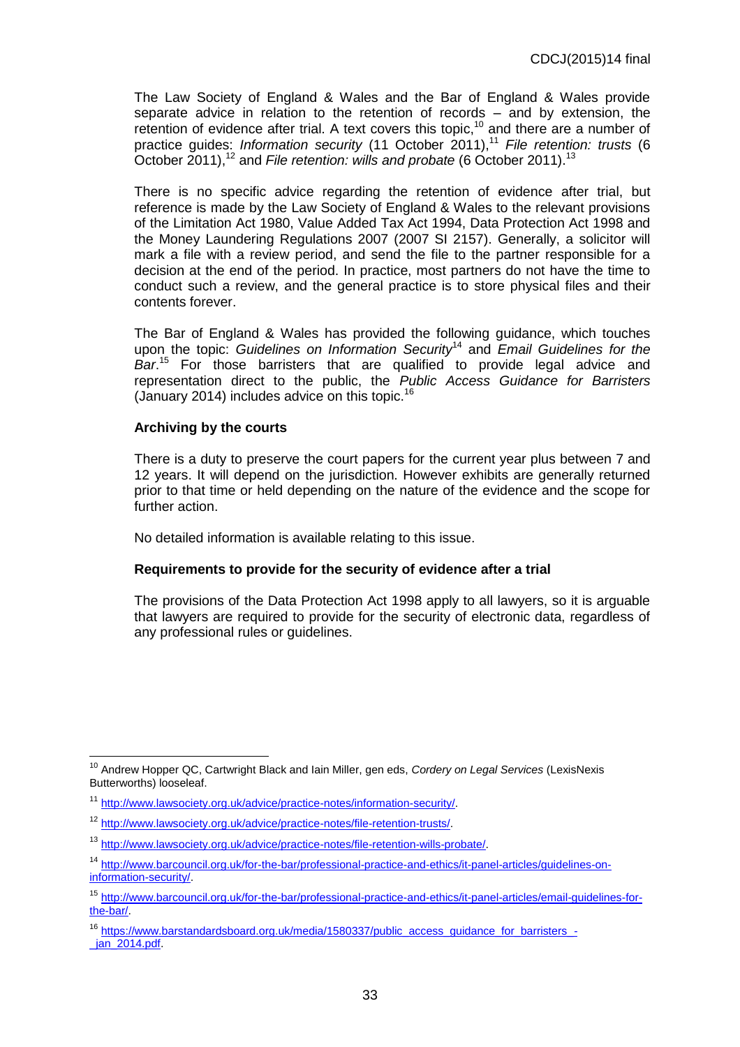The Law Society of England & Wales and the Bar of England & Wales provide separate advice in relation to the retention of records – and by extension, the retention of evidence after trial. A text covers this topic,[10] and there are a number of practice guides: *Information security* (11 October 2011),[11] *File retention: trusts* (6 October 2011),[12] and *File retention: wills and probate* (6 October 2011).[13]

There is no specific advice regarding the retention of evidence after trial, but reference is made by the Law Society of England & Wales to the relevant provisions of the Limitation Act 1980, Value Added Tax Act 1994, Data Protection Act 1998 and the Money Laundering Regulations 2007 (2007 SI 2157). Generally, a solicitor will mark a file with a review period, and send the file to the partner responsible for a decision at the end of the period. In practice, most partners do not have the time to conduct such a review, and the general practice is to store physical files and their contents forever.

The Bar of England & Wales has provided the following guidance, which touches upon the topic: *Guidelines on Information Security*[14] and *Email Guidelines for the Bar*.[15] For those barristers that are qualified to provide legal advice and representation direct to the public, the *Public Access Guidance for Barristers* (January 2014) includes advice on this topic.[16]

**Archiving by the courts**

There is a duty to preserve the court papers for the current year plus between 7 and 12 years. It will depend on the jurisdiction. However exhibits are generally returned prior to that time or held depending on the nature of the evidence and the scope for further action.

No detailed information is available relating to this issue.

**Requirements to provide for the security of evidence after a trial**

The provisions of the Data Protection Act 1998 apply to all lawyers, so it is arguable that lawyers are required to provide for the security of electronic data, regardless of any professional rules or guidelines.

---

[10] Andrew Hopper QC, Cartwright Black and Iain Miller, gen eds, *Cordery on Legal Services* (LexisNexis Butterworths) looseleaf.

[11] http://www.lawsociety.org.uk/advice/practice-notes/information-security/.

[12] http://www.lawsociety.org.uk/advice/practice-notes/file-retention-trusts/.

[13] http://www.lawsociety.org.uk/advice/practice-notes/file-retention-wills-probate/.

[14] http://www.barcouncil.org.uk/for-the-bar/professional-practice-and-ethics/it-panel-articles/guidelines-on-information-security/.

[15] http://www.barcouncil.org.uk/for-the-bar/professional-practice-and-ethics/it-panel-articles/email-guidelines-for-the-bar/.

[16] https://www.barstandardsboard.org.uk/media/1580337/public_access_guidance_for_barristers_-_jan_2014.pdf.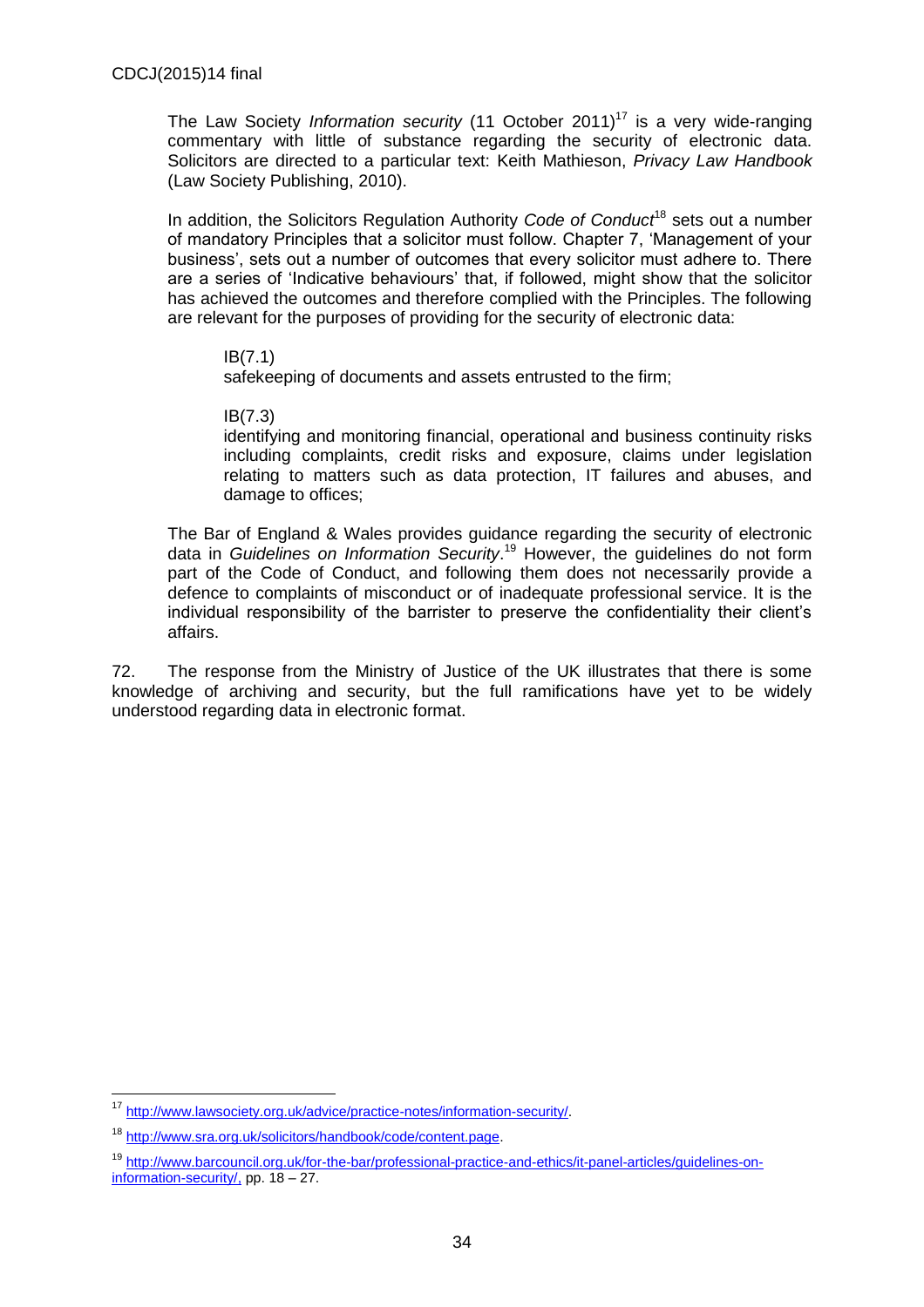The Law Society *Information security* (11 October 2011)[17] is a very wide-ranging commentary with little of substance regarding the security of electronic data. Solicitors are directed to a particular text: Keith Mathieson, *Privacy Law Handbook* (Law Society Publishing, 2010).

In addition, the Solicitors Regulation Authority *Code of Conduct*[18] sets out a number of mandatory Principles that a solicitor must follow. Chapter 7, 'Management of your business', sets out a number of outcomes that every solicitor must adhere to. There are a series of 'Indicative behaviours' that, if followed, might show that the solicitor has achieved the outcomes and therefore complied with the Principles. The following are relevant for the purposes of providing for the security of electronic data:

> IB(7.1)
> safekeeping of documents and assets entrusted to the firm;
>
> IB(7.3)
> identifying and monitoring financial, operational and business continuity risks including complaints, credit risks and exposure, claims under legislation relating to matters such as data protection, IT failures and abuses, and damage to offices;

The Bar of England & Wales provides guidance regarding the security of electronic data in *Guidelines on Information Security*.[19] However, the guidelines do not form part of the Code of Conduct, and following them does not necessarily provide a defence to complaints of misconduct or of inadequate professional service. It is the individual responsibility of the barrister to preserve the confidentiality their client's affairs.

72. The response from the Ministry of Justice of the UK illustrates that there is some knowledge of archiving and security, but the full ramifications have yet to be widely understood regarding data in electronic format.

---

[17] http://www.lawsociety.org.uk/advice/practice-notes/information-security/.

[18] http://www.sra.org.uk/solicitors/handbook/code/content.page.

[19] http://www.barcouncil.org.uk/for-the-bar/professional-practice-and-ethics/it-panel-articles/guidelines-on-information-security/, pp. 18 – 27.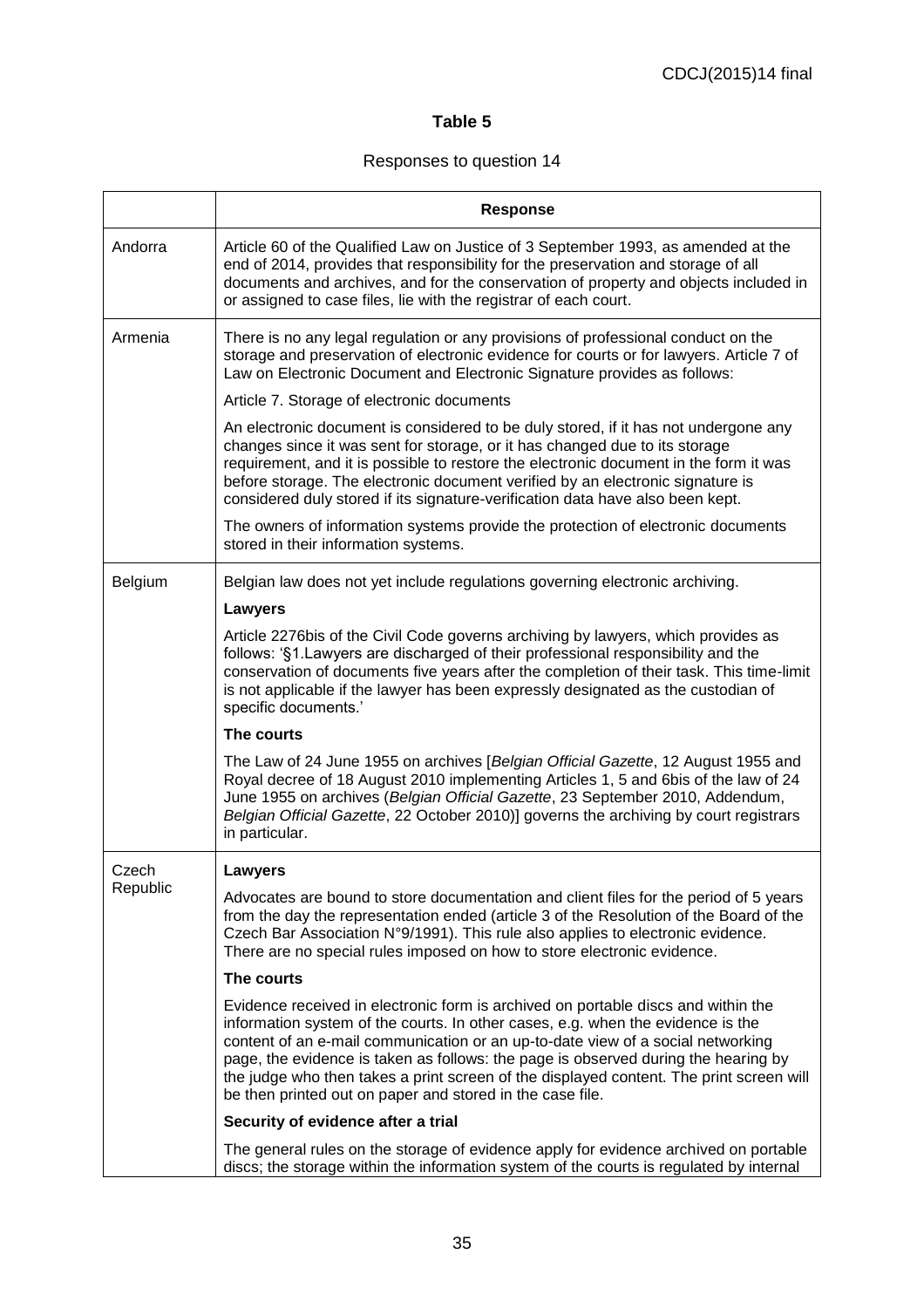## Table 5

Responses to question 14

| | **Response** |
|---|---|
| Andorra | Article 60 of the Qualified Law on Justice of 3 September 1993, as amended at the end of 2014, provides that responsibility for the preservation and storage of all documents and archives, and for the conservation of property and objects included in or assigned to case files, lie with the registrar of each court. |
| Armenia | There is no any legal regulation or any provisions of professional conduct on the storage and preservation of electronic evidence for courts or for lawyers. Article 7 of Law on Electronic Document and Electronic Signature provides as follows:<br><br>Article 7. Storage of electronic documents<br><br>An electronic document is considered to be duly stored, if it has not undergone any changes since it was sent for storage, or it has changed due to its storage requirement, and it is possible to restore the electronic document in the form it was before storage. The electronic document verified by an electronic signature is considered duly stored if its signature-verification data have also been kept.<br><br>The owners of information systems provide the protection of electronic documents stored in their information systems. |
| Belgium | Belgian law does not yet include regulations governing electronic archiving.<br><br>**Lawyers**<br><br>Article 2276bis of the Civil Code governs archiving by lawyers, which provides as follows: '§1.Lawyers are discharged of their professional responsibility and the conservation of documents five years after the completion of their task. This time-limit is not applicable if the lawyer has been expressly designated as the custodian of specific documents.'<br><br>**The courts**<br><br>The Law of 24 June 1955 on archives [*Belgian Official Gazette*, 12 August 1955 and Royal decree of 18 August 2010 implementing Articles 1, 5 and 6bis of the law of 24 June 1955 on archives (*Belgian Official Gazette*, 23 September 2010, Addendum, *Belgian Official Gazette*, 22 October 2010)] governs the archiving by court registrars in particular. |
| Czech Republic | **Lawyers**<br><br>Advocates are bound to store documentation and client files for the period of 5 years from the day the representation ended (article 3 of the Resolution of the Board of the Czech Bar Association N°9/1991). This rule also applies to electronic evidence. There are no special rules imposed on how to store electronic evidence.<br><br>**The courts**<br><br>Evidence received in electronic form is archived on portable discs and within the information system of the courts. In other cases, e.g. when the evidence is the content of an e-mail communication or an up-to-date view of a social networking page, the evidence is taken as follows: the page is observed during the hearing by the judge who then takes a print screen of the displayed content. The print screen will be then printed out on paper and stored in the case file.<br><br>**Security of evidence after a trial**<br><br>The general rules on the storage of evidence apply for evidence archived on portable discs; the storage within the information system of the courts is regulated by internal |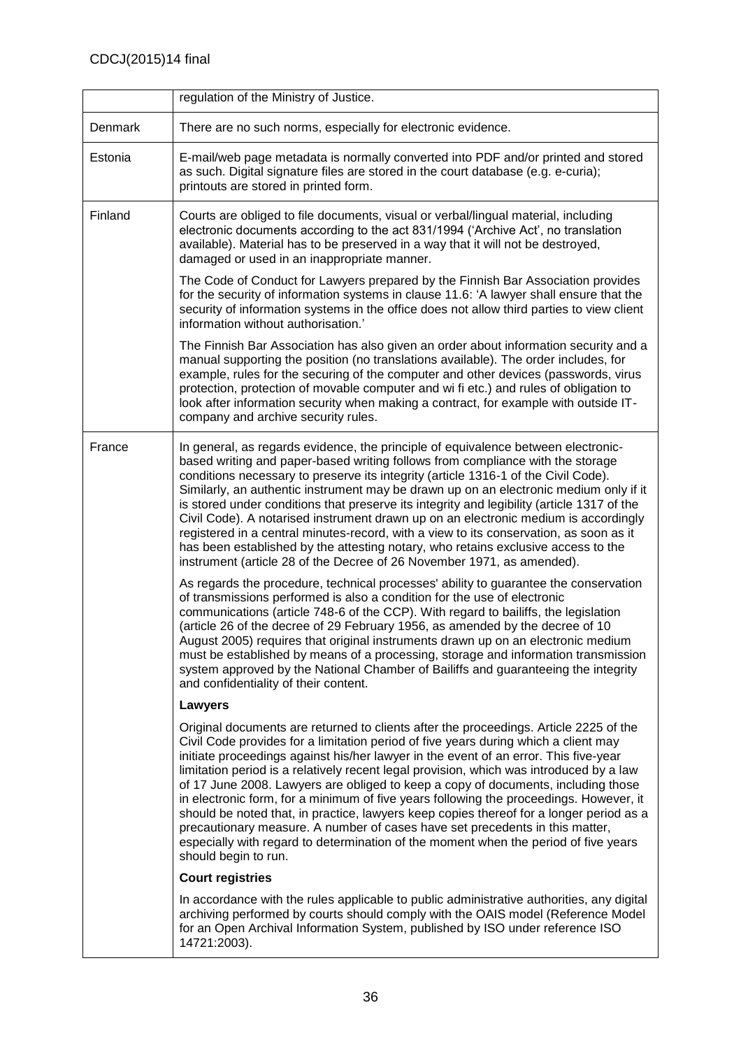| | |
|---|---|
| | regulation of the Ministry of Justice. |
| Denmark | There are no such norms, especially for electronic evidence. |
| Estonia | E-mail/web page metadata is normally converted into PDF and/or printed and stored as such. Digital signature files are stored in the court database (e.g. e-curia); printouts are stored in printed form. |
| Finland | Courts are obliged to file documents, visual or verbal/lingual material, including electronic documents according to the act 831/1994 ('Archive Act', no translation available). Material has to be preserved in a way that it will not be destroyed, damaged or used in an inappropriate manner.<br><br>The Code of Conduct for Lawyers prepared by the Finnish Bar Association provides for the security of information systems in clause 11.6: 'A lawyer shall ensure that the security of information systems in the office does not allow third parties to view client information without authorisation.'<br><br>The Finnish Bar Association has also given an order about information security and a manual supporting the position (no translations available). The order includes, for example, rules for the securing of the computer and other devices (passwords, virus protection, protection of movable computer and wi fi etc.) and rules of obligation to look after information security when making a contract, for example with outside IT-company and archive security rules. |
| France | In general, as regards evidence, the principle of equivalence between electronic-based writing and paper-based writing follows from compliance with the storage conditions necessary to preserve its integrity (article 1316-1 of the Civil Code). Similarly, an authentic instrument may be drawn up on an electronic medium only if it is stored under conditions that preserve its integrity and legibility (article 1317 of the Civil Code). A notarised instrument drawn up on an electronic medium is accordingly registered in a central minutes-record, with a view to its conservation, as soon as it has been established by the attesting notary, who retains exclusive access to the instrument (article 28 of the Decree of 26 November 1971, as amended).<br><br>As regards the procedure, technical processes' ability to guarantee the conservation of transmissions performed is also a condition for the use of electronic communications (article 748-6 of the CCP). With regard to bailiffs, the legislation (article 26 of the decree of 29 February 1956, as amended by the decree of 10 August 2005) requires that original instruments drawn up on an electronic medium must be established by means of a processing, storage and information transmission system approved by the National Chamber of Bailiffs and guaranteeing the integrity and confidentiality of their content.<br><br>**Lawyers**<br><br>Original documents are returned to clients after the proceedings. Article 2225 of the Civil Code provides for a limitation period of five years during which a client may initiate proceedings against his/her lawyer in the event of an error. This five-year limitation period is a relatively recent legal provision, which was introduced by a law of 17 June 2008. Lawyers are obliged to keep a copy of documents, including those in electronic form, for a minimum of five years following the proceedings. However, it should be noted that, in practice, lawyers keep copies thereof for a longer period as a precautionary measure. A number of cases have set precedents in this matter, especially with regard to determination of the moment when the period of five years should begin to run.<br><br>**Court registries**<br><br>In accordance with the rules applicable to public administrative authorities, any digital archiving performed by courts should comply with the OAIS model (Reference Model for an Open Archival Information System, published by ISO under reference ISO 14721:2003). |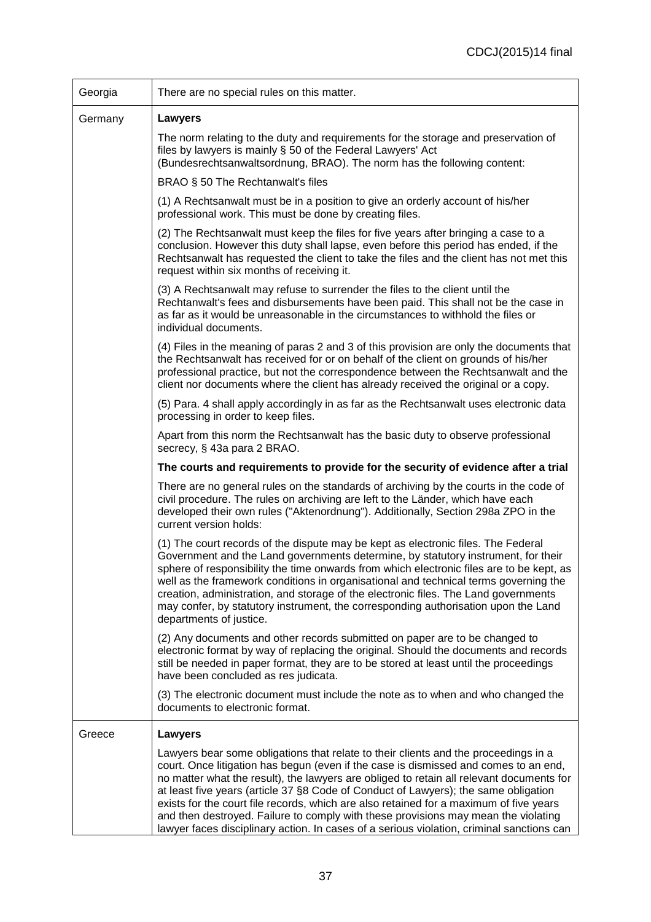| | |
|---|---|
| Georgia | There are no special rules on this matter. |
| Germany | **Lawyers**<br><br>The norm relating to the duty and requirements for the storage and preservation of files by lawyers is mainly § 50 of the Federal Lawyers' Act (Bundesrechtsanwaltsordnung, BRAO). The norm has the following content:<br><br>BRAO § 50 The Rechtanwalt's files<br><br>(1) A Rechtsanwalt must be in a position to give an orderly account of his/her professional work. This must be done by creating files.<br><br>(2) The Rechtsanwalt must keep the files for five years after bringing a case to a conclusion. However this duty shall lapse, even before this period has ended, if the Rechtsanwalt has requested the client to take the files and the client has not met this request within six months of receiving it.<br><br>(3) A Rechtsanwalt may refuse to surrender the files to the client until the Rechtanwalt's fees and disbursements have been paid. This shall not be the case in as far as it would be unreasonable in the circumstances to withhold the files or individual documents.<br><br>(4) Files in the meaning of paras 2 and 3 of this provision are only the documents that the Rechtsanwalt has received for or on behalf of the client on grounds of his/her professional practice, but not the correspondence between the Rechtsanwalt and the client nor documents where the client has already received the original or a copy.<br><br>(5) Para. 4 shall apply accordingly in as far as the Rechtsanwalt uses electronic data processing in order to keep files.<br><br>Apart from this norm the Rechtsanwalt has the basic duty to observe professional secrecy, § 43a para 2 BRAO.<br><br>**The courts and requirements to provide for the security of evidence after a trial**<br><br>There are no general rules on the standards of archiving by the courts in the code of civil procedure. The rules on archiving are left to the Länder, which have each developed their own rules ("Aktenordnung"). Additionally, Section 298a ZPO in the current version holds:<br><br>(1) The court records of the dispute may be kept as electronic files. The Federal Government and the Land governments determine, by statutory instrument, for their sphere of responsibility the time onwards from which electronic files are to be kept, as well as the framework conditions in organisational and technical terms governing the creation, administration, and storage of the electronic files. The Land governments may confer, by statutory instrument, the corresponding authorisation upon the Land departments of justice.<br><br>(2) Any documents and other records submitted on paper are to be changed to electronic format by way of replacing the original. Should the documents and records still be needed in paper format, they are to be stored at least until the proceedings have been concluded as res judicata.<br><br>(3) The electronic document must include the note as to when and who changed the documents to electronic format. |
| Greece | **Lawyers**<br><br>Lawyers bear some obligations that relate to their clients and the proceedings in a court. Once litigation has begun (even if the case is dismissed and comes to an end, no matter what the result), the lawyers are obliged to retain all relevant documents for at least five years (article 37 §8 Code of Conduct of Lawyers); the same obligation exists for the court file records, which are also retained for a maximum of five years and then destroyed. Failure to comply with these provisions may mean the violating lawyer faces disciplinary action. In cases of a serious violation, criminal sanctions can |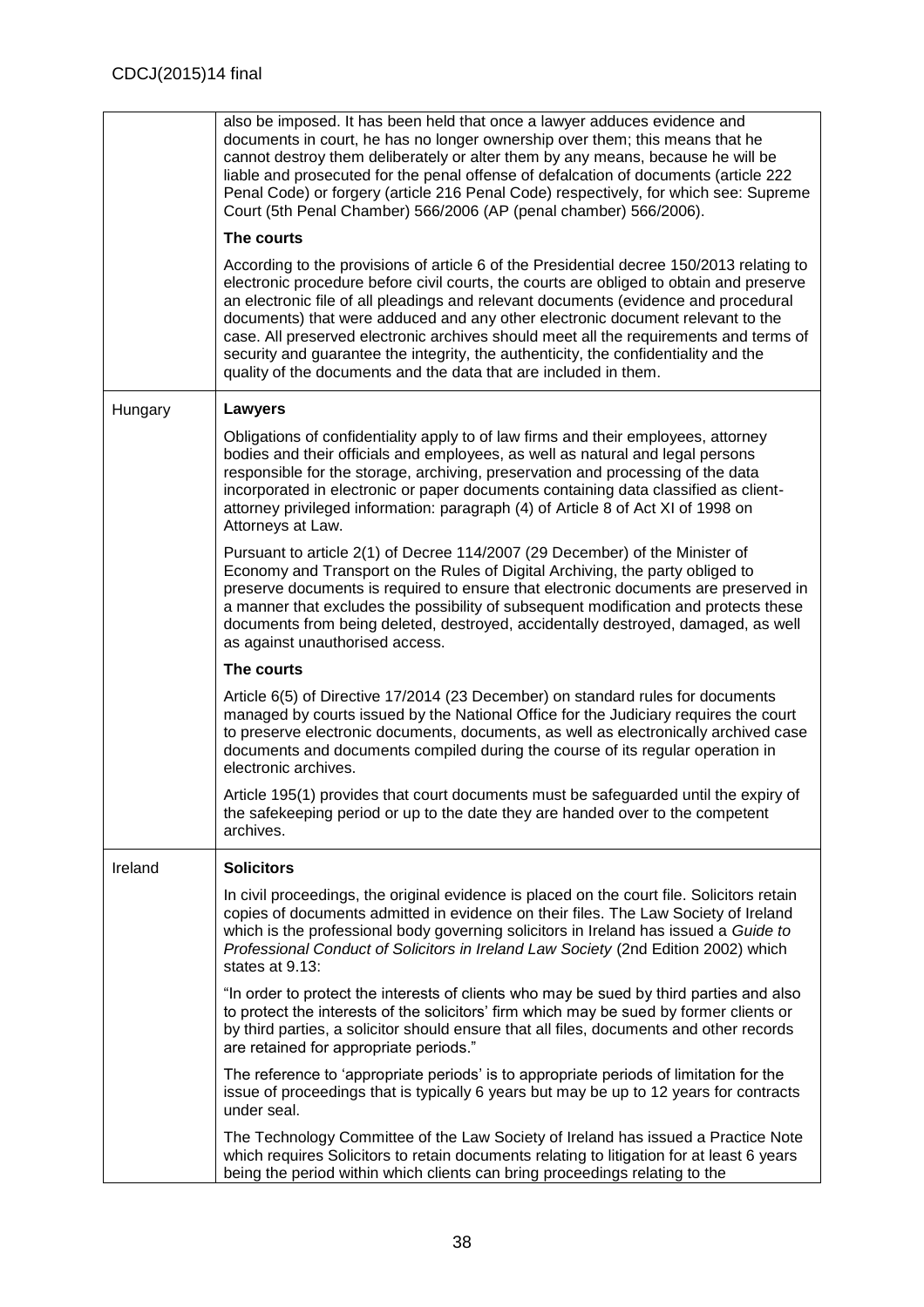| | |
|---|---|
| | also be imposed. It has been held that once a lawyer adduces evidence and documents in court, he has no longer ownership over them; this means that he cannot destroy them deliberately or alter them by any means, because he will be liable and prosecuted for the penal offense of defalcation of documents (article 222 Penal Code) or forgery (article 216 Penal Code) respectively, for which see: Supreme Court (5th Penal Chamber) 566/2006 (AP (penal chamber) 566/2006).<br><br>**The courts**<br><br>According to the provisions of article 6 of the Presidential decree 150/2013 relating to electronic procedure before civil courts, the courts are obliged to obtain and preserve an electronic file of all pleadings and relevant documents (evidence and procedural documents) that were adduced and any other electronic document relevant to the case. All preserved electronic archives should meet all the requirements and terms of security and guarantee the integrity, the authenticity, the confidentiality and the quality of the documents and the data that are included in them. |
| Hungary | **Lawyers**<br><br>Obligations of confidentiality apply to of law firms and their employees, attorney bodies and their officials and employees, as well as natural and legal persons responsible for the storage, archiving, preservation and processing of the data incorporated in electronic or paper documents containing data classified as client-attorney privileged information: paragraph (4) of Article 8 of Act XI of 1998 on Attorneys at Law.<br><br>Pursuant to article 2(1) of Decree 114/2007 (29 December) of the Minister of Economy and Transport on the Rules of Digital Archiving, the party obliged to preserve documents is required to ensure that electronic documents are preserved in a manner that excludes the possibility of subsequent modification and protects these documents from being deleted, destroyed, accidentally destroyed, damaged, as well as against unauthorised access.<br><br>**The courts**<br><br>Article 6(5) of Directive 17/2014 (23 December) on standard rules for documents managed by courts issued by the National Office for the Judiciary requires the court to preserve electronic documents, documents, as well as electronically archived case documents and documents compiled during the course of its regular operation in electronic archives.<br><br>Article 195(1) provides that court documents must be safeguarded until the expiry of the safekeeping period or up to the date they are handed over to the competent archives. |
| Ireland | **Solicitors**<br><br>In civil proceedings, the original evidence is placed on the court file. Solicitors retain copies of documents admitted in evidence on their files. The Law Society of Ireland which is the professional body governing solicitors in Ireland has issued a *Guide to Professional Conduct of Solicitors in Ireland Law Society* (2nd Edition 2002) which states at 9.13:<br><br>"In order to protect the interests of clients who may be sued by third parties and also to protect the interests of the solicitors' firm which may be sued by former clients or by third parties, a solicitor should ensure that all files, documents and other records are retained for appropriate periods."<br><br>The reference to 'appropriate periods' is to appropriate periods of limitation for the issue of proceedings that is typically 6 years but may be up to 12 years for contracts under seal.<br><br>The Technology Committee of the Law Society of Ireland has issued a Practice Note which requires Solicitors to retain documents relating to litigation for at least 6 years being the period within which clients can bring proceedings relating to the |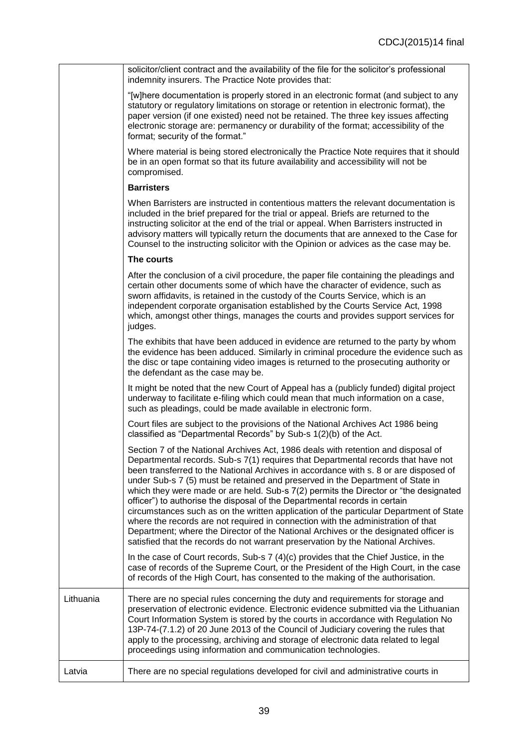| | |
|---|---|
| | solicitor/client contract and the availability of the file for the solicitor's professional indemnity insurers. The Practice Note provides that:<br><br>"[w]here documentation is properly stored in an electronic format (and subject to any statutory or regulatory limitations on storage or retention in electronic format), the paper version (if one existed) need not be retained. The three key issues affecting electronic storage are: permanency or durability of the format; accessibility of the format; security of the format."<br><br>Where material is being stored electronically the Practice Note requires that it should be in an open format so that its future availability and accessibility will not be compromised.<br><br>**Barristers**<br><br>When Barristers are instructed in contentious matters the relevant documentation is included in the brief prepared for the trial or appeal. Briefs are returned to the instructing solicitor at the end of the trial or appeal. When Barristers instructed in advisory matters will typically return the documents that are annexed to the Case for Counsel to the instructing solicitor with the Opinion or advices as the case may be.<br><br>**The courts**<br><br>After the conclusion of a civil procedure, the paper file containing the pleadings and certain other documents some of which have the character of evidence, such as sworn affidavits, is retained in the custody of the Courts Service, which is an independent corporate organisation established by the Courts Service Act, 1998 which, amongst other things, manages the courts and provides support services for judges.<br><br>The exhibits that have been adduced in evidence are returned to the party by whom the evidence has been adduced. Similarly in criminal procedure the evidence such as the disc or tape containing video images is returned to the prosecuting authority or the defendant as the case may be.<br><br>It might be noted that the new Court of Appeal has a (publicly funded) digital project underway to facilitate e-filing which could mean that much information on a case, such as pleadings, could be made available in electronic form.<br><br>Court files are subject to the provisions of the National Archives Act 1986 being classified as "Departmental Records" by Sub-s 1(2)(b) of the Act.<br><br>Section 7 of the National Archives Act, 1986 deals with retention and disposal of Departmental records. Sub-s 7(1) requires that Departmental records that have not been transferred to the National Archives in accordance with s. 8 or are disposed of under Sub-s 7 (5) must be retained and preserved in the Department of State in which they were made or are held. Sub-s 7(2) permits the Director or "the designated officer") to authorise the disposal of the Departmental records in certain circumstances such as on the written application of the particular Department of State where the records are not required in connection with the administration of that Department; where the Director of the National Archives or the designated officer is satisfied that the records do not warrant preservation by the National Archives.<br><br>In the case of Court records, Sub-s 7 (4)(c) provides that the Chief Justice, in the case of records of the Supreme Court, or the President of the High Court, in the case of records of the High Court, has consented to the making of the authorisation. |
| Lithuania | There are no special rules concerning the duty and requirements for storage and preservation of electronic evidence. Electronic evidence submitted via the Lithuanian Court Information System is stored by the courts in accordance with Regulation No 13P-74-(7.1.2) of 20 June 2013 of the Council of Judiciary covering the rules that apply to the processing, archiving and storage of electronic data related to legal proceedings using information and communication technologies. |
| Latvia | There are no special regulations developed for civil and administrative courts in |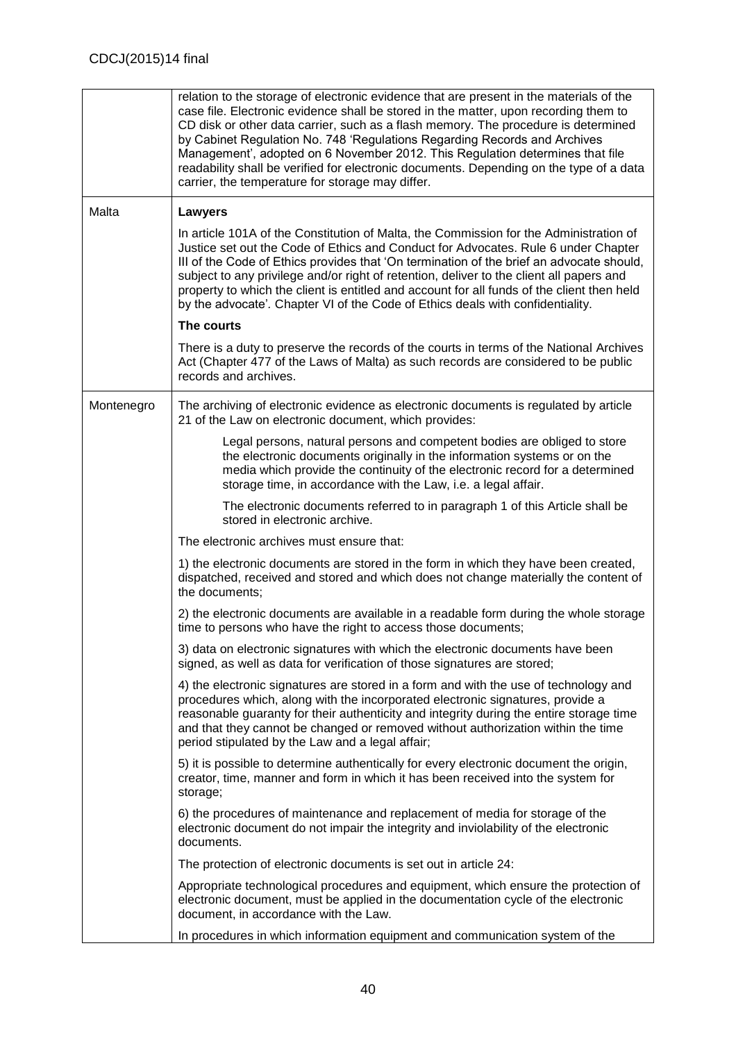| | |
|---|---|
| | relation to the storage of electronic evidence that are present in the materials of the case file. Electronic evidence shall be stored in the matter, upon recording them to CD disk or other data carrier, such as a flash memory. The procedure is determined by Cabinet Regulation No. 748 'Regulations Regarding Records and Archives Management', adopted on 6 November 2012. This Regulation determines that file readability shall be verified for electronic documents. Depending on the type of a data carrier, the temperature for storage may differ. |
| Malta | **Lawyers**<br><br>In article 101A of the Constitution of Malta, the Commission for the Administration of Justice set out the Code of Ethics and Conduct for Advocates. Rule 6 under Chapter III of the Code of Ethics provides that 'On termination of the brief an advocate should, subject to any privilege and/or right of retention, deliver to the client all papers and property to which the client is entitled and account for all funds of the client then held by the advocate'. Chapter VI of the Code of Ethics deals with confidentiality.<br><br>**The courts**<br><br>There is a duty to preserve the records of the courts in terms of the National Archives Act (Chapter 477 of the Laws of Malta) as such records are considered to be public records and archives. |
| Montenegro | The archiving of electronic evidence as electronic documents is regulated by article 21 of the Law on electronic document, which provides:<br><br>> Legal persons, natural persons and competent bodies are obliged to store the electronic documents originally in the information systems or on the media which provide the continuity of the electronic record for a determined storage time, in accordance with the Law, i.e. a legal affair.<br><br>> The electronic documents referred to in paragraph 1 of this Article shall be stored in electronic archive.<br><br>The electronic archives must ensure that:<br><br>1) the electronic documents are stored in the form in which they have been created, dispatched, received and stored and which does not change materially the content of the documents;<br><br>2) the electronic documents are available in a readable form during the whole storage time to persons who have the right to access those documents;<br><br>3) data on electronic signatures with which the electronic documents have been signed, as well as data for verification of those signatures are stored;<br><br>4) the electronic signatures are stored in a form and with the use of technology and procedures which, along with the incorporated electronic signatures, provide a reasonable guaranty for their authenticity and integrity during the entire storage time and that they cannot be changed or removed without authorization within the time period stipulated by the Law and a legal affair;<br><br>5) it is possible to determine authentically for every electronic document the origin, creator, time, manner and form in which it has been received into the system for storage;<br><br>6) the procedures of maintenance and replacement of media for storage of the electronic document do not impair the integrity and inviolability of the electronic documents.<br><br>The protection of electronic documents is set out in article 24:<br><br>Appropriate technological procedures and equipment, which ensure the protection of electronic document, must be applied in the documentation cycle of the electronic document, in accordance with the Law.<br><br>In procedures in which information equipment and communication system of the |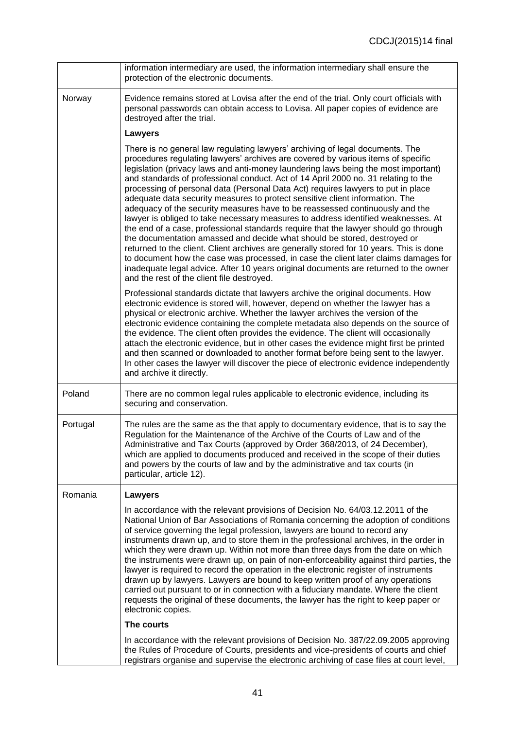| | |
|---|---|
| | information intermediary are used, the information intermediary shall ensure the protection of the electronic documents. |
| Norway | Evidence remains stored at Lovisa after the end of the trial. Only court officials with personal passwords can obtain access to Lovisa. All paper copies of evidence are destroyed after the trial.<br><br>**Lawyers**<br><br>There is no general law regulating lawyers' archiving of legal documents. The procedures regulating lawyers' archives are covered by various items of specific legislation (privacy laws and anti-money laundering laws being the most important) and standards of professional conduct. Act of 14 April 2000 no. 31 relating to the processing of personal data (Personal Data Act) requires lawyers to put in place adequate data security measures to protect sensitive client information. The adequacy of the security measures have to be reassessed continuously and the lawyer is obliged to take necessary measures to address identified weaknesses. At the end of a case, professional standards require that the lawyer should go through the documentation amassed and decide what should be stored, destroyed or returned to the client. Client archives are generally stored for 10 years. This is done to document how the case was processed, in case the client later claims damages for inadequate legal advice. After 10 years original documents are returned to the owner and the rest of the client file destroyed.<br><br>Professional standards dictate that lawyers archive the original documents. How electronic evidence is stored will, however, depend on whether the lawyer has a physical or electronic archive. Whether the lawyer archives the version of the electronic evidence containing the complete metadata also depends on the source of the evidence. The client often provides the evidence. The client will occasionally attach the electronic evidence, but in other cases the evidence might first be printed and then scanned or downloaded to another format before being sent to the lawyer. In other cases the lawyer will discover the piece of electronic evidence independently and archive it directly. |
| Poland | There are no common legal rules applicable to electronic evidence, including its securing and conservation. |
| Portugal | The rules are the same as the that apply to documentary evidence, that is to say the Regulation for the Maintenance of the Archive of the Courts of Law and of the Administrative and Tax Courts (approved by Order 368/2013, of 24 December), which are applied to documents produced and received in the scope of their duties and powers by the courts of law and by the administrative and tax courts (in particular, article 12). |
| Romania | **Lawyers**<br><br>In accordance with the relevant provisions of Decision No. 64/03.12.2011 of the National Union of Bar Associations of Romania concerning the adoption of conditions of service governing the legal profession, lawyers are bound to record any instruments drawn up, and to store them in the professional archives, in the order in which they were drawn up. Within not more than three days from the date on which the instruments were drawn up, on pain of non-enforceability against third parties, the lawyer is required to record the operation in the electronic register of instruments drawn up by lawyers. Lawyers are bound to keep written proof of any operations carried out pursuant to or in connection with a fiduciary mandate. Where the client requests the original of these documents, the lawyer has the right to keep paper or electronic copies.<br><br>**The courts**<br><br>In accordance with the relevant provisions of Decision No. 387/22.09.2005 approving the Rules of Procedure of Courts, presidents and vice-presidents of courts and chief registrars organise and supervise the electronic archiving of case files at court level, |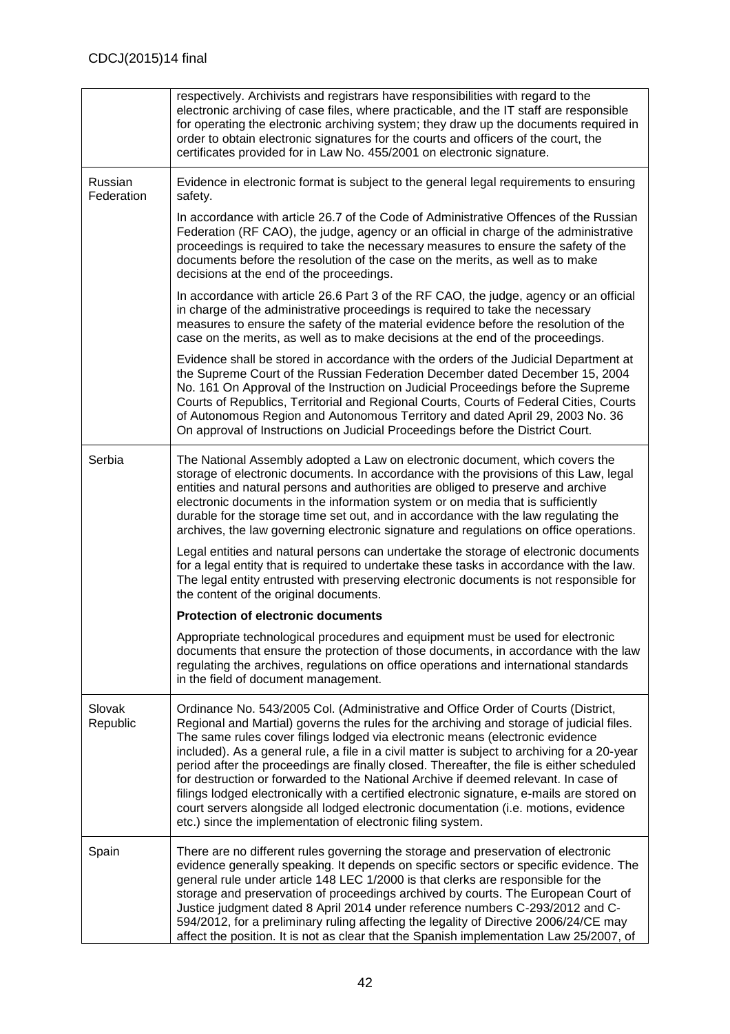| | |
|---|---|
| | respectively. Archivists and registrars have responsibilities with regard to the electronic archiving of case files, where practicable, and the IT staff are responsible for operating the electronic archiving system; they draw up the documents required in order to obtain electronic signatures for the courts and officers of the court, the certificates provided for in Law No. 455/2001 on electronic signature. |
| Russian Federation | Evidence in electronic format is subject to the general legal requirements to ensuring safety.<br><br>In accordance with article 26.7 of the Code of Administrative Offences of the Russian Federation (RF CAO), the judge, agency or an official in charge of the administrative proceedings is required to take the necessary measures to ensure the safety of the documents before the resolution of the case on the merits, as well as to make decisions at the end of the proceedings.<br><br>In accordance with article 26.6 Part 3 of the RF CAO, the judge, agency or an official in charge of the administrative proceedings is required to take the necessary measures to ensure the safety of the material evidence before the resolution of the case on the merits, as well as to make decisions at the end of the proceedings.<br><br>Evidence shall be stored in accordance with the orders of the Judicial Department at the Supreme Court of the Russian Federation December dated December 15, 2004 No. 161 On Approval of the Instruction on Judicial Proceedings before the Supreme Courts of Republics, Territorial and Regional Courts, Courts of Federal Cities, Courts of Autonomous Region and Autonomous Territory and dated April 29, 2003 No. 36 On approval of Instructions on Judicial Proceedings before the District Court. |
| Serbia | The National Assembly adopted a Law on electronic document, which covers the storage of electronic documents. In accordance with the provisions of this Law, legal entities and natural persons and authorities are obliged to preserve and archive electronic documents in the information system or on media that is sufficiently durable for the storage time set out, and in accordance with the law regulating the archives, the law governing electronic signature and regulations on office operations.<br><br>Legal entities and natural persons can undertake the storage of electronic documents for a legal entity that is required to undertake these tasks in accordance with the law. The legal entity entrusted with preserving electronic documents is not responsible for the content of the original documents.<br><br>**Protection of electronic documents**<br><br>Appropriate technological procedures and equipment must be used for electronic documents that ensure the protection of those documents, in accordance with the law regulating the archives, regulations on office operations and international standards in the field of document management. |
| Slovak Republic | Ordinance No. 543/2005 Col. (Administrative and Office Order of Courts (District, Regional and Martial) governs the rules for the archiving and storage of judicial files. The same rules cover filings lodged via electronic means (electronic evidence included). As a general rule, a file in a civil matter is subject to archiving for a 20-year period after the proceedings are finally closed. Thereafter, the file is either scheduled for destruction or forwarded to the National Archive if deemed relevant. In case of filings lodged electronically with a certified electronic signature, e-mails are stored on court servers alongside all lodged electronic documentation (i.e. motions, evidence etc.) since the implementation of electronic filing system. |
| Spain | There are no different rules governing the storage and preservation of electronic evidence generally speaking. It depends on specific sectors or specific evidence. The general rule under article 148 LEC 1/2000 is that clerks are responsible for the storage and preservation of proceedings archived by courts. The European Court of Justice judgment dated 8 April 2014 under reference numbers C-293/2012 and C-594/2012, for a preliminary ruling affecting the legality of Directive 2006/24/CE may affect the position. It is not as clear that the Spanish implementation Law 25/2007, of |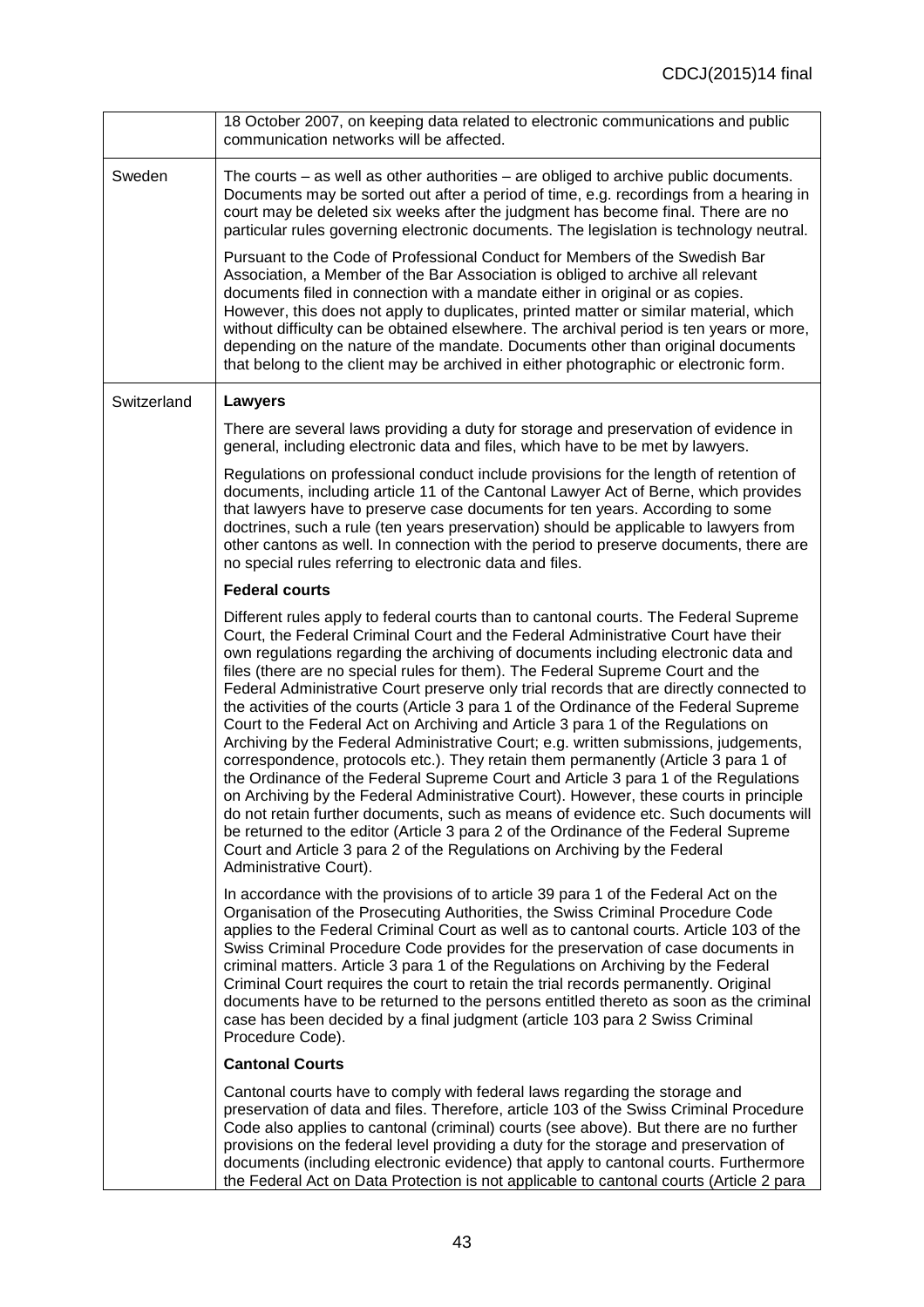| | |
|---|---|
| | 18 October 2007, on keeping data related to electronic communications and public communication networks will be affected. |
| Sweden | The courts – as well as other authorities – are obliged to archive public documents. Documents may be sorted out after a period of time, e.g. recordings from a hearing in court may be deleted six weeks after the judgment has become final. There are no particular rules governing electronic documents. The legislation is technology neutral.<br><br>Pursuant to the Code of Professional Conduct for Members of the Swedish Bar Association, a Member of the Bar Association is obliged to archive all relevant documents filed in connection with a mandate either in original or as copies. However, this does not apply to duplicates, printed matter or similar material, which without difficulty can be obtained elsewhere. The archival period is ten years or more, depending on the nature of the mandate. Documents other than original documents that belong to the client may be archived in either photographic or electronic form. |
| Switzerland | **Lawyers**<br><br>There are several laws providing a duty for storage and preservation of evidence in general, including electronic data and files, which have to be met by lawyers.<br><br>Regulations on professional conduct include provisions for the length of retention of documents, including article 11 of the Cantonal Lawyer Act of Berne, which provides that lawyers have to preserve case documents for ten years. According to some doctrines, such a rule (ten years preservation) should be applicable to lawyers from other cantons as well. In connection with the period to preserve documents, there are no special rules referring to electronic data and files.<br><br>**Federal courts**<br><br>Different rules apply to federal courts than to cantonal courts. The Federal Supreme Court, the Federal Criminal Court and the Federal Administrative Court have their own regulations regarding the archiving of documents including electronic data and files (there are no special rules for them). The Federal Supreme Court and the Federal Administrative Court preserve only trial records that are directly connected to the activities of the courts (Article 3 para 1 of the Ordinance of the Federal Supreme Court to the Federal Act on Archiving and Article 3 para 1 of the Regulations on Archiving by the Federal Administrative Court; e.g. written submissions, judgements, correspondence, protocols etc.). They retain them permanently (Article 3 para 1 of the Ordinance of the Federal Supreme Court and Article 3 para 1 of the Regulations on Archiving by the Federal Administrative Court). However, these courts in principle do not retain further documents, such as means of evidence etc. Such documents will be returned to the editor (Article 3 para 2 of the Ordinance of the Federal Supreme Court and Article 3 para 2 of the Regulations on Archiving by the Federal Administrative Court).<br><br>In accordance with the provisions of to article 39 para 1 of the Federal Act on the Organisation of the Prosecuting Authorities, the Swiss Criminal Procedure Code applies to the Federal Criminal Court as well as to cantonal courts. Article 103 of the Swiss Criminal Procedure Code provides for the preservation of case documents in criminal matters. Article 3 para 1 of the Regulations on Archiving by the Federal Criminal Court requires the court to retain the trial records permanently. Original documents have to be returned to the persons entitled thereto as soon as the criminal case has been decided by a final judgment (article 103 para 2 Swiss Criminal Procedure Code).<br><br>**Cantonal Courts**<br><br>Cantonal courts have to comply with federal laws regarding the storage and preservation of data and files. Therefore, article 103 of the Swiss Criminal Procedure Code also applies to cantonal (criminal) courts (see above). But there are no further provisions on the federal level providing a duty for the storage and preservation of documents (including electronic evidence) that apply to cantonal courts. Furthermore the Federal Act on Data Protection is not applicable to cantonal courts (Article 2 para |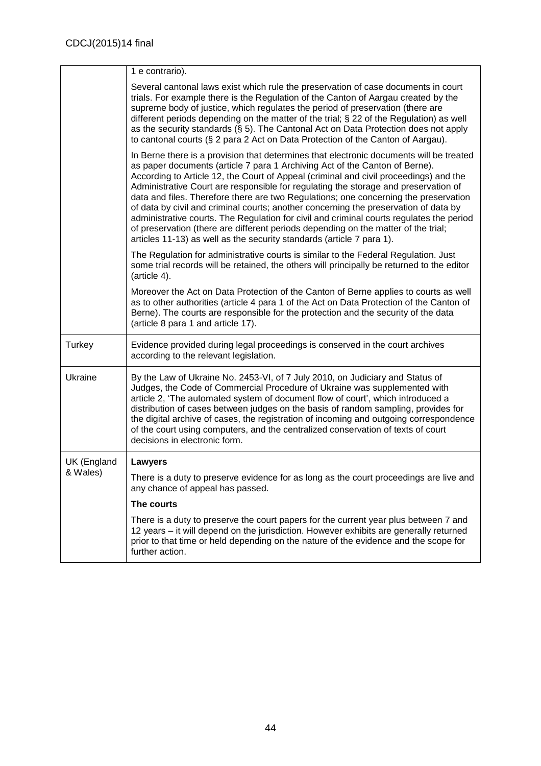| | |
|---|---|
| | 1 e contrario).<br><br>Several cantonal laws exist which rule the preservation of case documents in court trials. For example there is the Regulation of the Canton of Aargau created by the supreme body of justice, which regulates the period of preservation (there are different periods depending on the matter of the trial; § 22 of the Regulation) as well as the security standards (§ 5). The Cantonal Act on Data Protection does not apply to cantonal courts (§ 2 para 2 Act on Data Protection of the Canton of Aargau).<br><br>In Berne there is a provision that determines that electronic documents will be treated as paper documents (article 7 para 1 Archiving Act of the Canton of Berne). According to Article 12, the Court of Appeal (criminal and civil proceedings) and the Administrative Court are responsible for regulating the storage and preservation of data and files. Therefore there are two Regulations; one concerning the preservation of data by civil and criminal courts; another concerning the preservation of data by administrative courts. The Regulation for civil and criminal courts regulates the period of preservation (there are different periods depending on the matter of the trial; articles 11-13) as well as the security standards (article 7 para 1).<br><br>The Regulation for administrative courts is similar to the Federal Regulation. Just some trial records will be retained, the others will principally be returned to the editor (article 4).<br><br>Moreover the Act on Data Protection of the Canton of Berne applies to courts as well as to other authorities (article 4 para 1 of the Act on Data Protection of the Canton of Berne). The courts are responsible for the protection and the security of the data (article 8 para 1 and article 17). |
| Turkey | Evidence provided during legal proceedings is conserved in the court archives according to the relevant legislation. |
| Ukraine | By the Law of Ukraine No. 2453-VI, of 7 July 2010, on Judiciary and Status of Judges, the Code of Commercial Procedure of Ukraine was supplemented with article 2, 'The automated system of document flow of court', which introduced a distribution of cases between judges on the basis of random sampling, provides for the digital archive of cases, the registration of incoming and outgoing correspondence of the court using computers, and the centralized conservation of texts of court decisions in electronic form. |
| UK (England & Wales) | **Lawyers**<br><br>There is a duty to preserve evidence for as long as the court proceedings are live and any chance of appeal has passed.<br><br>**The courts**<br><br>There is a duty to preserve the court papers for the current year plus between 7 and 12 years – it will depend on the jurisdiction. However exhibits are generally returned prior to that time or held depending on the nature of the evidence and the scope for further action. |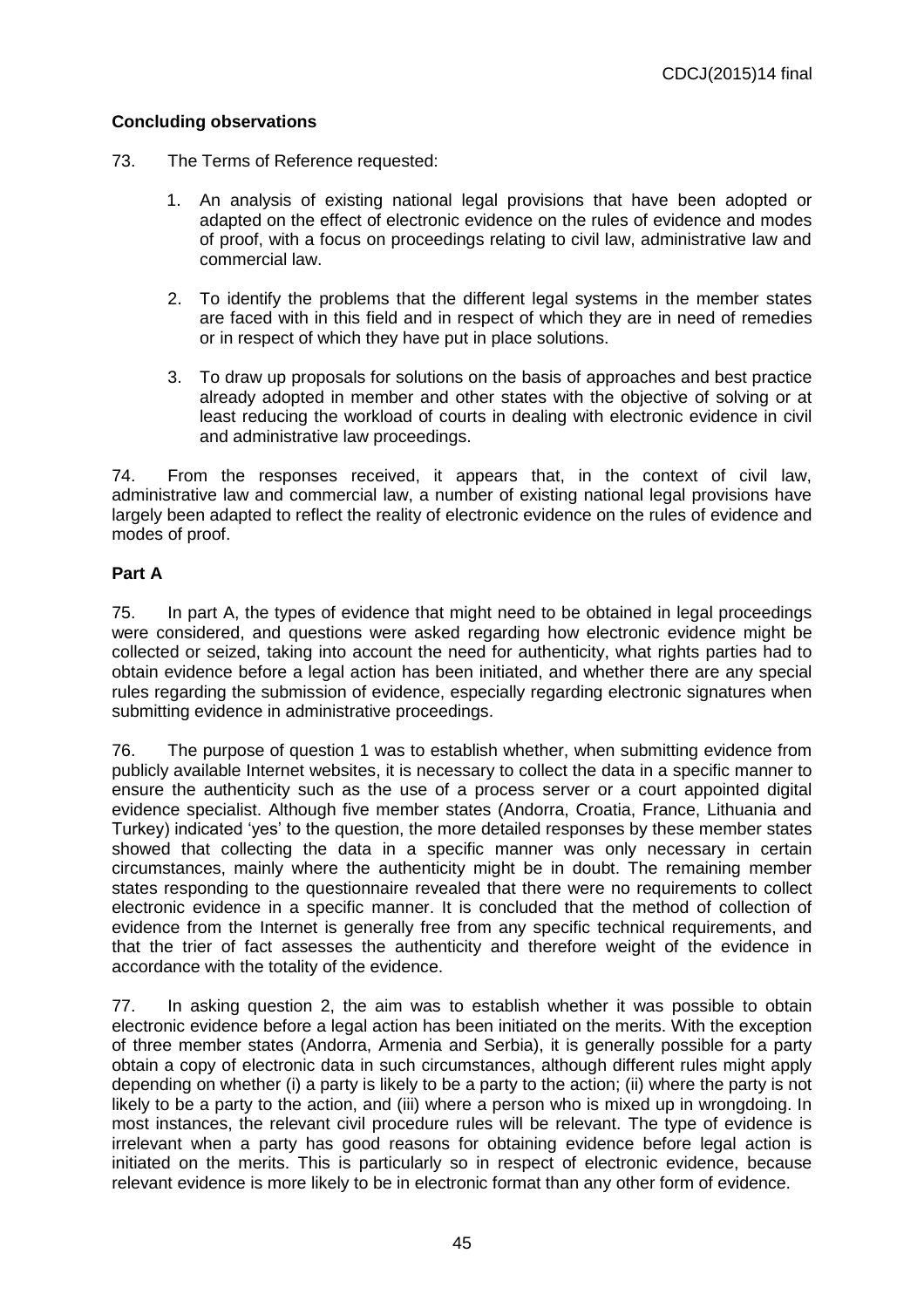### Concluding observations

73. The Terms of Reference requested:

1. An analysis of existing national legal provisions that have been adopted or adapted on the effect of electronic evidence on the rules of evidence and modes of proof, with a focus on proceedings relating to civil law, administrative law and commercial law.

2. To identify the problems that the different legal systems in the member states are faced with in this field and in respect of which they are in need of remedies or in respect of which they have put in place solutions.

3. To draw up proposals for solutions on the basis of approaches and best practice already adopted in member and other states with the objective of solving or at least reducing the workload of courts in dealing with electronic evidence in civil and administrative law proceedings.

74. From the responses received, it appears that, in the context of civil law, administrative law and commercial law, a number of existing national legal provisions have largely been adapted to reflect the reality of electronic evidence on the rules of evidence and modes of proof.

### Part A

75. In part A, the types of evidence that might need to be obtained in legal proceedings were considered, and questions were asked regarding how electronic evidence might be collected or seized, taking into account the need for authenticity, what rights parties had to obtain evidence before a legal action has been initiated, and whether there are any special rules regarding the submission of evidence, especially regarding electronic signatures when submitting evidence in administrative proceedings.

76. The purpose of question 1 was to establish whether, when submitting evidence from publicly available Internet websites, it is necessary to collect the data in a specific manner to ensure the authenticity such as the use of a process server or a court appointed digital evidence specialist. Although five member states (Andorra, Croatia, France, Lithuania and Turkey) indicated 'yes' to the question, the more detailed responses by these member states showed that collecting the data in a specific manner was only necessary in certain circumstances, mainly where the authenticity might be in doubt. The remaining member states responding to the questionnaire revealed that there were no requirements to collect electronic evidence in a specific manner. It is concluded that the method of collection of evidence from the Internet is generally free from any specific technical requirements, and that the trier of fact assesses the authenticity and therefore weight of the evidence in accordance with the totality of the evidence.

77. In asking question 2, the aim was to establish whether it was possible to obtain electronic evidence before a legal action has been initiated on the merits. With the exception of three member states (Andorra, Armenia and Serbia), it is generally possible for a party obtain a copy of electronic data in such circumstances, although different rules might apply depending on whether (i) a party is likely to be a party to the action; (ii) where the party is not likely to be a party to the action, and (iii) where a person who is mixed up in wrongdoing. In most instances, the relevant civil procedure rules will be relevant. The type of evidence is irrelevant when a party has good reasons for obtaining evidence before legal action is initiated on the merits. This is particularly so in respect of electronic evidence, because relevant evidence is more likely to be in electronic format than any other form of evidence.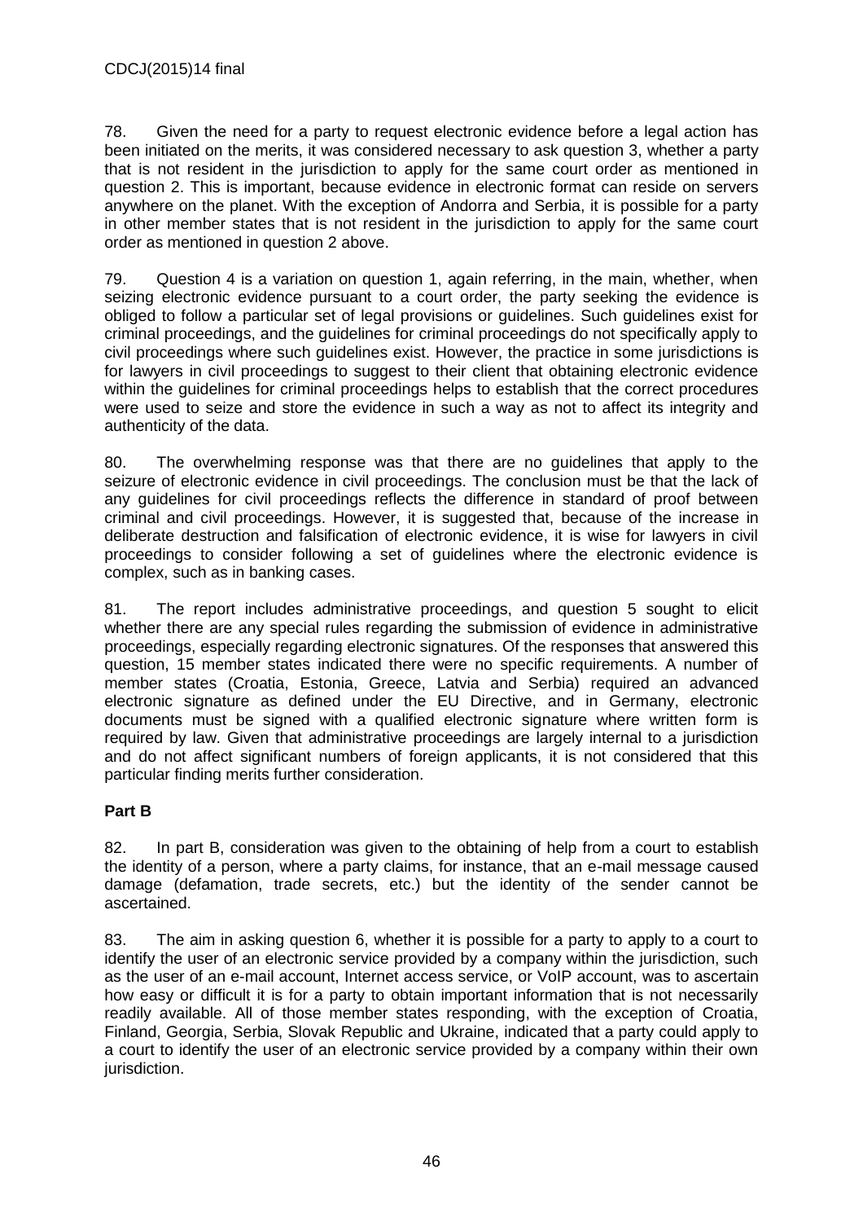78. Given the need for a party to request electronic evidence before a legal action has been initiated on the merits, it was considered necessary to ask question 3, whether a party that is not resident in the jurisdiction to apply for the same court order as mentioned in question 2. This is important, because evidence in electronic format can reside on servers anywhere on the planet. With the exception of Andorra and Serbia, it is possible for a party in other member states that is not resident in the jurisdiction to apply for the same court order as mentioned in question 2 above.

79. Question 4 is a variation on question 1, again referring, in the main, whether, when seizing electronic evidence pursuant to a court order, the party seeking the evidence is obliged to follow a particular set of legal provisions or guidelines. Such guidelines exist for criminal proceedings, and the guidelines for criminal proceedings do not specifically apply to civil proceedings where such guidelines exist. However, the practice in some jurisdictions is for lawyers in civil proceedings to suggest to their client that obtaining electronic evidence within the guidelines for criminal proceedings helps to establish that the correct procedures were used to seize and store the evidence in such a way as not to affect its integrity and authenticity of the data.

80. The overwhelming response was that there are no guidelines that apply to the seizure of electronic evidence in civil proceedings. The conclusion must be that the lack of any guidelines for civil proceedings reflects the difference in standard of proof between criminal and civil proceedings. However, it is suggested that, because of the increase in deliberate destruction and falsification of electronic evidence, it is wise for lawyers in civil proceedings to consider following a set of guidelines where the electronic evidence is complex, such as in banking cases.

81. The report includes administrative proceedings, and question 5 sought to elicit whether there are any special rules regarding the submission of evidence in administrative proceedings, especially regarding electronic signatures. Of the responses that answered this question, 15 member states indicated there were no specific requirements. A number of member states (Croatia, Estonia, Greece, Latvia and Serbia) required an advanced electronic signature as defined under the EU Directive, and in Germany, electronic documents must be signed with a qualified electronic signature where written form is required by law. Given that administrative proceedings are largely internal to a jurisdiction and do not affect significant numbers of foreign applicants, it is not considered that this particular finding merits further consideration.

**Part B**

82. In part B, consideration was given to the obtaining of help from a court to establish the identity of a person, where a party claims, for instance, that an e-mail message caused damage (defamation, trade secrets, etc.) but the identity of the sender cannot be ascertained.

83. The aim in asking question 6, whether it is possible for a party to apply to a court to identify the user of an electronic service provided by a company within the jurisdiction, such as the user of an e-mail account, Internet access service, or VoIP account, was to ascertain how easy or difficult it is for a party to obtain important information that is not necessarily readily available. All of those member states responding, with the exception of Croatia, Finland, Georgia, Serbia, Slovak Republic and Ukraine, indicated that a party could apply to a court to identify the user of an electronic service provided by a company within their own jurisdiction.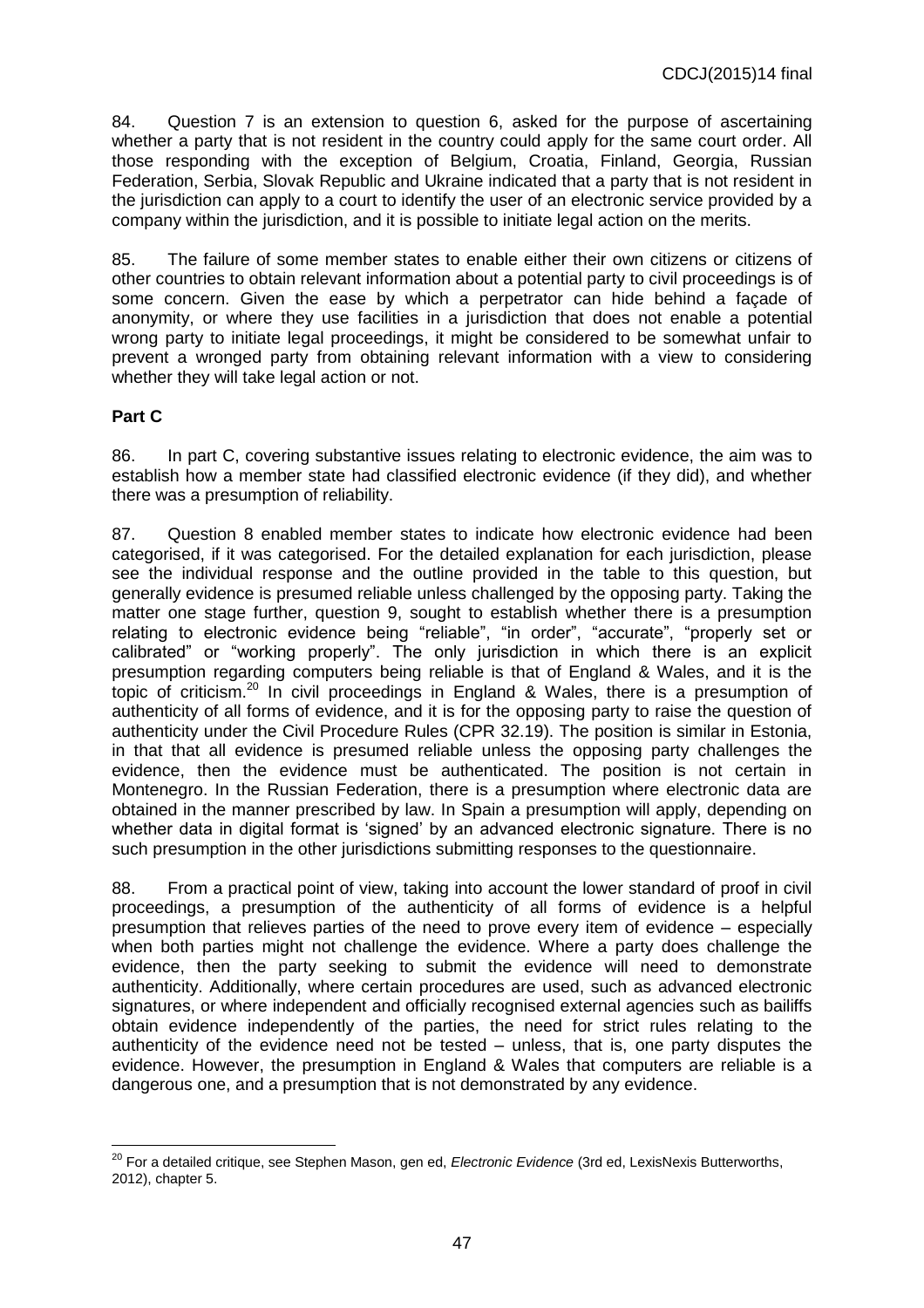84. Question 7 is an extension to question 6, asked for the purpose of ascertaining whether a party that is not resident in the country could apply for the same court order. All those responding with the exception of Belgium, Croatia, Finland, Georgia, Russian Federation, Serbia, Slovak Republic and Ukraine indicated that a party that is not resident in the jurisdiction can apply to a court to identify the user of an electronic service provided by a company within the jurisdiction, and it is possible to initiate legal action on the merits.

85. The failure of some member states to enable either their own citizens or citizens of other countries to obtain relevant information about a potential party to civil proceedings is of some concern. Given the ease by which a perpetrator can hide behind a façade of anonymity, or where they use facilities in a jurisdiction that does not enable a potential wrong party to initiate legal proceedings, it might be considered to be somewhat unfair to prevent a wronged party from obtaining relevant information with a view to considering whether they will take legal action or not.

**Part C**

86. In part C, covering substantive issues relating to electronic evidence, the aim was to establish how a member state had classified electronic evidence (if they did), and whether there was a presumption of reliability.

87. Question 8 enabled member states to indicate how electronic evidence had been categorised, if it was categorised. For the detailed explanation for each jurisdiction, please see the individual response and the outline provided in the table to this question, but generally evidence is presumed reliable unless challenged by the opposing party. Taking the matter one stage further, question 9, sought to establish whether there is a presumption relating to electronic evidence being "reliable", "in order", "accurate", "properly set or calibrated" or "working properly". The only jurisdiction in which there is an explicit presumption regarding computers being reliable is that of England & Wales, and it is the topic of criticism.[20] In civil proceedings in England & Wales, there is a presumption of authenticity of all forms of evidence, and it is for the opposing party to raise the question of authenticity under the Civil Procedure Rules (CPR 32.19). The position is similar in Estonia, in that that all evidence is presumed reliable unless the opposing party challenges the evidence, then the evidence must be authenticated. The position is not certain in Montenegro. In the Russian Federation, there is a presumption where electronic data are obtained in the manner prescribed by law. In Spain a presumption will apply, depending on whether data in digital format is 'signed' by an advanced electronic signature. There is no such presumption in the other jurisdictions submitting responses to the questionnaire.

88. From a practical point of view, taking into account the lower standard of proof in civil proceedings, a presumption of the authenticity of all forms of evidence is a helpful presumption that relieves parties of the need to prove every item of evidence – especially when both parties might not challenge the evidence. Where a party does challenge the evidence, then the party seeking to submit the evidence will need to demonstrate authenticity. Additionally, where certain procedures are used, such as advanced electronic signatures, or where independent and officially recognised external agencies such as bailiffs obtain evidence independently of the parties, the need for strict rules relating to the authenticity of the evidence need not be tested – unless, that is, one party disputes the evidence. However, the presumption in England & Wales that computers are reliable is a dangerous one, and a presumption that is not demonstrated by any evidence.

---

[20] For a detailed critique, see Stephen Mason, gen ed, *Electronic Evidence* (3rd ed, LexisNexis Butterworths, 2012), chapter 5.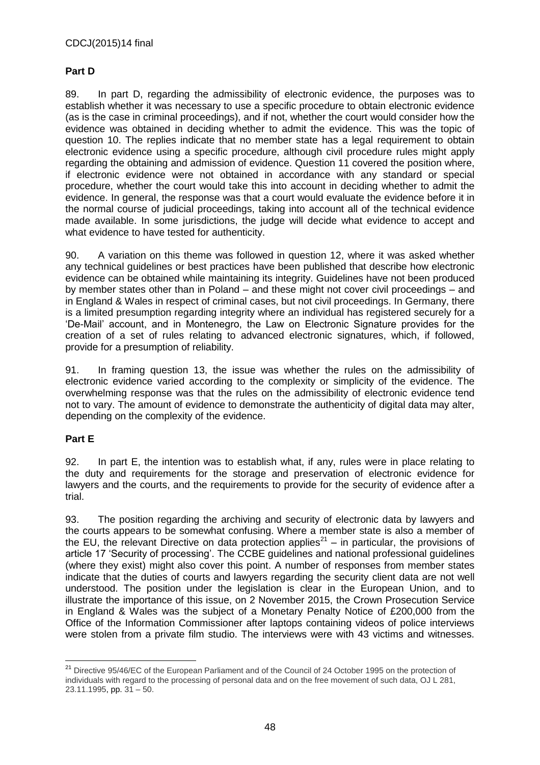## Part D

89. In part D, regarding the admissibility of electronic evidence, the purposes was to establish whether it was necessary to use a specific procedure to obtain electronic evidence (as is the case in criminal proceedings), and if not, whether the court would consider how the evidence was obtained in deciding whether to admit the evidence. This was the topic of question 10. The replies indicate that no member state has a legal requirement to obtain electronic evidence using a specific procedure, although civil procedure rules might apply regarding the obtaining and admission of evidence. Question 11 covered the position where, if electronic evidence were not obtained in accordance with any standard or special procedure, whether the court would take this into account in deciding whether to admit the evidence. In general, the response was that a court would evaluate the evidence before it in the normal course of judicial proceedings, taking into account all of the technical evidence made available. In some jurisdictions, the judge will decide what evidence to accept and what evidence to have tested for authenticity.

90. A variation on this theme was followed in question 12, where it was asked whether any technical guidelines or best practices have been published that describe how electronic evidence can be obtained while maintaining its integrity. Guidelines have not been produced by member states other than in Poland – and these might not cover civil proceedings – and in England & Wales in respect of criminal cases, but not civil proceedings. In Germany, there is a limited presumption regarding integrity where an individual has registered securely for a 'De-Mail' account, and in Montenegro, the Law on Electronic Signature provides for the creation of a set of rules relating to advanced electronic signatures, which, if followed, provide for a presumption of reliability.

91. In framing question 13, the issue was whether the rules on the admissibility of electronic evidence varied according to the complexity or simplicity of the evidence. The overwhelming response was that the rules on the admissibility of electronic evidence tend not to vary. The amount of evidence to demonstrate the authenticity of digital data may alter, depending on the complexity of the evidence.

## Part E

92. In part E, the intention was to establish what, if any, rules were in place relating to the duty and requirements for the storage and preservation of electronic evidence for lawyers and the courts, and the requirements to provide for the security of evidence after a trial.

93. The position regarding the archiving and security of electronic data by lawyers and the courts appears to be somewhat confusing. Where a member state is also a member of the EU, the relevant Directive on data protection applies[21] – in particular, the provisions of article 17 'Security of processing'. The CCBE guidelines and national professional guidelines (where they exist) might also cover this point. A number of responses from member states indicate that the duties of courts and lawyers regarding the security client data are not well understood. The position under the legislation is clear in the European Union, and to illustrate the importance of this issue, on 2 November 2015, the Crown Prosecution Service in England & Wales was the subject of a Monetary Penalty Notice of £200,000 from the Office of the Information Commissioner after laptops containing videos of police interviews were stolen from a private film studio. The interviews were with 43 victims and witnesses.

---

[21] Directive 95/46/EC of the European Parliament and of the Council of 24 October 1995 on the protection of individuals with regard to the processing of personal data and on the free movement of such data, OJ L 281, 23.11.1995, pp. 31 – 50.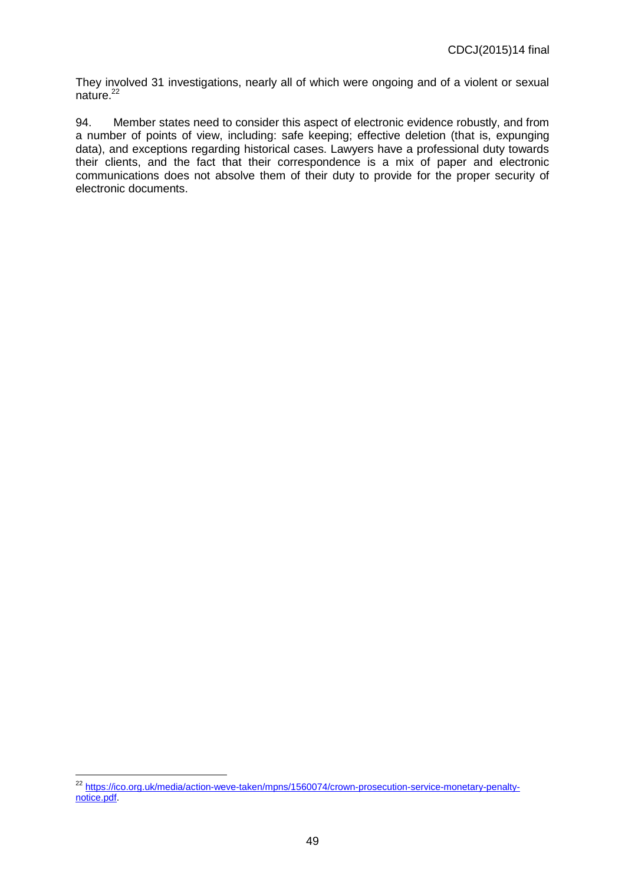They involved 31 investigations, nearly all of which were ongoing and of a violent or sexual nature.[22]

94. Member states need to consider this aspect of electronic evidence robustly, and from a number of points of view, including: safe keeping; effective deletion (that is, expunging data), and exceptions regarding historical cases. Lawyers have a professional duty towards their clients, and the fact that their correspondence is a mix of paper and electronic communications does not absolve them of their duty to provide for the proper security of electronic documents.

---

[22] https://ico.org.uk/media/action-weve-taken/mpns/1560074/crown-prosecution-service-monetary-penalty-notice.pdf.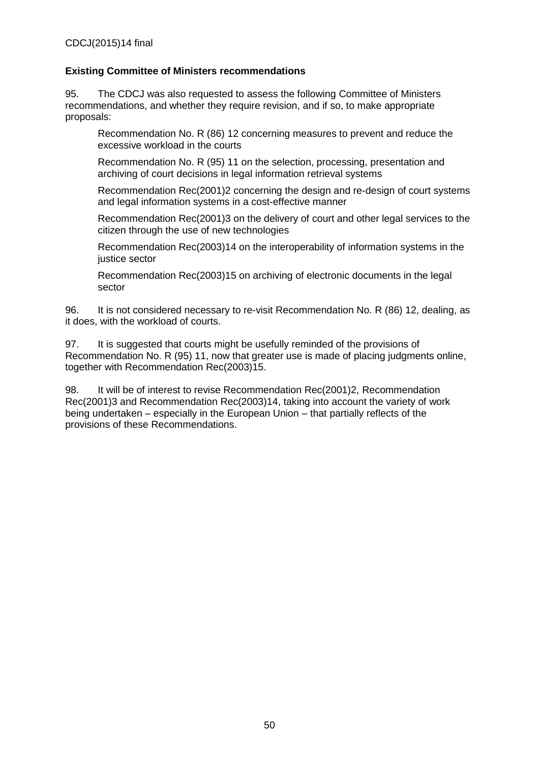**Existing Committee of Ministers recommendations**

95. The CDCJ was also requested to assess the following Committee of Ministers recommendations, and whether they require revision, and if so, to make appropriate proposals:

> Recommendation No. R (86) 12 concerning measures to prevent and reduce the excessive workload in the courts
>
> Recommendation No. R (95) 11 on the selection, processing, presentation and archiving of court decisions in legal information retrieval systems
>
> Recommendation Rec(2001)2 concerning the design and re-design of court systems and legal information systems in a cost-effective manner
>
> Recommendation Rec(2001)3 on the delivery of court and other legal services to the citizen through the use of new technologies
>
> Recommendation Rec(2003)14 on the interoperability of information systems in the justice sector
>
> Recommendation Rec(2003)15 on archiving of electronic documents in the legal sector

96. It is not considered necessary to re-visit Recommendation No. R (86) 12, dealing, as it does, with the workload of courts.

97. It is suggested that courts might be usefully reminded of the provisions of Recommendation No. R (95) 11, now that greater use is made of placing judgments online, together with Recommendation Rec(2003)15.

98. It will be of interest to revise Recommendation Rec(2001)2, Recommendation Rec(2001)3 and Recommendation Rec(2003)14, taking into account the variety of work being undertaken – especially in the European Union – that partially reflects of the provisions of these Recommendations.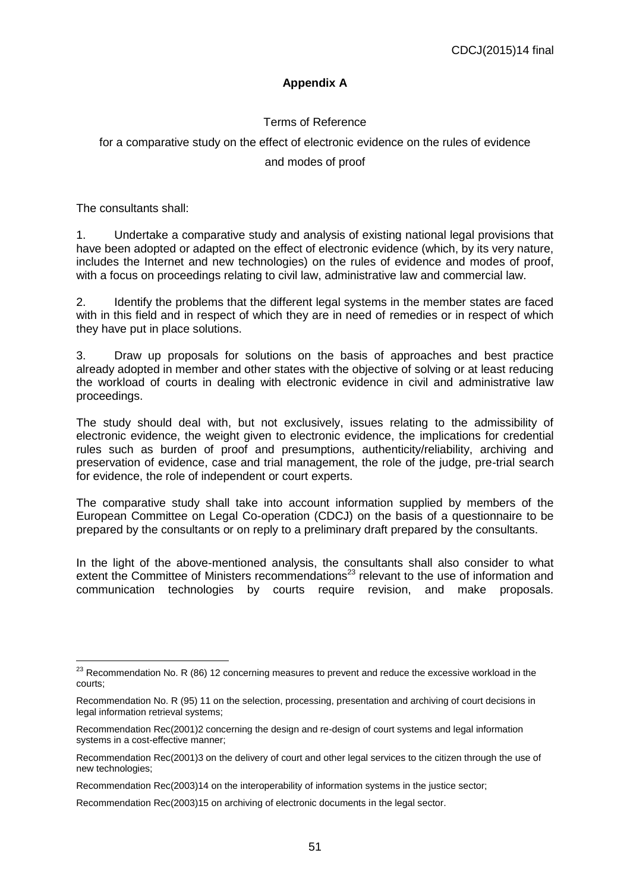## Appendix A

Terms of Reference

for a comparative study on the effect of electronic evidence on the rules of evidence and modes of proof

The consultants shall:

1. Undertake a comparative study and analysis of existing national legal provisions that have been adopted or adapted on the effect of electronic evidence (which, by its very nature, includes the Internet and new technologies) on the rules of evidence and modes of proof, with a focus on proceedings relating to civil law, administrative law and commercial law.

2. Identify the problems that the different legal systems in the member states are faced with in this field and in respect of which they are in need of remedies or in respect of which they have put in place solutions.

3. Draw up proposals for solutions on the basis of approaches and best practice already adopted in member and other states with the objective of solving or at least reducing the workload of courts in dealing with electronic evidence in civil and administrative law proceedings.

The study should deal with, but not exclusively, issues relating to the admissibility of electronic evidence, the weight given to electronic evidence, the implications for credential rules such as burden of proof and presumptions, authenticity/reliability, archiving and preservation of evidence, case and trial management, the role of the judge, pre-trial search for evidence, the role of independent or court experts.

The comparative study shall take into account information supplied by members of the European Committee on Legal Co-operation (CDCJ) on the basis of a questionnaire to be prepared by the consultants or on reply to a preliminary draft prepared by the consultants.

In the light of the above-mentioned analysis, the consultants shall also consider to what extent the Committee of Ministers recommendations[23] relevant to the use of information and communication technologies by courts require revision, and make proposals.

---

[23] Recommendation No. R (86) 12 concerning measures to prevent and reduce the excessive workload in the courts;

Recommendation No. R (95) 11 on the selection, processing, presentation and archiving of court decisions in legal information retrieval systems;

Recommendation Rec(2001)2 concerning the design and re-design of court systems and legal information systems in a cost-effective manner;

Recommendation Rec(2001)3 on the delivery of court and other legal services to the citizen through the use of new technologies;

Recommendation Rec(2003)14 on the interoperability of information systems in the justice sector;

Recommendation Rec(2003)15 on archiving of electronic documents in the legal sector.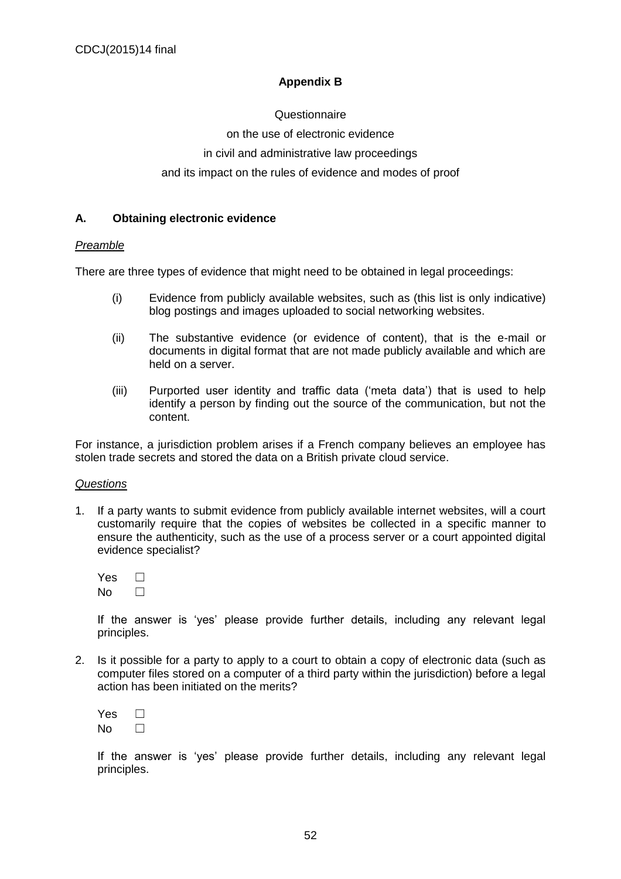## Appendix B

Questionnaire

on the use of electronic evidence

in civil and administrative law proceedings

and its impact on the rules of evidence and modes of proof

### A. Obtaining electronic evidence

*Preamble*

There are three types of evidence that might need to be obtained in legal proceedings:

(i) Evidence from publicly available websites, such as (this list is only indicative) blog postings and images uploaded to social networking websites.

(ii) The substantive evidence (or evidence of content), that is the e-mail or documents in digital format that are not made publicly available and which are held on a server.

(iii) Purported user identity and traffic data ('meta data') that is used to help identify a person by finding out the source of the communication, but not the content.

For instance, a jurisdiction problem arises if a French company believes an employee has stolen trade secrets and stored the data on a British private cloud service.

*Questions*

1. If a party wants to submit evidence from publicly available internet websites, will a court customarily require that the copies of websites be collected in a specific manner to ensure the authenticity, such as the use of a process server or a court appointed digital evidence specialist?

   Yes ☐
   No ☐

   If the answer is 'yes' please provide further details, including any relevant legal principles.

2. Is it possible for a party to apply to a court to obtain a copy of electronic data (such as computer files stored on a computer of a third party within the jurisdiction) before a legal action has been initiated on the merits?

   Yes ☐
   No ☐

   If the answer is 'yes' please provide further details, including any relevant legal principles.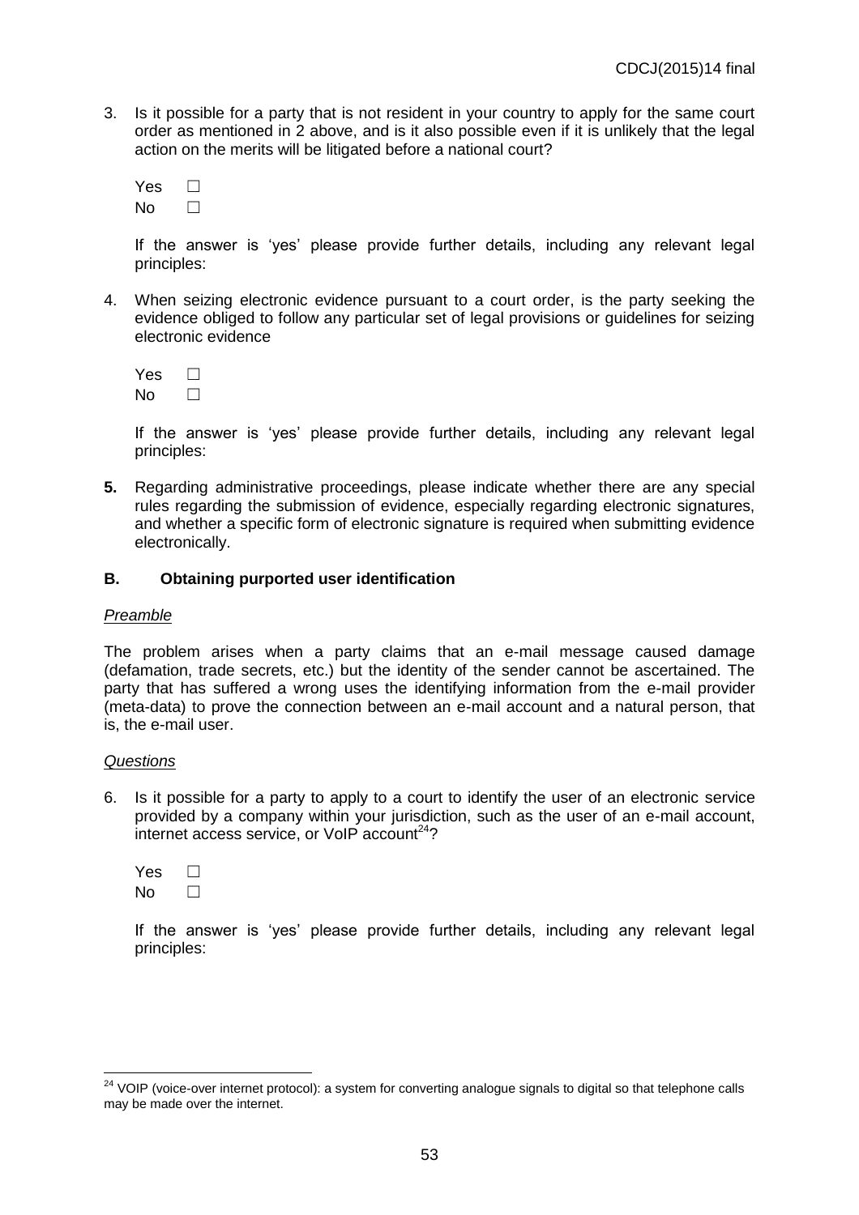3. Is it possible for a party that is not resident in your country to apply for the same court order as mentioned in 2 above, and is it also possible even if it is unlikely that the legal action on the merits will be litigated before a national court?

   Yes ☐
   No ☐

   If the answer is 'yes' please provide further details, including any relevant legal principles:

4. When seizing electronic evidence pursuant to a court order, is the party seeking the evidence obliged to follow any particular set of legal provisions or guidelines for seizing electronic evidence

   Yes ☐
   No ☐

   If the answer is 'yes' please provide further details, including any relevant legal principles:

**5.** Regarding administrative proceedings, please indicate whether there are any special rules regarding the submission of evidence, especially regarding electronic signatures, and whether a specific form of electronic signature is required when submitting evidence electronically.

### B. Obtaining purported user identification

*Preamble*

The problem arises when a party claims that an e-mail message caused damage (defamation, trade secrets, etc.) but the identity of the sender cannot be ascertained. The party that has suffered a wrong uses the identifying information from the e-mail provider (meta-data) to prove the connection between an e-mail account and a natural person, that is, the e-mail user.

*Questions*

6. Is it possible for a party to apply to a court to identify the user of an electronic service provided by a company within your jurisdiction, such as the user of an e-mail account, internet access service, or VoIP account[24]?

   Yes ☐
   No ☐

   If the answer is 'yes' please provide further details, including any relevant legal principles:

---

[24] VOIP (voice-over internet protocol): a system for converting analogue signals to digital so that telephone calls may be made over the internet.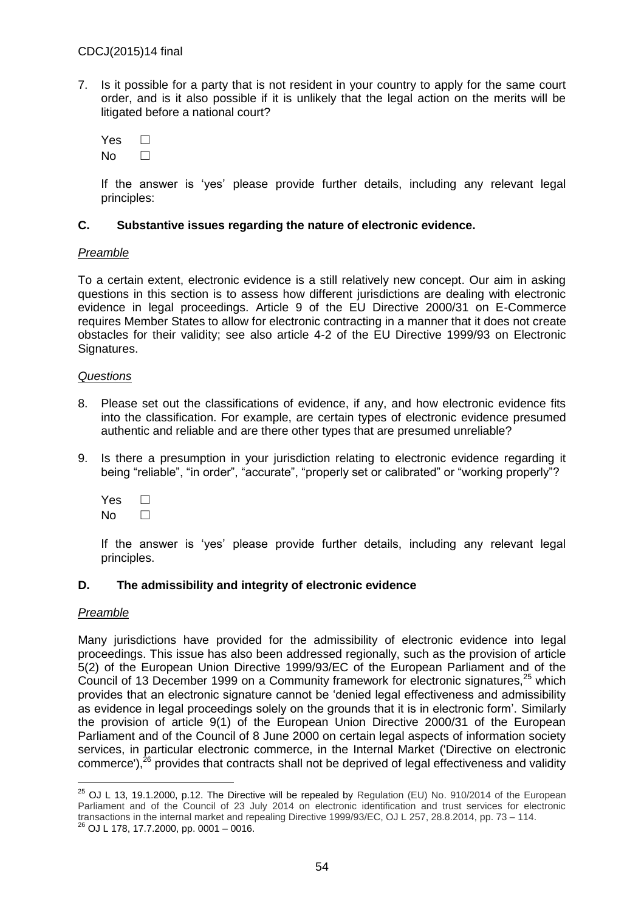7. Is it possible for a party that is not resident in your country to apply for the same court order, and is it also possible if it is unlikely that the legal action on the merits will be litigated before a national court?

   Yes ☐
   No ☐

   If the answer is 'yes' please provide further details, including any relevant legal principles:

### C. Substantive issues regarding the nature of electronic evidence.

*Preamble*

To a certain extent, electronic evidence is a still relatively new concept. Our aim in asking questions in this section is to assess how different jurisdictions are dealing with electronic evidence in legal proceedings. Article 9 of the EU Directive 2000/31 on E-Commerce requires Member States to allow for electronic contracting in a manner that it does not create obstacles for their validity; see also article 4-2 of the EU Directive 1999/93 on Electronic Signatures.

*Questions*

8. Please set out the classifications of evidence, if any, and how electronic evidence fits into the classification. For example, are certain types of electronic evidence presumed authentic and reliable and are there other types that are presumed unreliable?

9. Is there a presumption in your jurisdiction relating to electronic evidence regarding it being "reliable", "in order", "accurate", "properly set or calibrated" or "working properly"?

   Yes ☐
   No ☐

   If the answer is 'yes' please provide further details, including any relevant legal principles.

### D. The admissibility and integrity of electronic evidence

*Preamble*

Many jurisdictions have provided for the admissibility of electronic evidence into legal proceedings. This issue has also been addressed regionally, such as the provision of article 5(2) of the European Union Directive 1999/93/EC of the European Parliament and of the Council of 13 December 1999 on a Community framework for electronic signatures,[25] which provides that an electronic signature cannot be 'denied legal effectiveness and admissibility as evidence in legal proceedings solely on the grounds that it is in electronic form'. Similarly the provision of article 9(1) of the European Union Directive 2000/31 of the European Parliament and of the Council of 8 June 2000 on certain legal aspects of information society services, in particular electronic commerce, in the Internal Market ('Directive on electronic commerce'),[26] provides that contracts shall not be deprived of legal effectiveness and validity

---

[25] OJ L 13, 19.1.2000, p.12. The Directive will be repealed by Regulation (EU) No. 910/2014 of the European Parliament and of the Council of 23 July 2014 on electronic identification and trust services for electronic transactions in the internal market and repealing Directive 1999/93/EC, OJ L 257, 28.8.2014, pp. 73 – 114.

[26] OJ L 178, 17.7.2000, pp. 0001 – 0016.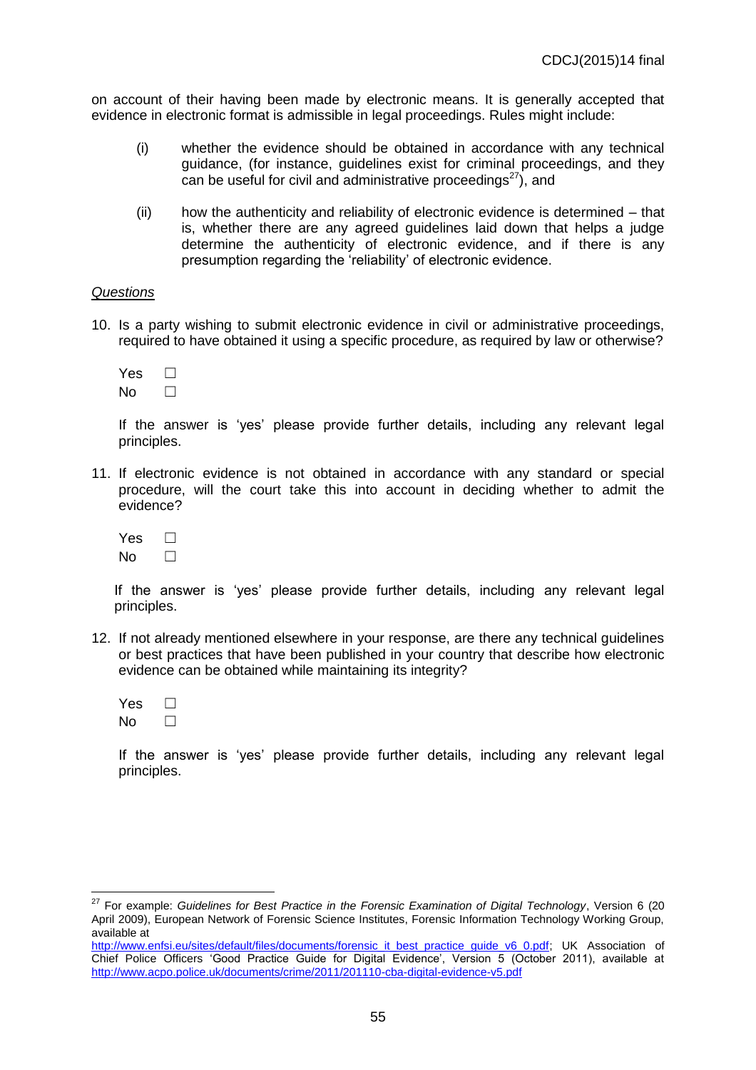on account of their having been made by electronic means. It is generally accepted that evidence in electronic format is admissible in legal proceedings. Rules might include:

(i) whether the evidence should be obtained in accordance with any technical guidance, (for instance, guidelines exist for criminal proceedings, and they can be useful for civil and administrative proceedings[27]), and

(ii) how the authenticity and reliability of electronic evidence is determined – that is, whether there are any agreed guidelines laid down that helps a judge determine the authenticity of electronic evidence, and if there is any presumption regarding the 'reliability' of electronic evidence.

*Questions*

10. Is a party wishing to submit electronic evidence in civil or administrative proceedings, required to have obtained it using a specific procedure, as required by law or otherwise?

    Yes ☐
    No ☐

    If the answer is 'yes' please provide further details, including any relevant legal principles.

11. If electronic evidence is not obtained in accordance with any standard or special procedure, will the court take this into account in deciding whether to admit the evidence?

    Yes ☐
    No ☐

    If the answer is 'yes' please provide further details, including any relevant legal principles.

12. If not already mentioned elsewhere in your response, are there any technical guidelines or best practices that have been published in your country that describe how electronic evidence can be obtained while maintaining its integrity?

    Yes ☐
    No ☐

    If the answer is 'yes' please provide further details, including any relevant legal principles.

---

[27] For example: *Guidelines for Best Practice in the Forensic Examination of Digital Technology*, Version 6 (20 April 2009), European Network of Forensic Science Institutes, Forensic Information Technology Working Group, available at http://www.enfsi.eu/sites/default/files/documents/forensic_it_best_practice_guide_v6_0.pdf; UK Association of Chief Police Officers 'Good Practice Guide for Digital Evidence', Version 5 (October 2011), available at http://www.acpo.police.uk/documents/crime/2011/201110-cba-digital-evidence-v5.pdf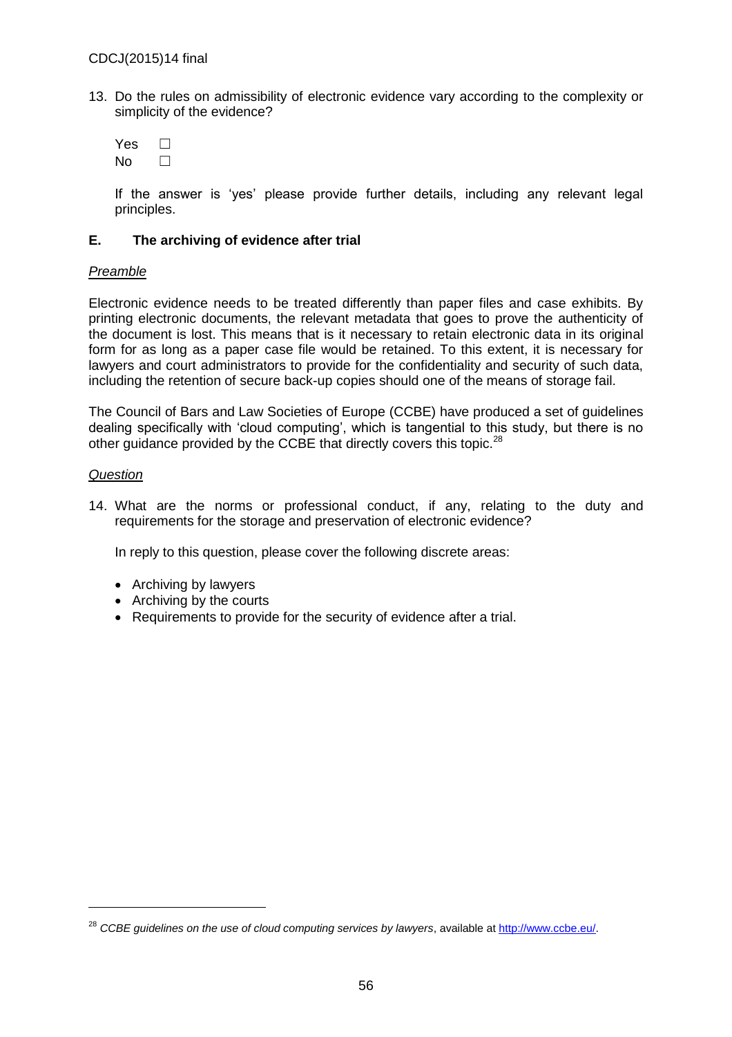13. Do the rules on admissibility of electronic evidence vary according to the complexity or simplicity of the evidence?

    Yes ☐
    No ☐

    If the answer is 'yes' please provide further details, including any relevant legal principles.

## E. The archiving of evidence after trial

*Preamble*

Electronic evidence needs to be treated differently than paper files and case exhibits. By printing electronic documents, the relevant metadata that goes to prove the authenticity of the document is lost. This means that is it necessary to retain electronic data in its original form for as long as a paper case file would be retained. To this extent, it is necessary for lawyers and court administrators to provide for the confidentiality and security of such data, including the retention of secure back-up copies should one of the means of storage fail.

The Council of Bars and Law Societies of Europe (CCBE) have produced a set of guidelines dealing specifically with 'cloud computing', which is tangential to this study, but there is no other guidance provided by the CCBE that directly covers this topic.[28]

*Question*

14. What are the norms or professional conduct, if any, relating to the duty and requirements for the storage and preservation of electronic evidence?

    In reply to this question, please cover the following discrete areas:

    - Archiving by lawyers
    - Archiving by the courts
    - Requirements to provide for the security of evidence after a trial.

[28] *CCBE guidelines on the use of cloud computing services by lawyers*, available at http://www.ccbe.eu/.